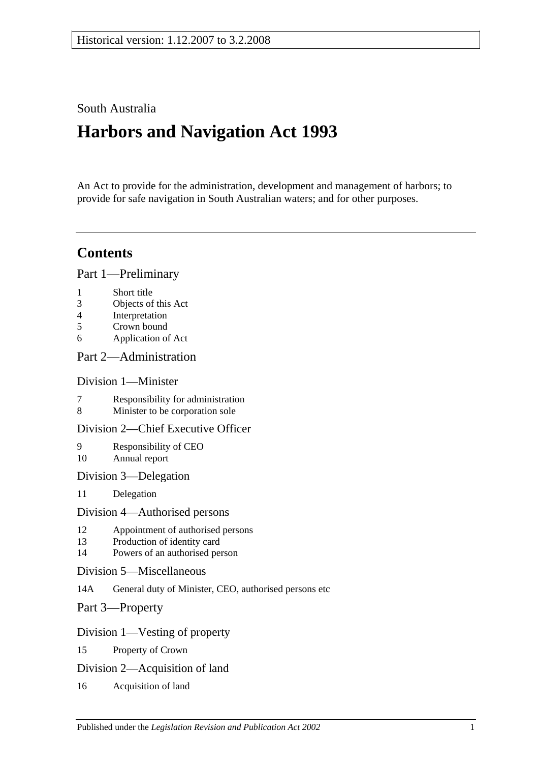Historical version: 1.12.2007 to 3.2.2008

South Australia

# Harbors and Navigation Act 1993

An Act to provide for the administration, development and management of harbors; to provide for safe navigation in South Australian waters; and for other purposes.

## Contents

Part 1—Preliminary

1 Short title
3 Objects of this Act
4 Interpretation
5 Crown bound
6 Application of Act

Part 2—Administration

Division 1—Minister

7 Responsibility for administration
8 Minister to be corporation sole

Division 2—Chief Executive Officer

9 Responsibility of CEO
10 Annual report

Division 3—Delegation

11 Delegation

Division 4—Authorised persons

12 Appointment of authorised persons
13 Production of identity card
14 Powers of an authorised person

Division 5—Miscellaneous

14A General duty of Minister, CEO, authorised persons etc

Part 3—Property

Division 1—Vesting of property

15 Property of Crown

Division 2—Acquisition of land

16 Acquisition of land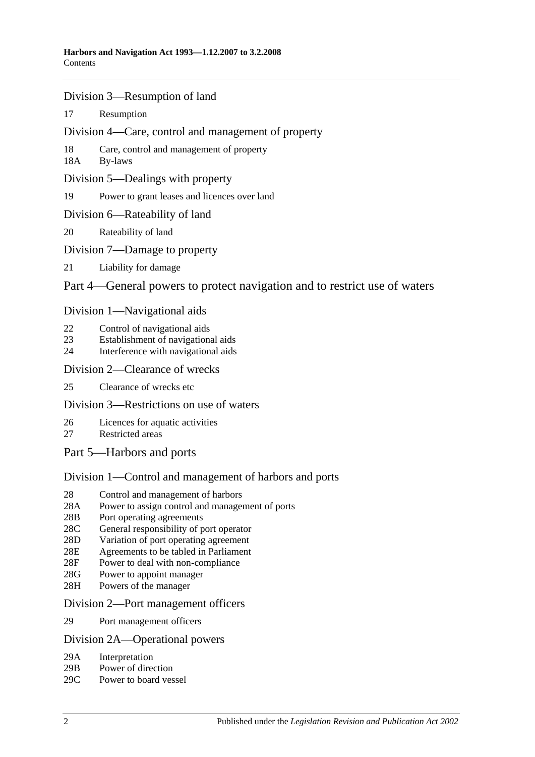## Division 3—Resumption of land

17 Resumption

## Division 4—Care, control and management of property

18 Care, control and management of property
18A By-laws

## Division 5—Dealings with property

19 Power to grant leases and licences over land

## Division 6—Rateability of land

20 Rateability of land

## Division 7—Damage to property

21 Liability for damage

# Part 4—General powers to protect navigation and to restrict use of waters

## Division 1—Navigational aids

22 Control of navigational aids
23 Establishment of navigational aids
24 Interference with navigational aids

## Division 2—Clearance of wrecks

25 Clearance of wrecks etc

## Division 3—Restrictions on use of waters

26 Licences for aquatic activities
27 Restricted areas

# Part 5—Harbors and ports

## Division 1—Control and management of harbors and ports

28 Control and management of harbors
28A Power to assign control and management of ports
28B Port operating agreements
28C General responsibility of port operator
28D Variation of port operating agreement
28E Agreements to be tabled in Parliament
28F Power to deal with non-compliance
28G Power to appoint manager
28H Powers of the manager

## Division 2—Port management officers

29 Port management officers

## Division 2A—Operational powers

29A Interpretation
29B Power of direction
29C Power to board vessel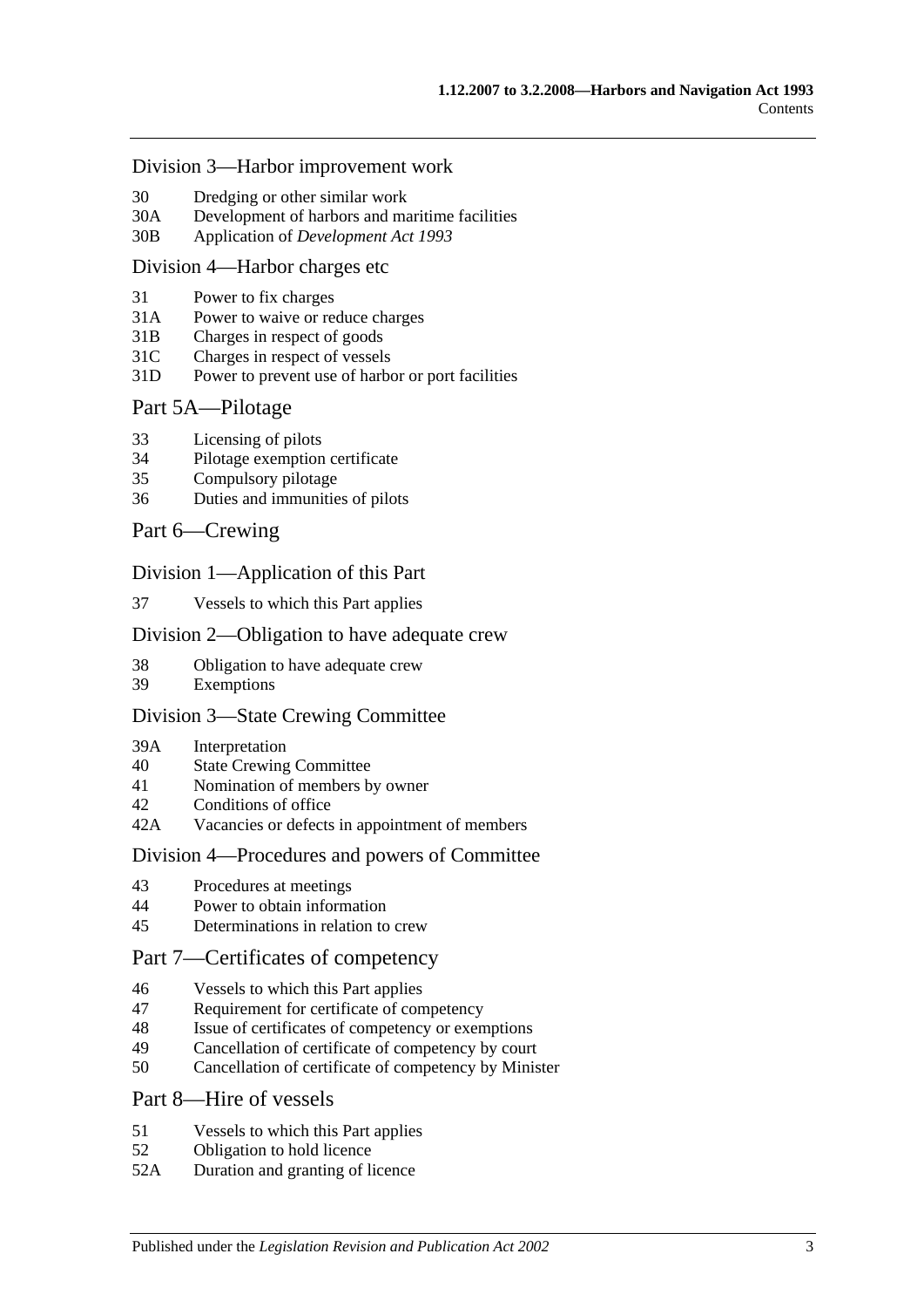## Division 3—Harbor improvement work

30 Dredging or other similar work
30A Development of harbors and maritime facilities
30B Application of *Development Act 1993*

## Division 4—Harbor charges etc

31 Power to fix charges
31A Power to waive or reduce charges
31B Charges in respect of goods
31C Charges in respect of vessels
31D Power to prevent use of harbor or port facilities

## Part 5A—Pilotage

33 Licensing of pilots
34 Pilotage exemption certificate
35 Compulsory pilotage
36 Duties and immunities of pilots

## Part 6—Crewing

## Division 1—Application of this Part

37 Vessels to which this Part applies

## Division 2—Obligation to have adequate crew

38 Obligation to have adequate crew
39 Exemptions

## Division 3—State Crewing Committee

39A Interpretation
40 State Crewing Committee
41 Nomination of members by owner
42 Conditions of office
42A Vacancies or defects in appointment of members

## Division 4—Procedures and powers of Committee

43 Procedures at meetings
44 Power to obtain information
45 Determinations in relation to crew

## Part 7—Certificates of competency

46 Vessels to which this Part applies
47 Requirement for certificate of competency
48 Issue of certificates of competency or exemptions
49 Cancellation of certificate of competency by court
50 Cancellation of certificate of competency by Minister

## Part 8—Hire of vessels

51 Vessels to which this Part applies
52 Obligation to hold licence
52A Duration and granting of licence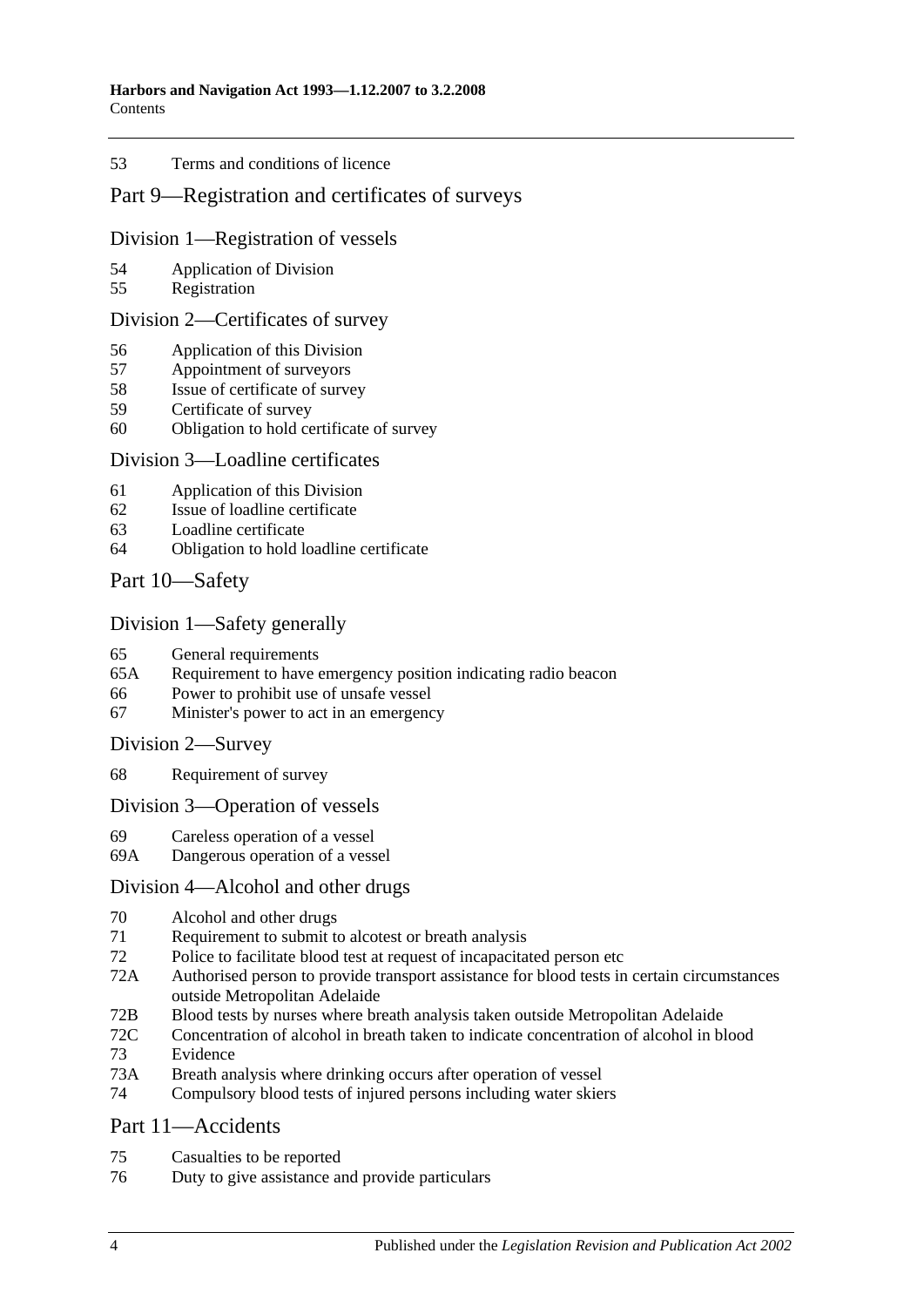53 Terms and conditions of licence

## Part 9—Registration and certificates of surveys

### Division 1—Registration of vessels

54 Application of Division
55 Registration

### Division 2—Certificates of survey

56 Application of this Division
57 Appointment of surveyors
58 Issue of certificate of survey
59 Certificate of survey
60 Obligation to hold certificate of survey

### Division 3—Loadline certificates

61 Application of this Division
62 Issue of loadline certificate
63 Loadline certificate
64 Obligation to hold loadline certificate

## Part 10—Safety

### Division 1—Safety generally

65 General requirements
65A Requirement to have emergency position indicating radio beacon
66 Power to prohibit use of unsafe vessel
67 Minister's power to act in an emergency

### Division 2—Survey

68 Requirement of survey

### Division 3—Operation of vessels

69 Careless operation of a vessel
69A Dangerous operation of a vessel

### Division 4—Alcohol and other drugs

70 Alcohol and other drugs
71 Requirement to submit to alcotest or breath analysis
72 Police to facilitate blood test at request of incapacitated person etc
72A Authorised person to provide transport assistance for blood tests in certain circumstances outside Metropolitan Adelaide
72B Blood tests by nurses where breath analysis taken outside Metropolitan Adelaide
72C Concentration of alcohol in breath taken to indicate concentration of alcohol in blood
73 Evidence
73A Breath analysis where drinking occurs after operation of vessel
74 Compulsory blood tests of injured persons including water skiers

## Part 11—Accidents

75 Casualties to be reported
76 Duty to give assistance and provide particulars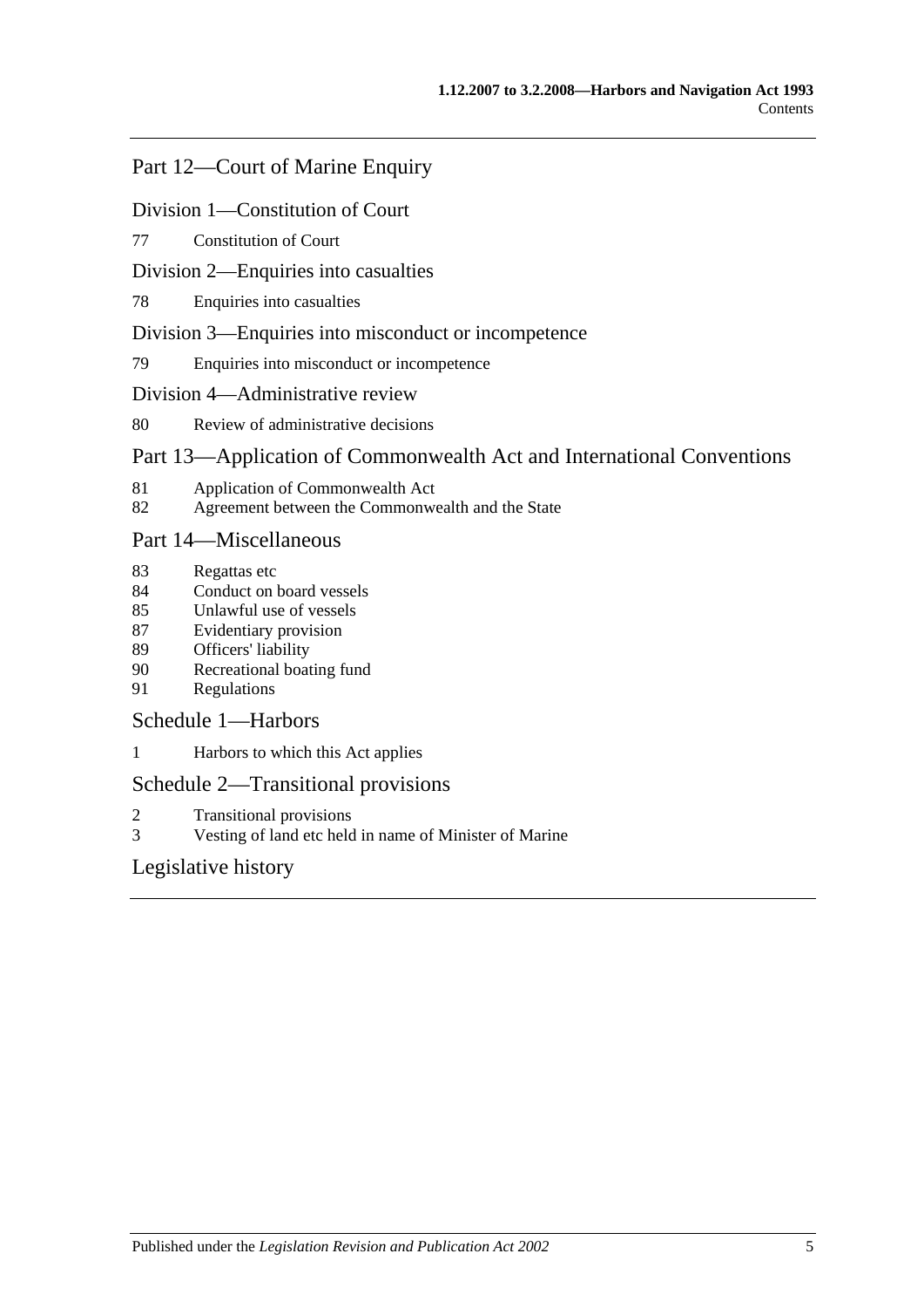## Part 12—Court of Marine Enquiry

### Division 1—Constitution of Court

77 Constitution of Court

### Division 2—Enquiries into casualties

78 Enquiries into casualties

### Division 3—Enquiries into misconduct or incompetence

79 Enquiries into misconduct or incompetence

### Division 4—Administrative review

80 Review of administrative decisions

## Part 13—Application of Commonwealth Act and International Conventions

81 Application of Commonwealth Act
82 Agreement between the Commonwealth and the State

## Part 14—Miscellaneous

83 Regattas etc
84 Conduct on board vessels
85 Unlawful use of vessels
87 Evidentiary provision
89 Officers' liability
90 Recreational boating fund
91 Regulations

## Schedule 1—Harbors

1 Harbors to which this Act applies

## Schedule 2—Transitional provisions

2 Transitional provisions
3 Vesting of land etc held in name of Minister of Marine

## Legislative history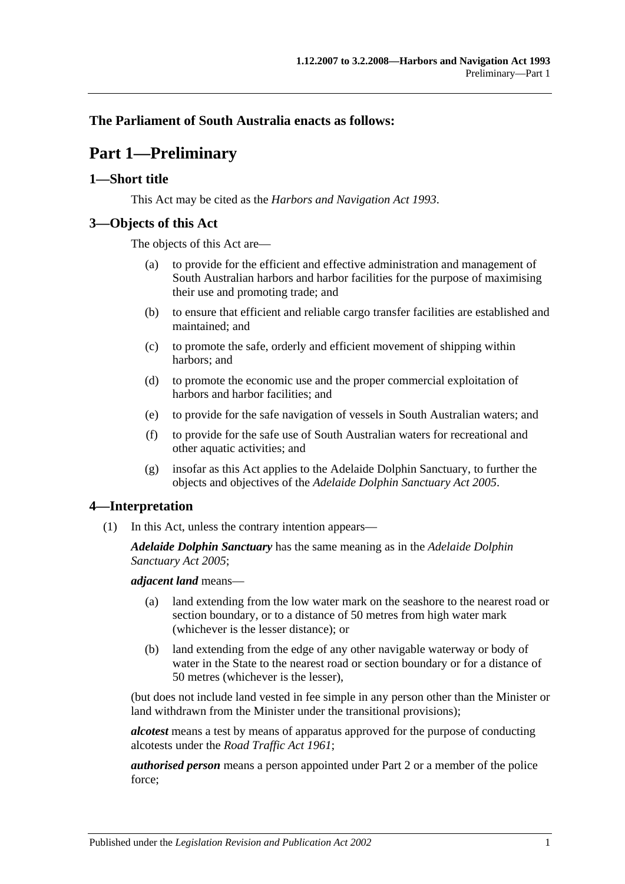## The Parliament of South Australia enacts as follows:

# Part 1—Preliminary

## 1—Short title

This Act may be cited as the *Harbors and Navigation Act 1993*.

## 3—Objects of this Act

The objects of this Act are—

(a) to provide for the efficient and effective administration and management of South Australian harbors and harbor facilities for the purpose of maximising their use and promoting trade; and

(b) to ensure that efficient and reliable cargo transfer facilities are established and maintained; and

(c) to promote the safe, orderly and efficient movement of shipping within harbors; and

(d) to promote the economic use and the proper commercial exploitation of harbors and harbor facilities; and

(e) to provide for the safe navigation of vessels in South Australian waters; and

(f) to provide for the safe use of South Australian waters for recreational and other aquatic activities; and

(g) insofar as this Act applies to the Adelaide Dolphin Sanctuary, to further the objects and objectives of the *Adelaide Dolphin Sanctuary Act 2005*.

## 4—Interpretation

(1) In this Act, unless the contrary intention appears—

***Adelaide Dolphin Sanctuary*** has the same meaning as in the *Adelaide Dolphin Sanctuary Act 2005*;

***adjacent land*** means—

(a) land extending from the low water mark on the seashore to the nearest road or section boundary, or to a distance of 50 metres from high water mark (whichever is the lesser distance); or

(b) land extending from the edge of any other navigable waterway or body of water in the State to the nearest road or section boundary or for a distance of 50 metres (whichever is the lesser),

(but does not include land vested in fee simple in any person other than the Minister or land withdrawn from the Minister under the transitional provisions);

***alcotest*** means a test by means of apparatus approved for the purpose of conducting alcotests under the *Road Traffic Act 1961*;

***authorised person*** means a person appointed under Part 2 or a member of the police force;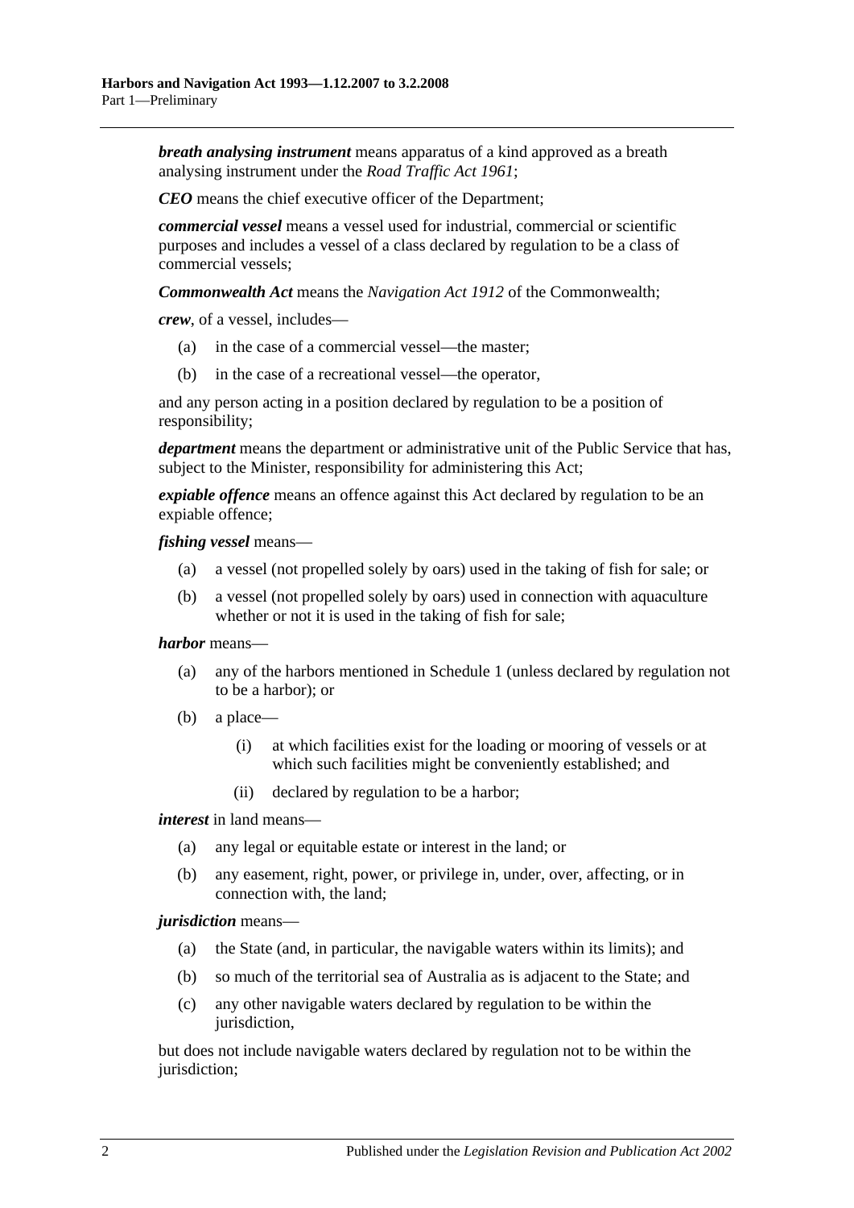***breath analysing instrument*** means apparatus of a kind approved as a breath analysing instrument under the *Road Traffic Act 1961*;

***CEO*** means the chief executive officer of the Department;

***commercial vessel*** means a vessel used for industrial, commercial or scientific purposes and includes a vessel of a class declared by regulation to be a class of commercial vessels;

***Commonwealth Act*** means the *Navigation Act 1912* of the Commonwealth;

***crew***, of a vessel, includes—

(a) in the case of a commercial vessel—the master;

(b) in the case of a recreational vessel—the operator,

and any person acting in a position declared by regulation to be a position of responsibility;

***department*** means the department or administrative unit of the Public Service that has, subject to the Minister, responsibility for administering this Act;

***expiable offence*** means an offence against this Act declared by regulation to be an expiable offence;

***fishing vessel*** means—

(a) a vessel (not propelled solely by oars) used in the taking of fish for sale; or

(b) a vessel (not propelled solely by oars) used in connection with aquaculture whether or not it is used in the taking of fish for sale;

***harbor*** means—

(a) any of the harbors mentioned in Schedule 1 (unless declared by regulation not to be a harbor); or

(b) a place—

 (i) at which facilities exist for the loading or mooring of vessels or at which such facilities might be conveniently established; and

 (ii) declared by regulation to be a harbor;

***interest*** in land means—

(a) any legal or equitable estate or interest in the land; or

(b) any easement, right, power, or privilege in, under, over, affecting, or in connection with, the land;

***jurisdiction*** means—

(a) the State (and, in particular, the navigable waters within its limits); and

(b) so much of the territorial sea of Australia as is adjacent to the State; and

(c) any other navigable waters declared by regulation to be within the jurisdiction,

but does not include navigable waters declared by regulation not to be within the jurisdiction;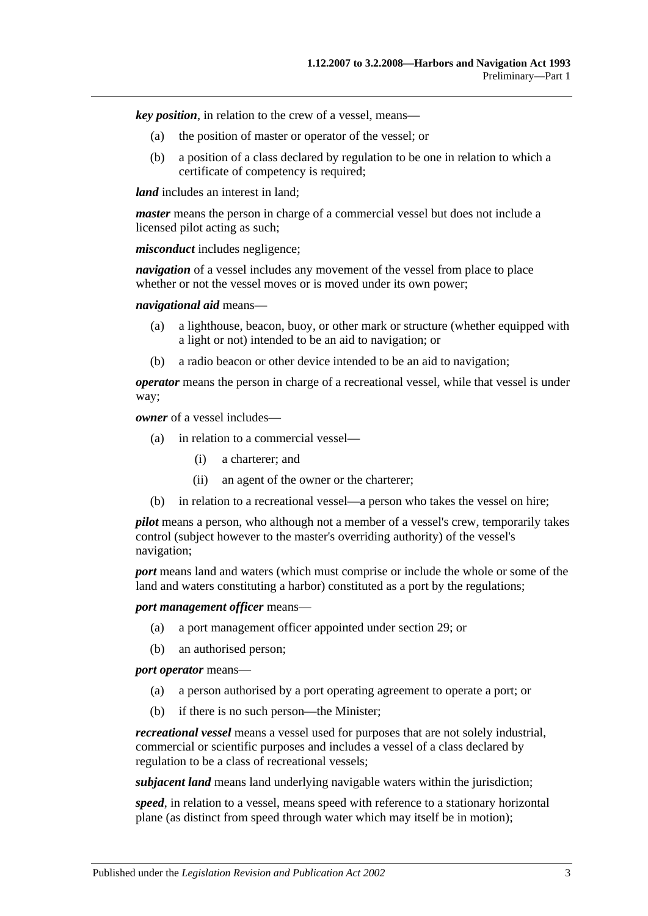***key position***, in relation to the crew of a vessel, means—

- (a) the position of master or operator of the vessel; or
- (b) a position of a class declared by regulation to be one in relation to which a certificate of competency is required;

***land*** includes an interest in land;

***master*** means the person in charge of a commercial vessel but does not include a licensed pilot acting as such;

***misconduct*** includes negligence;

***navigation*** of a vessel includes any movement of the vessel from place to place whether or not the vessel moves or is moved under its own power;

***navigational aid*** means—

- (a) a lighthouse, beacon, buoy, or other mark or structure (whether equipped with a light or not) intended to be an aid to navigation; or
- (b) a radio beacon or other device intended to be an aid to navigation;

***operator*** means the person in charge of a recreational vessel, while that vessel is under way;

***owner*** of a vessel includes—

- (a) in relation to a commercial vessel—
  - (i) a charterer; and
  - (ii) an agent of the owner or the charterer;
- (b) in relation to a recreational vessel—a person who takes the vessel on hire;

***pilot*** means a person, who although not a member of a vessel's crew, temporarily takes control (subject however to the master's overriding authority) of the vessel's navigation;

***port*** means land and waters (which must comprise or include the whole or some of the land and waters constituting a harbor) constituted as a port by the regulations;

***port management officer*** means—

- (a) a port management officer appointed under section 29; or
- (b) an authorised person;

***port operator*** means—

- (a) a person authorised by a port operating agreement to operate a port; or
- (b) if there is no such person—the Minister;

***recreational vessel*** means a vessel used for purposes that are not solely industrial, commercial or scientific purposes and includes a vessel of a class declared by regulation to be a class of recreational vessels;

***subjacent land*** means land underlying navigable waters within the jurisdiction;

***speed***, in relation to a vessel, means speed with reference to a stationary horizontal plane (as distinct from speed through water which may itself be in motion);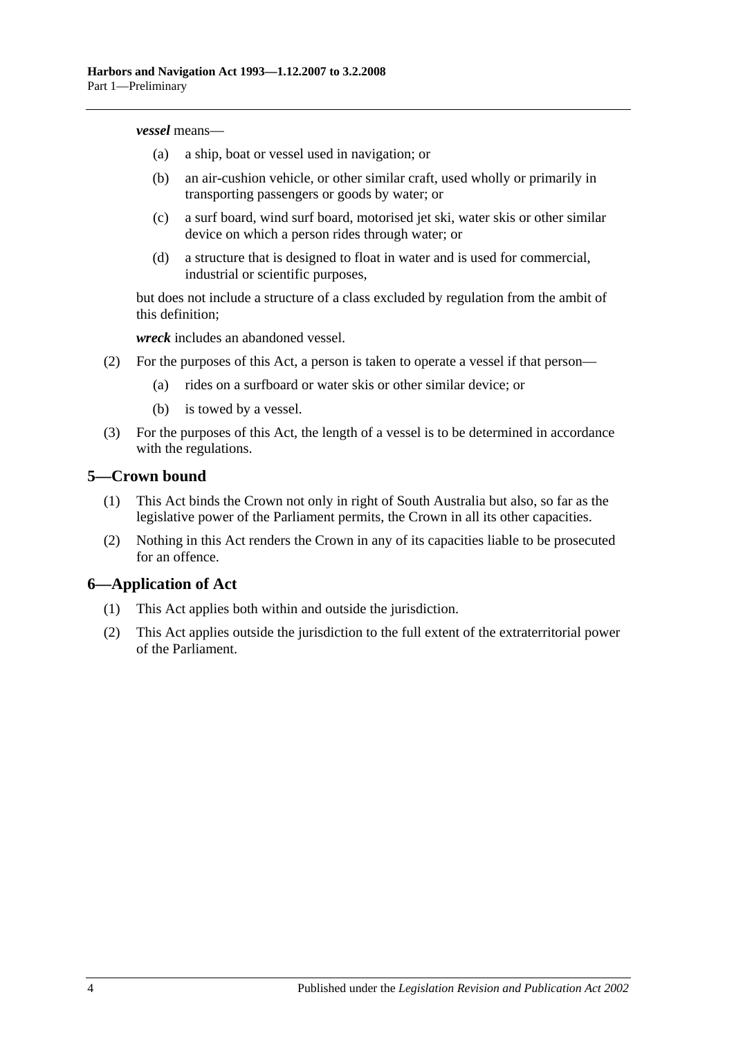***vessel*** means—

- (a) a ship, boat or vessel used in navigation; or
- (b) an air-cushion vehicle, or other similar craft, used wholly or primarily in transporting passengers or goods by water; or
- (c) a surf board, wind surf board, motorised jet ski, water skis or other similar device on which a person rides through water; or
- (d) a structure that is designed to float in water and is used for commercial, industrial or scientific purposes,

but does not include a structure of a class excluded by regulation from the ambit of this definition;

***wreck*** includes an abandoned vessel.

(2) For the purposes of this Act, a person is taken to operate a vessel if that person—

- (a) rides on a surfboard or water skis or other similar device; or
- (b) is towed by a vessel.

(3) For the purposes of this Act, the length of a vessel is to be determined in accordance with the regulations.

## 5—Crown bound

(1) This Act binds the Crown not only in right of South Australia but also, so far as the legislative power of the Parliament permits, the Crown in all its other capacities.

(2) Nothing in this Act renders the Crown in any of its capacities liable to be prosecuted for an offence.

## 6—Application of Act

(1) This Act applies both within and outside the jurisdiction.

(2) This Act applies outside the jurisdiction to the full extent of the extraterritorial power of the Parliament.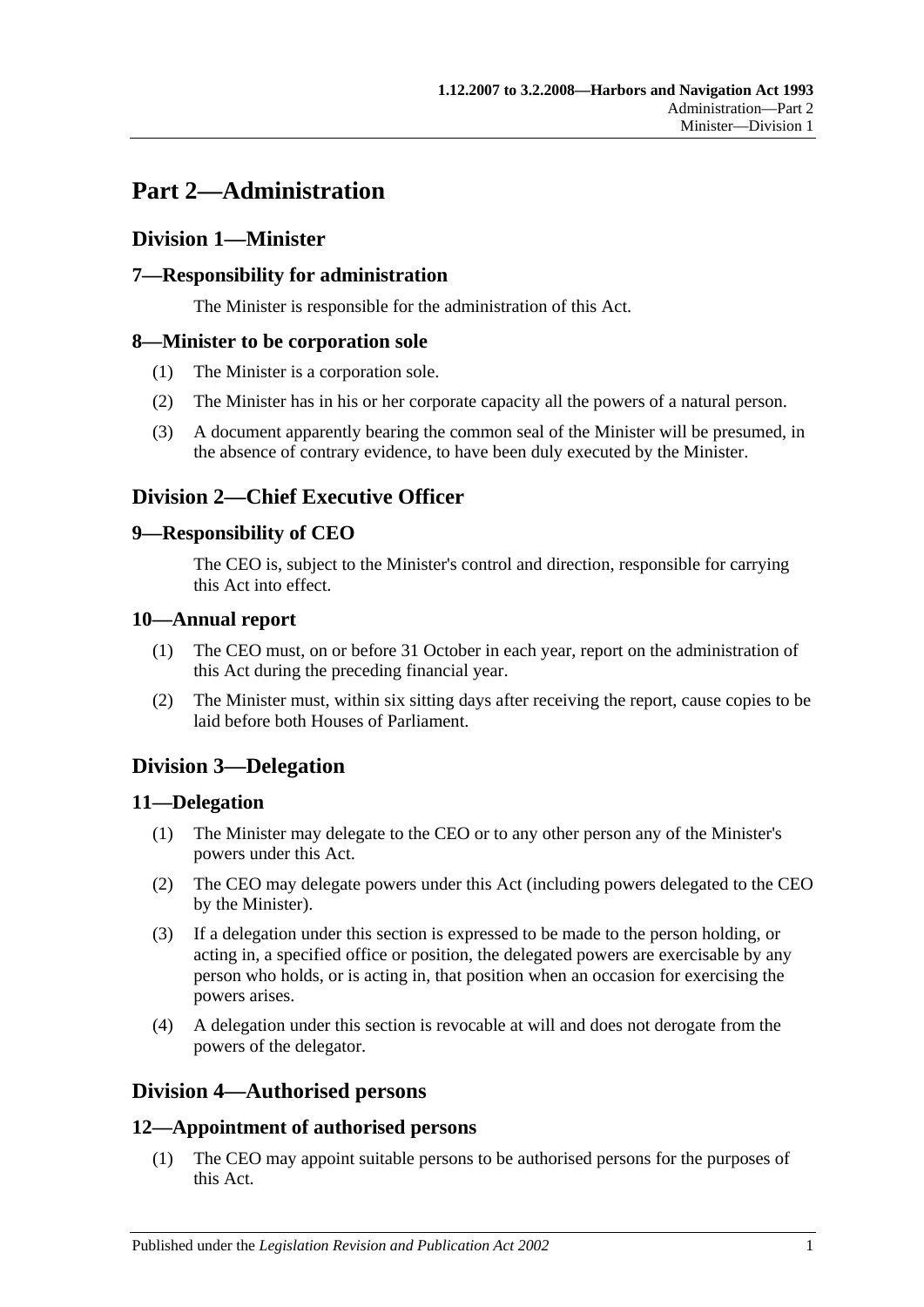# Part 2—Administration

## Division 1—Minister

### 7—Responsibility for administration

The Minister is responsible for the administration of this Act.

### 8—Minister to be corporation sole

(1) The Minister is a corporation sole.

(2) The Minister has in his or her corporate capacity all the powers of a natural person.

(3) A document apparently bearing the common seal of the Minister will be presumed, in the absence of contrary evidence, to have been duly executed by the Minister.

## Division 2—Chief Executive Officer

### 9—Responsibility of CEO

The CEO is, subject to the Minister's control and direction, responsible for carrying this Act into effect.

### 10—Annual report

(1) The CEO must, on or before 31 October in each year, report on the administration of this Act during the preceding financial year.

(2) The Minister must, within six sitting days after receiving the report, cause copies to be laid before both Houses of Parliament.

## Division 3—Delegation

### 11—Delegation

(1) The Minister may delegate to the CEO or to any other person any of the Minister's powers under this Act.

(2) The CEO may delegate powers under this Act (including powers delegated to the CEO by the Minister).

(3) If a delegation under this section is expressed to be made to the person holding, or acting in, a specified office or position, the delegated powers are exercisable by any person who holds, or is acting in, that position when an occasion for exercising the powers arises.

(4) A delegation under this section is revocable at will and does not derogate from the powers of the delegator.

## Division 4—Authorised persons

### 12—Appointment of authorised persons

(1) The CEO may appoint suitable persons to be authorised persons for the purposes of this Act.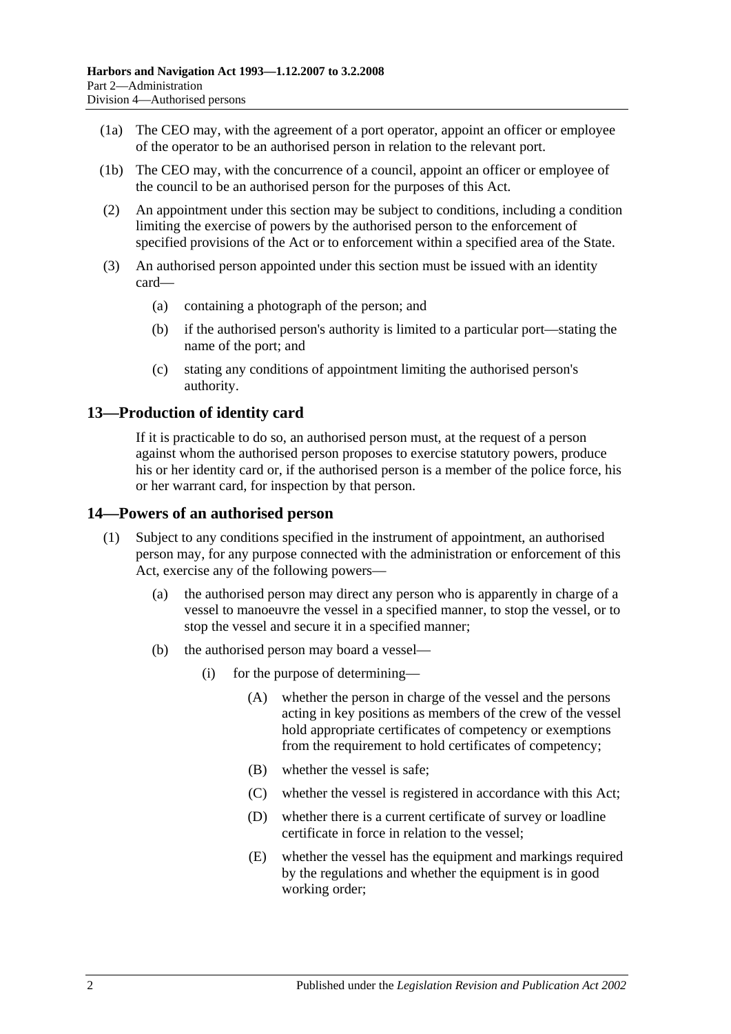(1a) The CEO may, with the agreement of a port operator, appoint an officer or employee of the operator to be an authorised person in relation to the relevant port.

(1b) The CEO may, with the concurrence of a council, appoint an officer or employee of the council to be an authorised person for the purposes of this Act.

(2) An appointment under this section may be subject to conditions, including a condition limiting the exercise of powers by the authorised person to the enforcement of specified provisions of the Act or to enforcement within a specified area of the State.

(3) An authorised person appointed under this section must be issued with an identity card—

(a) containing a photograph of the person; and

(b) if the authorised person's authority is limited to a particular port—stating the name of the port; and

(c) stating any conditions of appointment limiting the authorised person's authority.

## 13—Production of identity card

If it is practicable to do so, an authorised person must, at the request of a person against whom the authorised person proposes to exercise statutory powers, produce his or her identity card or, if the authorised person is a member of the police force, his or her warrant card, for inspection by that person.

## 14—Powers of an authorised person

(1) Subject to any conditions specified in the instrument of appointment, an authorised person may, for any purpose connected with the administration or enforcement of this Act, exercise any of the following powers—

(a) the authorised person may direct any person who is apparently in charge of a vessel to manoeuvre the vessel in a specified manner, to stop the vessel, or to stop the vessel and secure it in a specified manner;

(b) the authorised person may board a vessel—

(i) for the purpose of determining—

(A) whether the person in charge of the vessel and the persons acting in key positions as members of the crew of the vessel hold appropriate certificates of competency or exemptions from the requirement to hold certificates of competency;

(B) whether the vessel is safe;

(C) whether the vessel is registered in accordance with this Act;

(D) whether there is a current certificate of survey or loadline certificate in force in relation to the vessel;

(E) whether the vessel has the equipment and markings required by the regulations and whether the equipment is in good working order;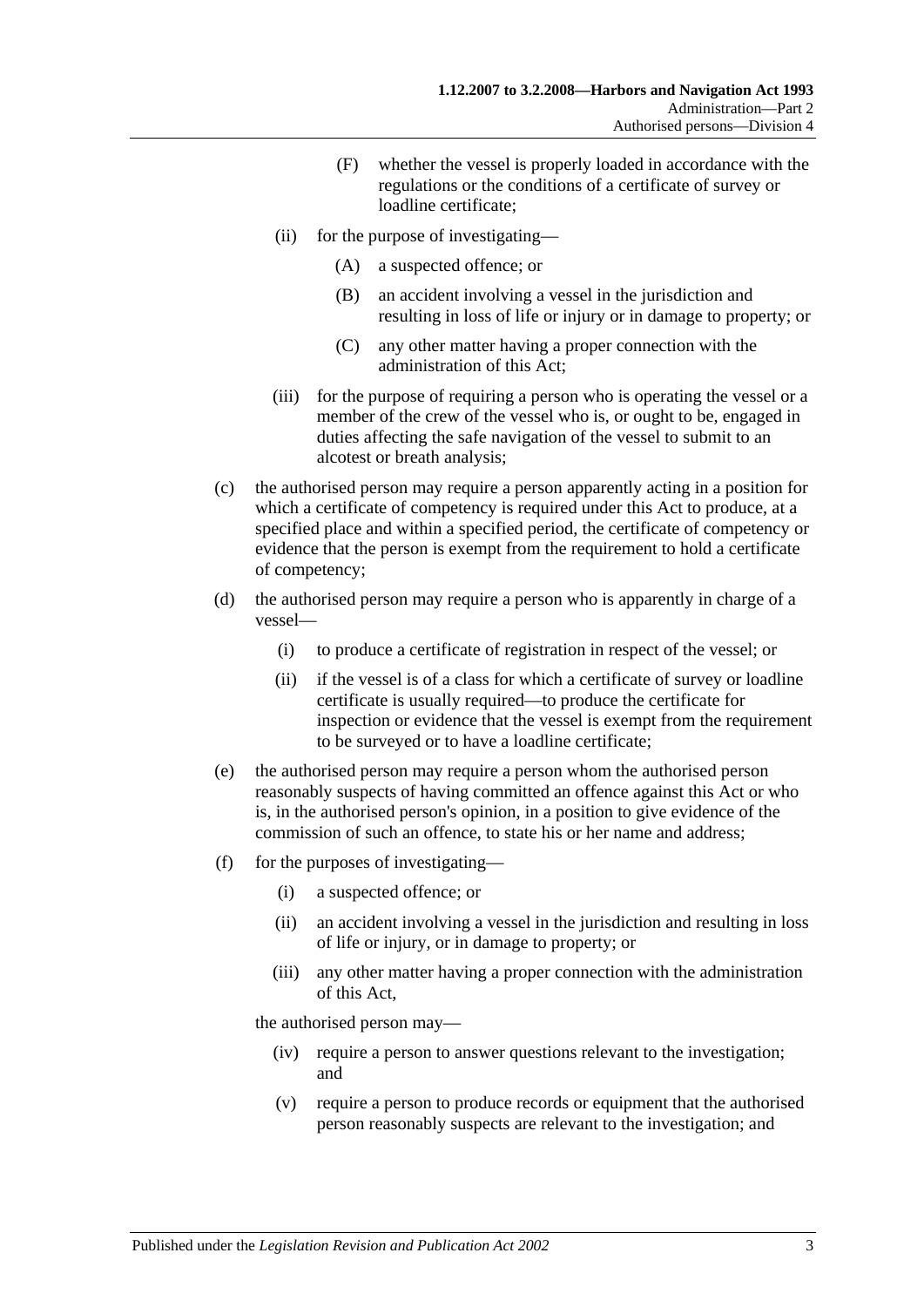(F) whether the vessel is properly loaded in accordance with the regulations or the conditions of a certificate of survey or loadline certificate;

(ii) for the purpose of investigating—

(A) a suspected offence; or

(B) an accident involving a vessel in the jurisdiction and resulting in loss of life or injury or in damage to property; or

(C) any other matter having a proper connection with the administration of this Act;

(iii) for the purpose of requiring a person who is operating the vessel or a member of the crew of the vessel who is, or ought to be, engaged in duties affecting the safe navigation of the vessel to submit to an alcotest or breath analysis;

(c) the authorised person may require a person apparently acting in a position for which a certificate of competency is required under this Act to produce, at a specified place and within a specified period, the certificate of competency or evidence that the person is exempt from the requirement to hold a certificate of competency;

(d) the authorised person may require a person who is apparently in charge of a vessel—

(i) to produce a certificate of registration in respect of the vessel; or

(ii) if the vessel is of a class for which a certificate of survey or loadline certificate is usually required—to produce the certificate for inspection or evidence that the vessel is exempt from the requirement to be surveyed or to have a loadline certificate;

(e) the authorised person may require a person whom the authorised person reasonably suspects of having committed an offence against this Act or who is, in the authorised person's opinion, in a position to give evidence of the commission of such an offence, to state his or her name and address;

(f) for the purposes of investigating—

(i) a suspected offence; or

(ii) an accident involving a vessel in the jurisdiction and resulting in loss of life or injury, or in damage to property; or

(iii) any other matter having a proper connection with the administration of this Act,

the authorised person may—

(iv) require a person to answer questions relevant to the investigation; and

(v) require a person to produce records or equipment that the authorised person reasonably suspects are relevant to the investigation; and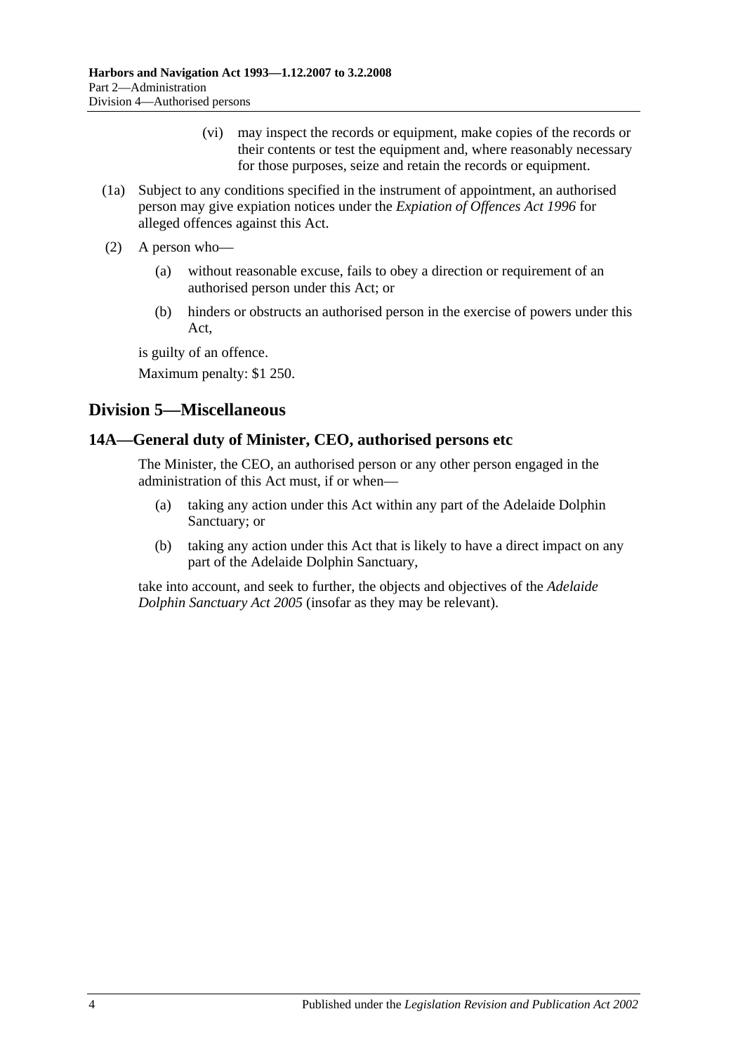(vi) may inspect the records or equipment, make copies of the records or their contents or test the equipment and, where reasonably necessary for those purposes, seize and retain the records or equipment.

(1a) Subject to any conditions specified in the instrument of appointment, an authorised person may give expiation notices under the *Expiation of Offences Act 1996* for alleged offences against this Act.

(2) A person who—

(a) without reasonable excuse, fails to obey a direction or requirement of an authorised person under this Act; or

(b) hinders or obstructs an authorised person in the exercise of powers under this Act,

is guilty of an offence.

Maximum penalty: $1 250.

## Division 5—Miscellaneous

### 14A—General duty of Minister, CEO, authorised persons etc

The Minister, the CEO, an authorised person or any other person engaged in the administration of this Act must, if or when—

(a) taking any action under this Act within any part of the Adelaide Dolphin Sanctuary; or

(b) taking any action under this Act that is likely to have a direct impact on any part of the Adelaide Dolphin Sanctuary,

take into account, and seek to further, the objects and objectives of the *Adelaide Dolphin Sanctuary Act 2005* (insofar as they may be relevant).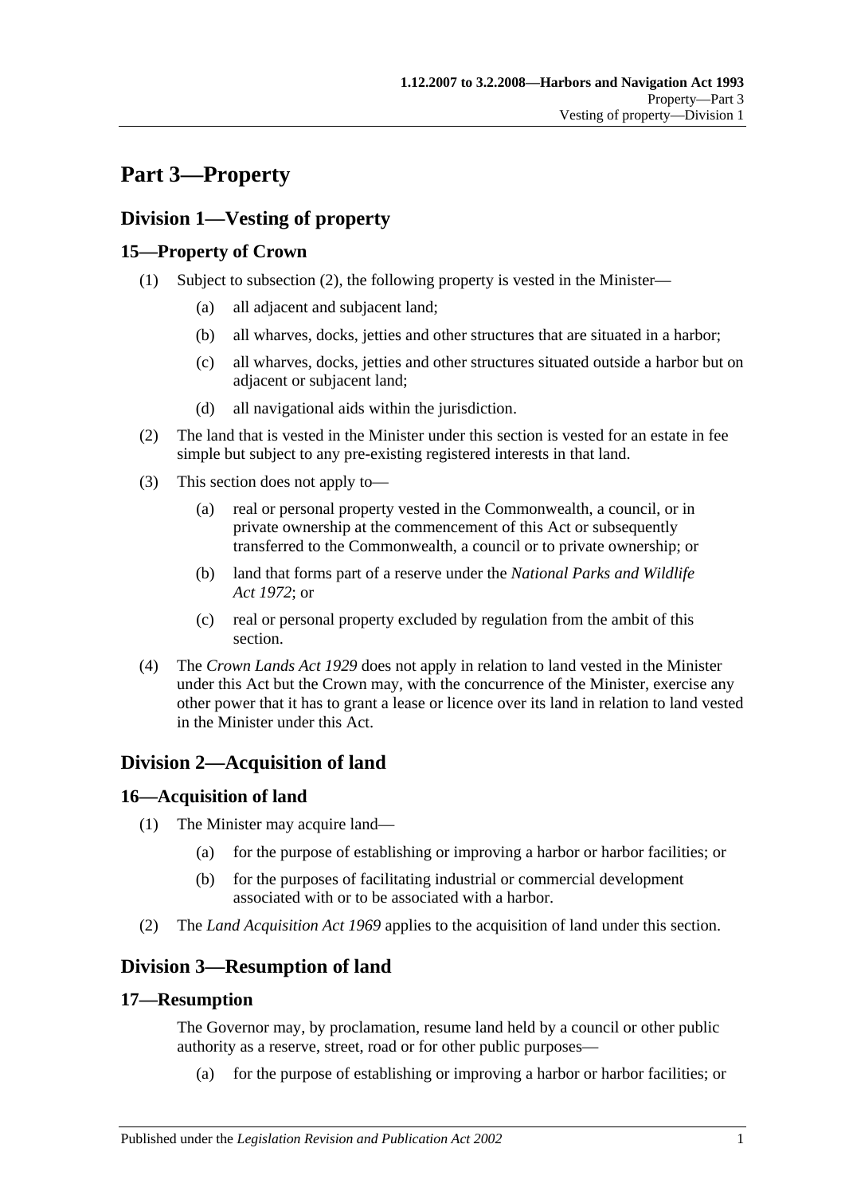# Part 3—Property

## Division 1—Vesting of property

### 15—Property of Crown

(1) Subject to subsection (2), the following property is vested in the Minister—

(a) all adjacent and subjacent land;

(b) all wharves, docks, jetties and other structures that are situated in a harbor;

(c) all wharves, docks, jetties and other structures situated outside a harbor but on adjacent or subjacent land;

(d) all navigational aids within the jurisdiction.

(2) The land that is vested in the Minister under this section is vested for an estate in fee simple but subject to any pre-existing registered interests in that land.

(3) This section does not apply to—

(a) real or personal property vested in the Commonwealth, a council, or in private ownership at the commencement of this Act or subsequently transferred to the Commonwealth, a council or to private ownership; or

(b) land that forms part of a reserve under the *National Parks and Wildlife Act 1972*; or

(c) real or personal property excluded by regulation from the ambit of this section.

(4) The *Crown Lands Act 1929* does not apply in relation to land vested in the Minister under this Act but the Crown may, with the concurrence of the Minister, exercise any other power that it has to grant a lease or licence over its land in relation to land vested in the Minister under this Act.

## Division 2—Acquisition of land

### 16—Acquisition of land

(1) The Minister may acquire land—

(a) for the purpose of establishing or improving a harbor or harbor facilities; or

(b) for the purposes of facilitating industrial or commercial development associated with or to be associated with a harbor.

(2) The *Land Acquisition Act 1969* applies to the acquisition of land under this section.

## Division 3—Resumption of land

### 17—Resumption

The Governor may, by proclamation, resume land held by a council or other public authority as a reserve, street, road or for other public purposes—

(a) for the purpose of establishing or improving a harbor or harbor facilities; or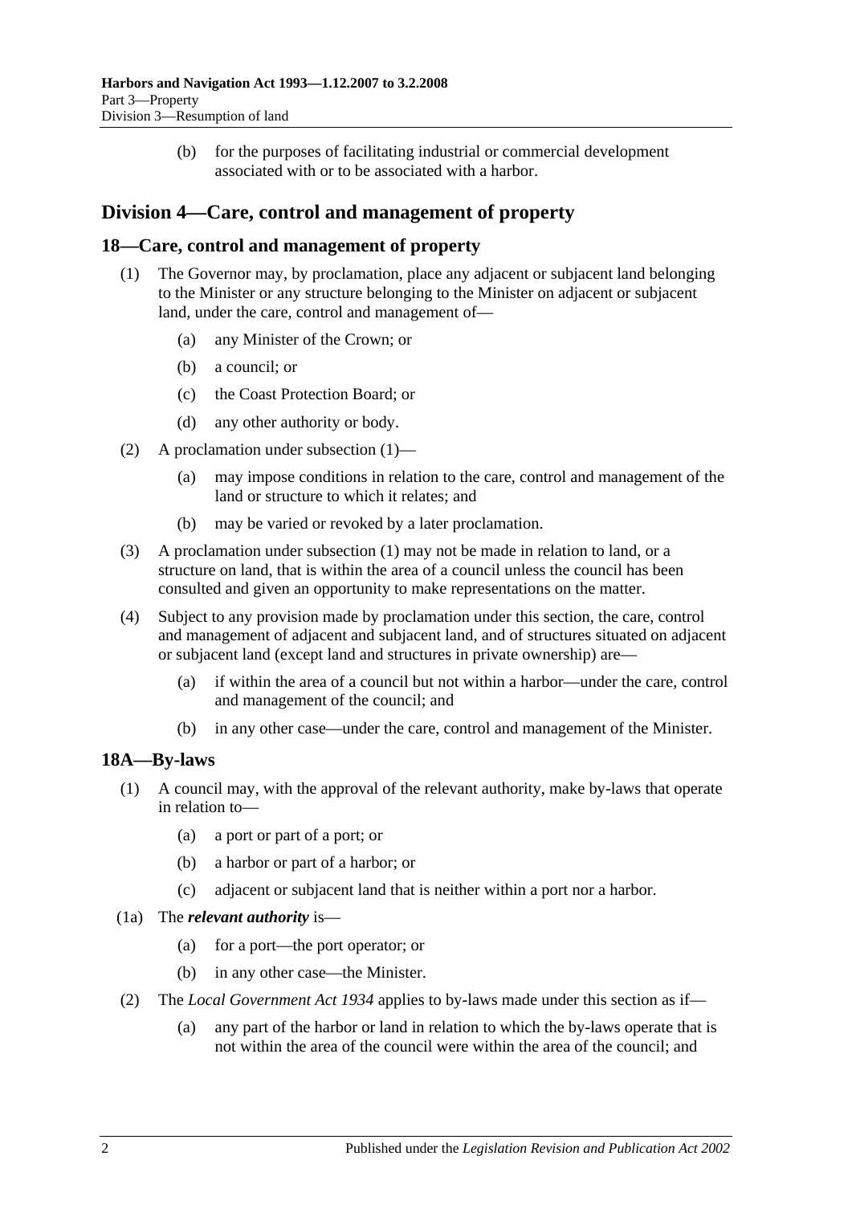(b) for the purposes of facilitating industrial or commercial development associated with or to be associated with a harbor.

## Division 4—Care, control and management of property

### 18—Care, control and management of property

(1) The Governor may, by proclamation, place any adjacent or subjacent land belonging to the Minister or any structure belonging to the Minister on adjacent or subjacent land, under the care, control and management of—

(a) any Minister of the Crown; or

(b) a council; or

(c) the Coast Protection Board; or

(d) any other authority or body.

(2) A proclamation under subsection (1)—

(a) may impose conditions in relation to the care, control and management of the land or structure to which it relates; and

(b) may be varied or revoked by a later proclamation.

(3) A proclamation under subsection (1) may not be made in relation to land, or a structure on land, that is within the area of a council unless the council has been consulted and given an opportunity to make representations on the matter.

(4) Subject to any provision made by proclamation under this section, the care, control and management of adjacent and subjacent land, and of structures situated on adjacent or subjacent land (except land and structures in private ownership) are—

(a) if within the area of a council but not within a harbor—under the care, control and management of the council; and

(b) in any other case—under the care, control and management of the Minister.

### 18A—By-laws

(1) A council may, with the approval of the relevant authority, make by-laws that operate in relation to—

(a) a port or part of a port; or

(b) a harbor or part of a harbor; or

(c) adjacent or subjacent land that is neither within a port nor a harbor.

(1a) The ***relevant authority*** is—

(a) for a port—the port operator; or

(b) in any other case—the Minister.

(2) The *Local Government Act 1934* applies to by-laws made under this section as if—

(a) any part of the harbor or land in relation to which the by-laws operate that is not within the area of the council were within the area of the council; and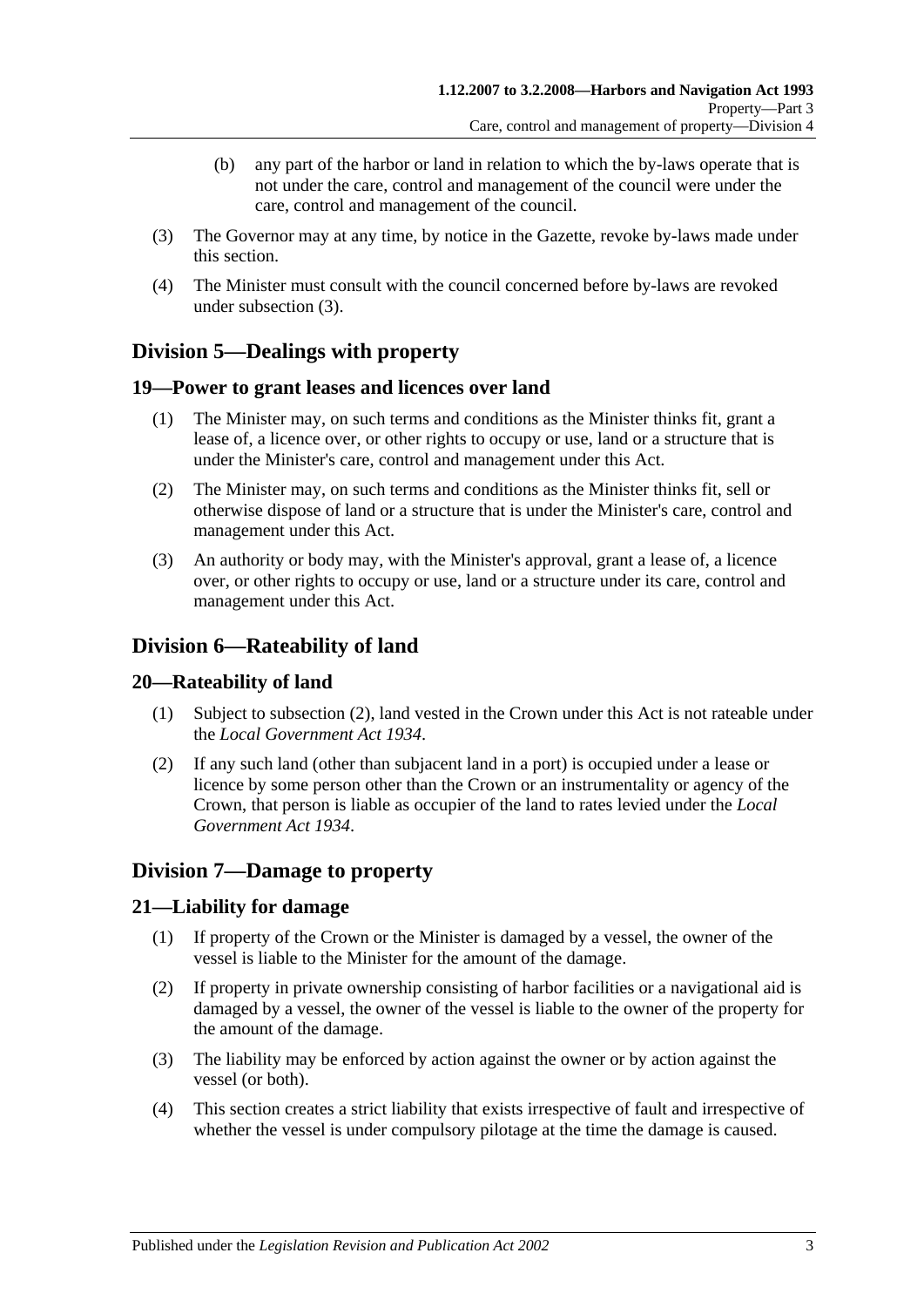(b) any part of the harbor or land in relation to which the by-laws operate that is not under the care, control and management of the council were under the care, control and management of the council.

(3) The Governor may at any time, by notice in the Gazette, revoke by-laws made under this section.

(4) The Minister must consult with the council concerned before by-laws are revoked under subsection (3).

## Division 5—Dealings with property

### 19—Power to grant leases and licences over land

(1) The Minister may, on such terms and conditions as the Minister thinks fit, grant a lease of, a licence over, or other rights to occupy or use, land or a structure that is under the Minister's care, control and management under this Act.

(2) The Minister may, on such terms and conditions as the Minister thinks fit, sell or otherwise dispose of land or a structure that is under the Minister's care, control and management under this Act.

(3) An authority or body may, with the Minister's approval, grant a lease of, a licence over, or other rights to occupy or use, land or a structure under its care, control and management under this Act.

## Division 6—Rateability of land

### 20—Rateability of land

(1) Subject to subsection (2), land vested in the Crown under this Act is not rateable under the *Local Government Act 1934*.

(2) If any such land (other than subjacent land in a port) is occupied under a lease or licence by some person other than the Crown or an instrumentality or agency of the Crown, that person is liable as occupier of the land to rates levied under the *Local Government Act 1934*.

## Division 7—Damage to property

### 21—Liability for damage

(1) If property of the Crown or the Minister is damaged by a vessel, the owner of the vessel is liable to the Minister for the amount of the damage.

(2) If property in private ownership consisting of harbor facilities or a navigational aid is damaged by a vessel, the owner of the vessel is liable to the owner of the property for the amount of the damage.

(3) The liability may be enforced by action against the owner or by action against the vessel (or both).

(4) This section creates a strict liability that exists irrespective of fault and irrespective of whether the vessel is under compulsory pilotage at the time the damage is caused.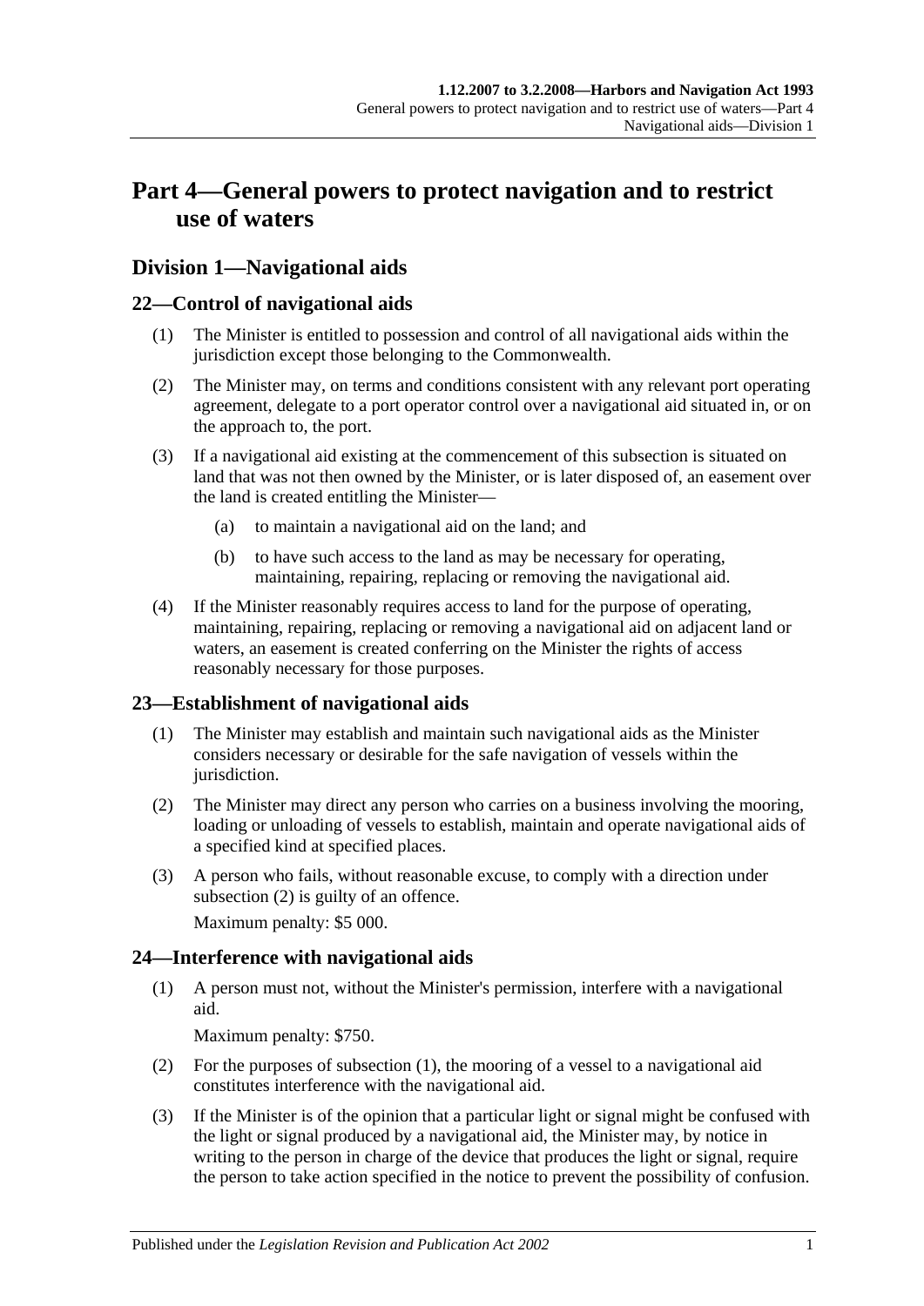# Part 4—General powers to protect navigation and to restrict use of waters

## Division 1—Navigational aids

### 22—Control of navigational aids

(1) The Minister is entitled to possession and control of all navigational aids within the jurisdiction except those belonging to the Commonwealth.

(2) The Minister may, on terms and conditions consistent with any relevant port operating agreement, delegate to a port operator control over a navigational aid situated in, or on the approach to, the port.

(3) If a navigational aid existing at the commencement of this subsection is situated on land that was not then owned by the Minister, or is later disposed of, an easement over the land is created entitling the Minister—

  (a) to maintain a navigational aid on the land; and

  (b) to have such access to the land as may be necessary for operating, maintaining, repairing, replacing or removing the navigational aid.

(4) If the Minister reasonably requires access to land for the purpose of operating, maintaining, repairing, replacing or removing a navigational aid on adjacent land or waters, an easement is created conferring on the Minister the rights of access reasonably necessary for those purposes.

### 23—Establishment of navigational aids

(1) The Minister may establish and maintain such navigational aids as the Minister considers necessary or desirable for the safe navigation of vessels within the jurisdiction.

(2) The Minister may direct any person who carries on a business involving the mooring, loading or unloading of vessels to establish, maintain and operate navigational aids of a specified kind at specified places.

(3) A person who fails, without reasonable excuse, to comply with a direction under subsection (2) is guilty of an offence.

Maximum penalty: $5 000.

### 24—Interference with navigational aids

(1) A person must not, without the Minister's permission, interfere with a navigational aid.

Maximum penalty: $750.

(2) For the purposes of subsection (1), the mooring of a vessel to a navigational aid constitutes interference with the navigational aid.

(3) If the Minister is of the opinion that a particular light or signal might be confused with the light or signal produced by a navigational aid, the Minister may, by notice in writing to the person in charge of the device that produces the light or signal, require the person to take action specified in the notice to prevent the possibility of confusion.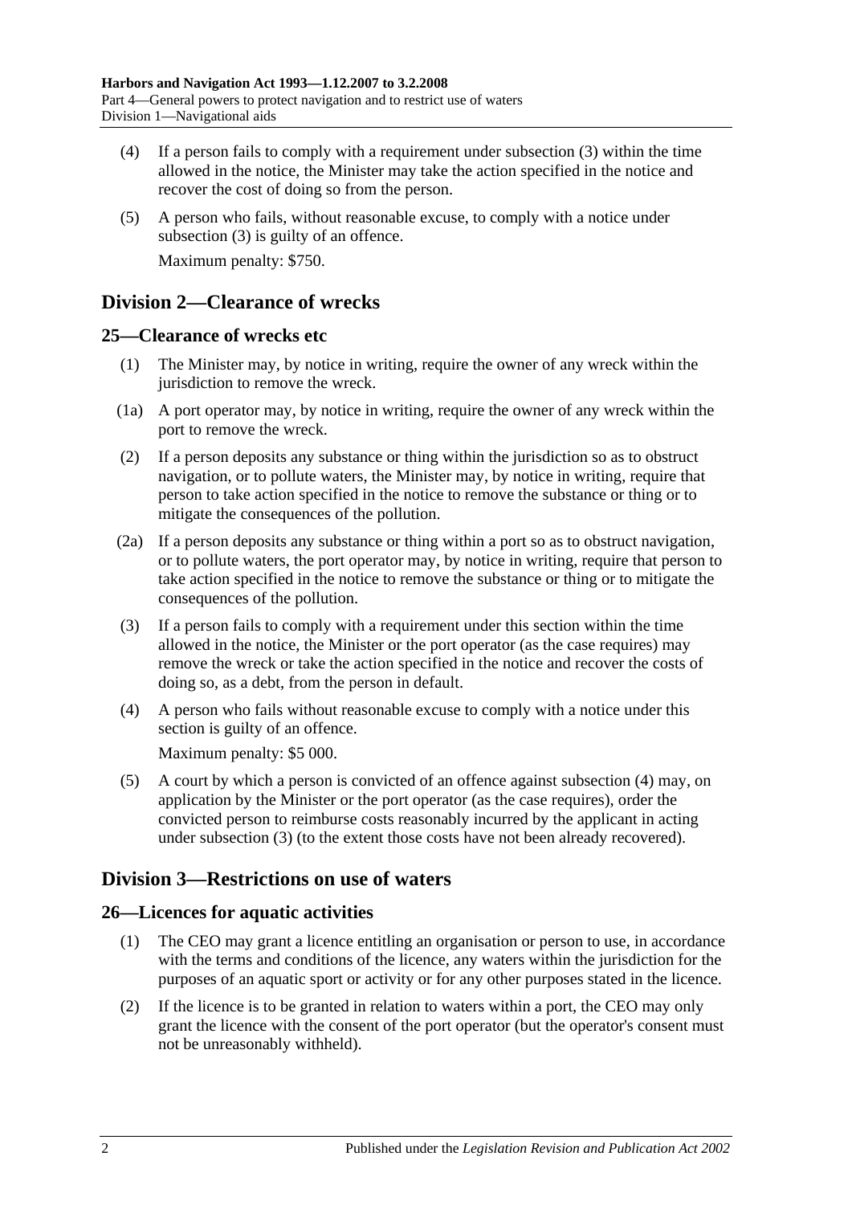(4) If a person fails to comply with a requirement under subsection (3) within the time allowed in the notice, the Minister may take the action specified in the notice and recover the cost of doing so from the person.

(5) A person who fails, without reasonable excuse, to comply with a notice under subsection (3) is guilty of an offence.

Maximum penalty: $750.

## Division 2—Clearance of wrecks

### 25—Clearance of wrecks etc

(1) The Minister may, by notice in writing, require the owner of any wreck within the jurisdiction to remove the wreck.

(1a) A port operator may, by notice in writing, require the owner of any wreck within the port to remove the wreck.

(2) If a person deposits any substance or thing within the jurisdiction so as to obstruct navigation, or to pollute waters, the Minister may, by notice in writing, require that person to take action specified in the notice to remove the substance or thing or to mitigate the consequences of the pollution.

(2a) If a person deposits any substance or thing within a port so as to obstruct navigation, or to pollute waters, the port operator may, by notice in writing, require that person to take action specified in the notice to remove the substance or thing or to mitigate the consequences of the pollution.

(3) If a person fails to comply with a requirement under this section within the time allowed in the notice, the Minister or the port operator (as the case requires) may remove the wreck or take the action specified in the notice and recover the costs of doing so, as a debt, from the person in default.

(4) A person who fails without reasonable excuse to comply with a notice under this section is guilty of an offence.

Maximum penalty: $5 000.

(5) A court by which a person is convicted of an offence against subsection (4) may, on application by the Minister or the port operator (as the case requires), order the convicted person to reimburse costs reasonably incurred by the applicant in acting under subsection (3) (to the extent those costs have not been already recovered).

## Division 3—Restrictions on use of waters

### 26—Licences for aquatic activities

(1) The CEO may grant a licence entitling an organisation or person to use, in accordance with the terms and conditions of the licence, any waters within the jurisdiction for the purposes of an aquatic sport or activity or for any other purposes stated in the licence.

(2) If the licence is to be granted in relation to waters within a port, the CEO may only grant the licence with the consent of the port operator (but the operator's consent must not be unreasonably withheld).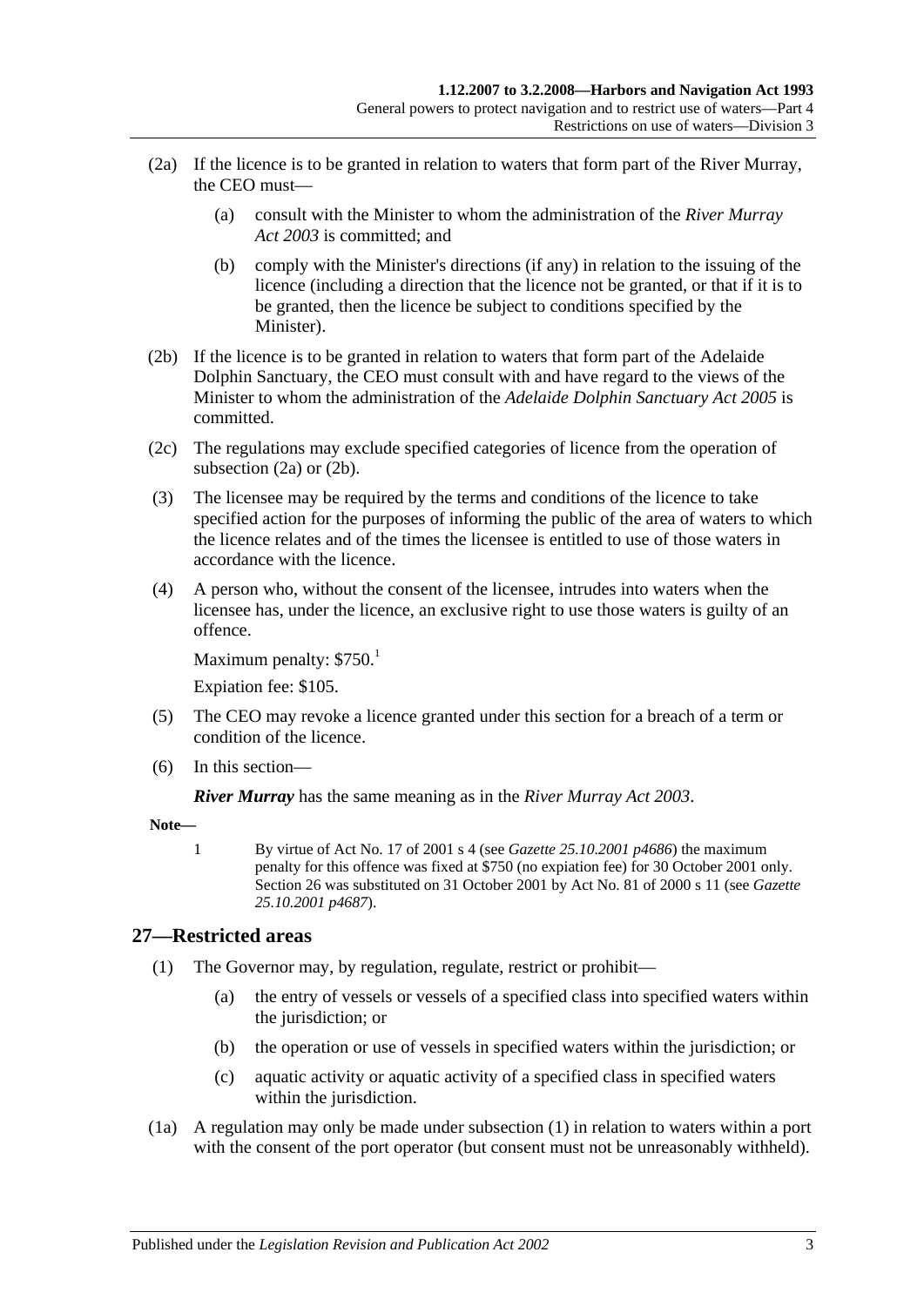(2a) If the licence is to be granted in relation to waters that form part of the River Murray, the CEO must—

(a) consult with the Minister to whom the administration of the *River Murray Act 2003* is committed; and

(b) comply with the Minister's directions (if any) in relation to the issuing of the licence (including a direction that the licence not be granted, or that if it is to be granted, then the licence be subject to conditions specified by the Minister).

(2b) If the licence is to be granted in relation to waters that form part of the Adelaide Dolphin Sanctuary, the CEO must consult with and have regard to the views of the Minister to whom the administration of the *Adelaide Dolphin Sanctuary Act 2005* is committed.

(2c) The regulations may exclude specified categories of licence from the operation of subsection (2a) or (2b).

(3) The licensee may be required by the terms and conditions of the licence to take specified action for the purposes of informing the public of the area of waters to which the licence relates and of the times the licensee is entitled to use of those waters in accordance with the licence.

(4) A person who, without the consent of the licensee, intrudes into waters when the licensee has, under the licence, an exclusive right to use those waters is guilty of an offence.

Maximum penalty: $750.[1]

Expiation fee: $105.

(5) The CEO may revoke a licence granted under this section for a breach of a term or condition of the licence.

(6) In this section—

***River Murray*** has the same meaning as in the *River Murray Act 2003*.

**Note—**

1 By virtue of Act No. 17 of 2001 s 4 (see *Gazette 25.10.2001 p4686*) the maximum penalty for this offence was fixed at $750 (no expiation fee) for 30 October 2001 only. Section 26 was substituted on 31 October 2001 by Act No. 81 of 2000 s 11 (see *Gazette 25.10.2001 p4687*).

## 27—Restricted areas

(1) The Governor may, by regulation, regulate, restrict or prohibit—

(a) the entry of vessels or vessels of a specified class into specified waters within the jurisdiction; or

(b) the operation or use of vessels in specified waters within the jurisdiction; or

(c) aquatic activity or aquatic activity of a specified class in specified waters within the jurisdiction.

(1a) A regulation may only be made under subsection (1) in relation to waters within a port with the consent of the port operator (but consent must not be unreasonably withheld).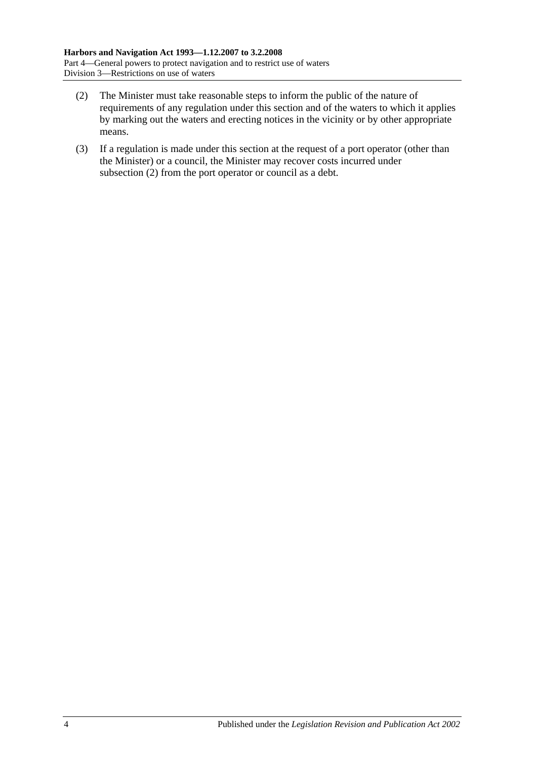(2) The Minister must take reasonable steps to inform the public of the nature of requirements of any regulation under this section and of the waters to which it applies by marking out the waters and erecting notices in the vicinity or by other appropriate means.

(3) If a regulation is made under this section at the request of a port operator (other than the Minister) or a council, the Minister may recover costs incurred under subsection (2) from the port operator or council as a debt.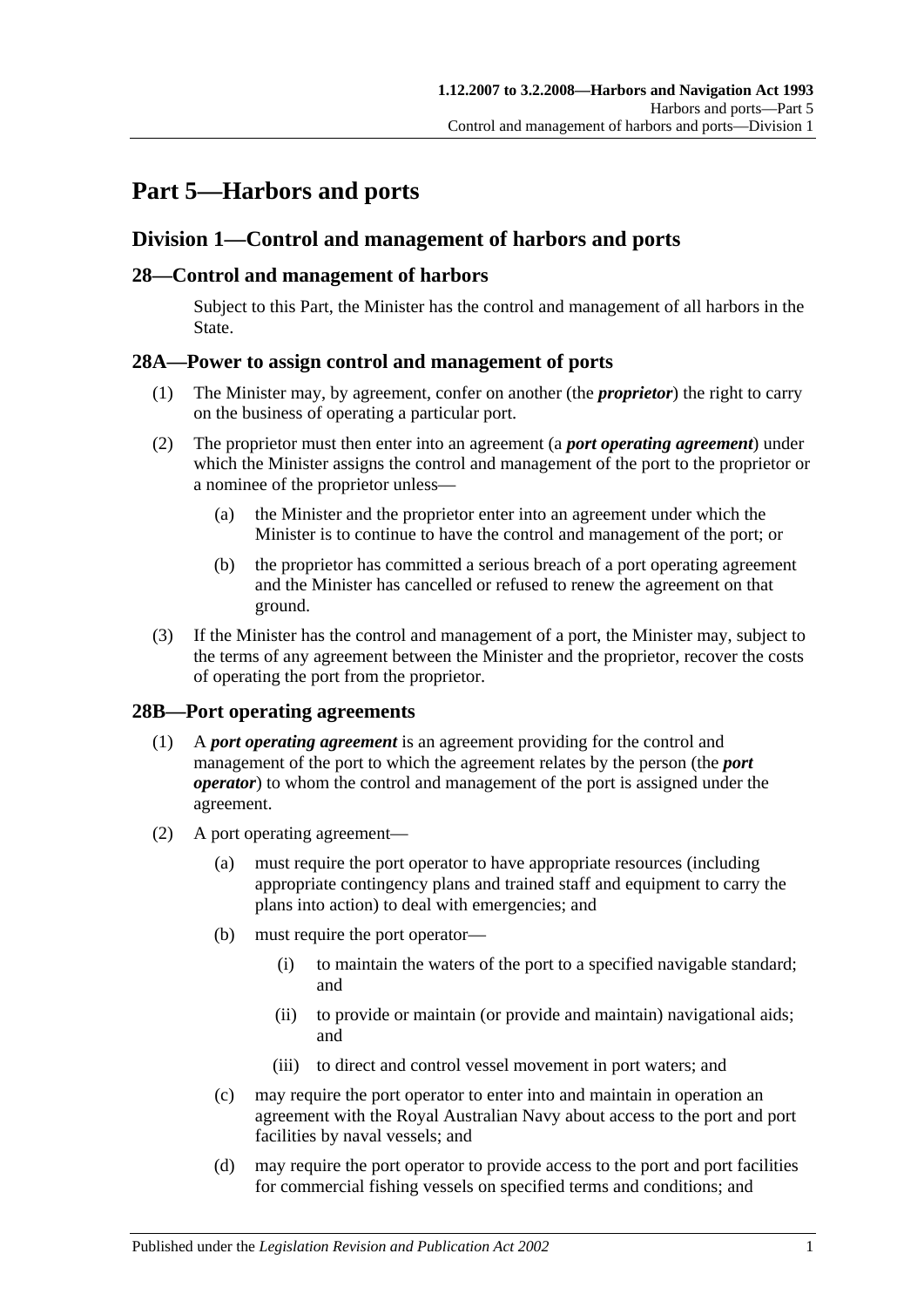# Part 5—Harbors and ports

## Division 1—Control and management of harbors and ports

### 28—Control and management of harbors

Subject to this Part, the Minister has the control and management of all harbors in the State.

### 28A—Power to assign control and management of ports

(1) The Minister may, by agreement, confer on another (the ***proprietor***) the right to carry on the business of operating a particular port.

(2) The proprietor must then enter into an agreement (a ***port operating agreement***) under which the Minister assigns the control and management of the port to the proprietor or a nominee of the proprietor unless—

(a) the Minister and the proprietor enter into an agreement under which the Minister is to continue to have the control and management of the port; or

(b) the proprietor has committed a serious breach of a port operating agreement and the Minister has cancelled or refused to renew the agreement on that ground.

(3) If the Minister has the control and management of a port, the Minister may, subject to the terms of any agreement between the Minister and the proprietor, recover the costs of operating the port from the proprietor.

### 28B—Port operating agreements

(1) A ***port operating agreement*** is an agreement providing for the control and management of the port to which the agreement relates by the person (the ***port operator***) to whom the control and management of the port is assigned under the agreement.

(2) A port operating agreement—

(a) must require the port operator to have appropriate resources (including appropriate contingency plans and trained staff and equipment to carry the plans into action) to deal with emergencies; and

(b) must require the port operator—

(i) to maintain the waters of the port to a specified navigable standard; and

(ii) to provide or maintain (or provide and maintain) navigational aids; and

(iii) to direct and control vessel movement in port waters; and

(c) may require the port operator to enter into and maintain in operation an agreement with the Royal Australian Navy about access to the port and port facilities by naval vessels; and

(d) may require the port operator to provide access to the port and port facilities for commercial fishing vessels on specified terms and conditions; and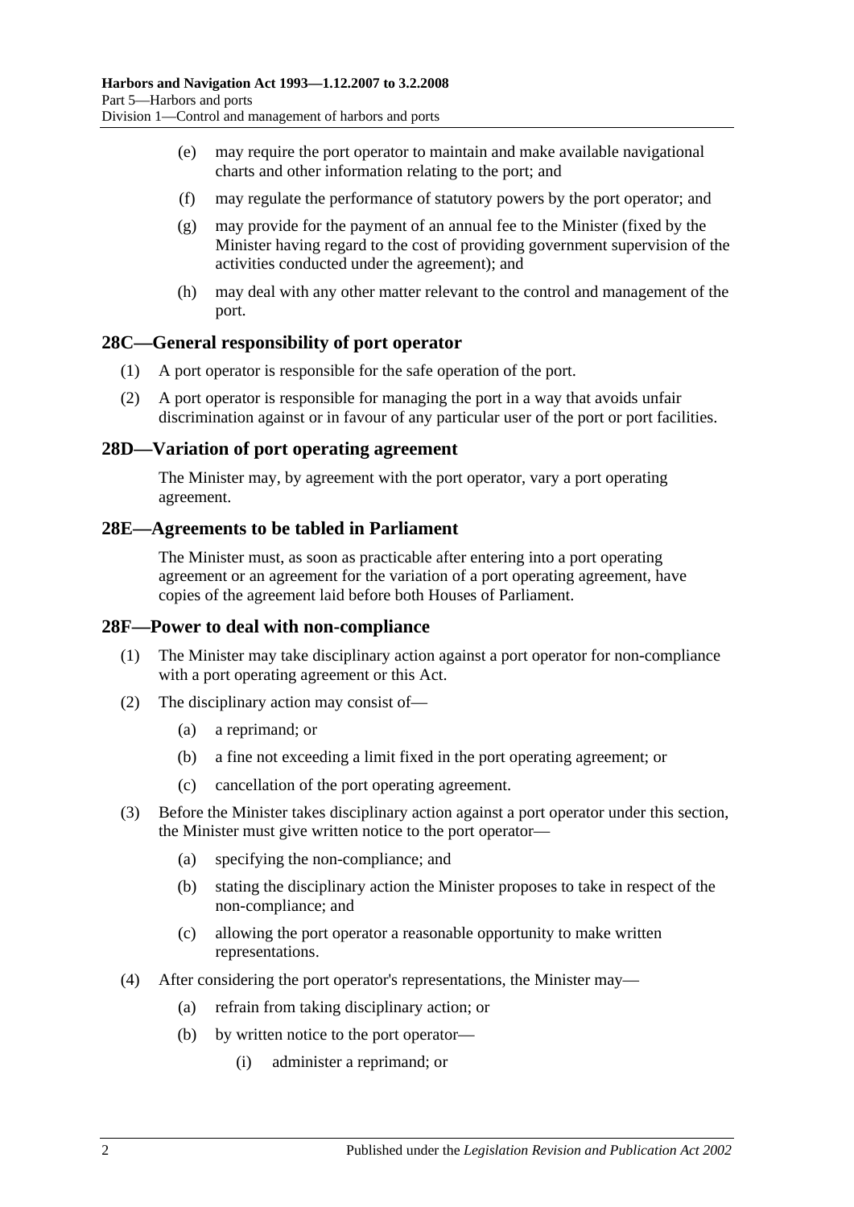(e) may require the port operator to maintain and make available navigational charts and other information relating to the port; and

(f) may regulate the performance of statutory powers by the port operator; and

(g) may provide for the payment of an annual fee to the Minister (fixed by the Minister having regard to the cost of providing government supervision of the activities conducted under the agreement); and

(h) may deal with any other matter relevant to the control and management of the port.

## 28C—General responsibility of port operator

(1) A port operator is responsible for the safe operation of the port.

(2) A port operator is responsible for managing the port in a way that avoids unfair discrimination against or in favour of any particular user of the port or port facilities.

## 28D—Variation of port operating agreement

The Minister may, by agreement with the port operator, vary a port operating agreement.

## 28E—Agreements to be tabled in Parliament

The Minister must, as soon as practicable after entering into a port operating agreement or an agreement for the variation of a port operating agreement, have copies of the agreement laid before both Houses of Parliament.

## 28F—Power to deal with non-compliance

(1) The Minister may take disciplinary action against a port operator for non-compliance with a port operating agreement or this Act.

(2) The disciplinary action may consist of—

(a) a reprimand; or

(b) a fine not exceeding a limit fixed in the port operating agreement; or

(c) cancellation of the port operating agreement.

(3) Before the Minister takes disciplinary action against a port operator under this section, the Minister must give written notice to the port operator—

(a) specifying the non-compliance; and

(b) stating the disciplinary action the Minister proposes to take in respect of the non-compliance; and

(c) allowing the port operator a reasonable opportunity to make written representations.

(4) After considering the port operator's representations, the Minister may—

(a) refrain from taking disciplinary action; or

(b) by written notice to the port operator—

(i) administer a reprimand; or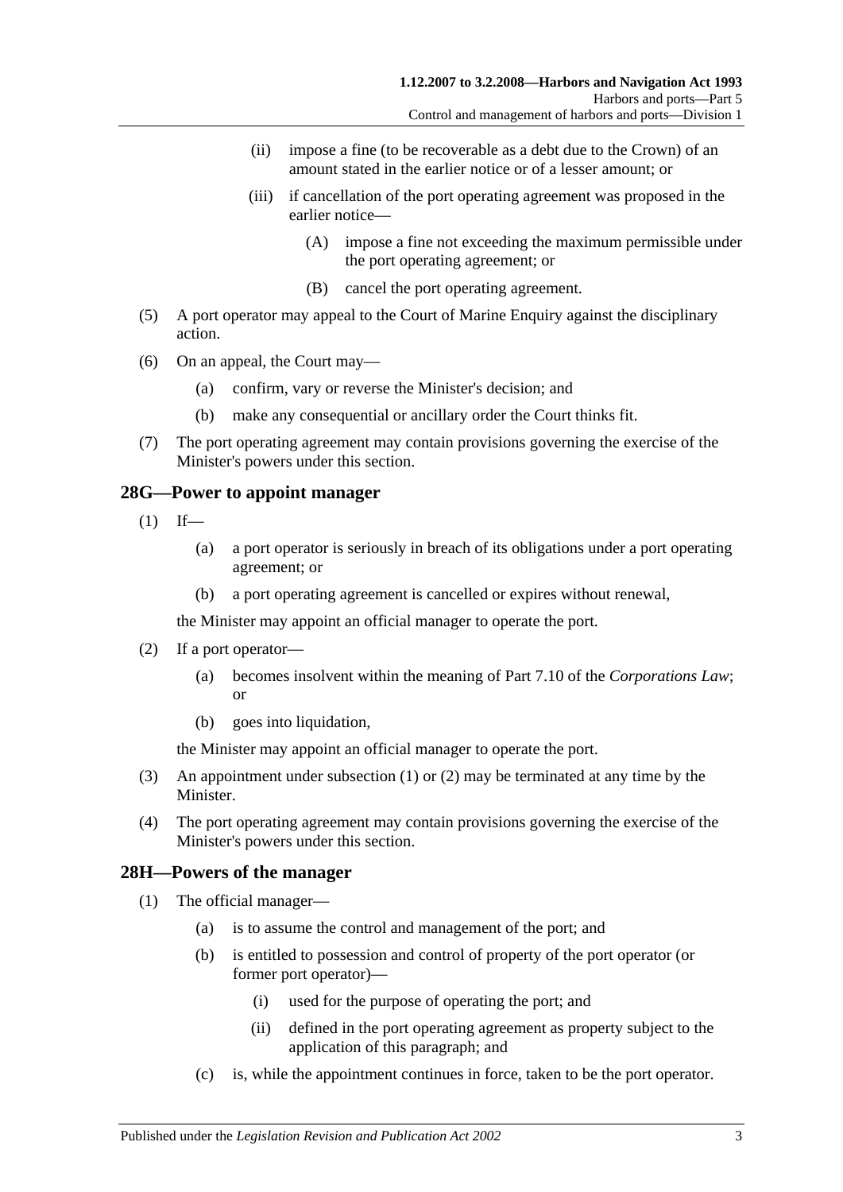(ii) impose a fine (to be recoverable as a debt due to the Crown) of an amount stated in the earlier notice or of a lesser amount; or

(iii) if cancellation of the port operating agreement was proposed in the earlier notice—

(A) impose a fine not exceeding the maximum permissible under the port operating agreement; or

(B) cancel the port operating agreement.

(5) A port operator may appeal to the Court of Marine Enquiry against the disciplinary action.

(6) On an appeal, the Court may—

(a) confirm, vary or reverse the Minister's decision; and

(b) make any consequential or ancillary order the Court thinks fit.

(7) The port operating agreement may contain provisions governing the exercise of the Minister's powers under this section.

## 28G—Power to appoint manager

(1) If—

(a) a port operator is seriously in breach of its obligations under a port operating agreement; or

(b) a port operating agreement is cancelled or expires without renewal,

the Minister may appoint an official manager to operate the port.

(2) If a port operator—

(a) becomes insolvent within the meaning of Part 7.10 of the *Corporations Law*; or

(b) goes into liquidation,

the Minister may appoint an official manager to operate the port.

(3) An appointment under subsection (1) or (2) may be terminated at any time by the Minister.

(4) The port operating agreement may contain provisions governing the exercise of the Minister's powers under this section.

## 28H—Powers of the manager

(1) The official manager—

(a) is to assume the control and management of the port; and

(b) is entitled to possession and control of property of the port operator (or former port operator)—

(i) used for the purpose of operating the port; and

(ii) defined in the port operating agreement as property subject to the application of this paragraph; and

(c) is, while the appointment continues in force, taken to be the port operator.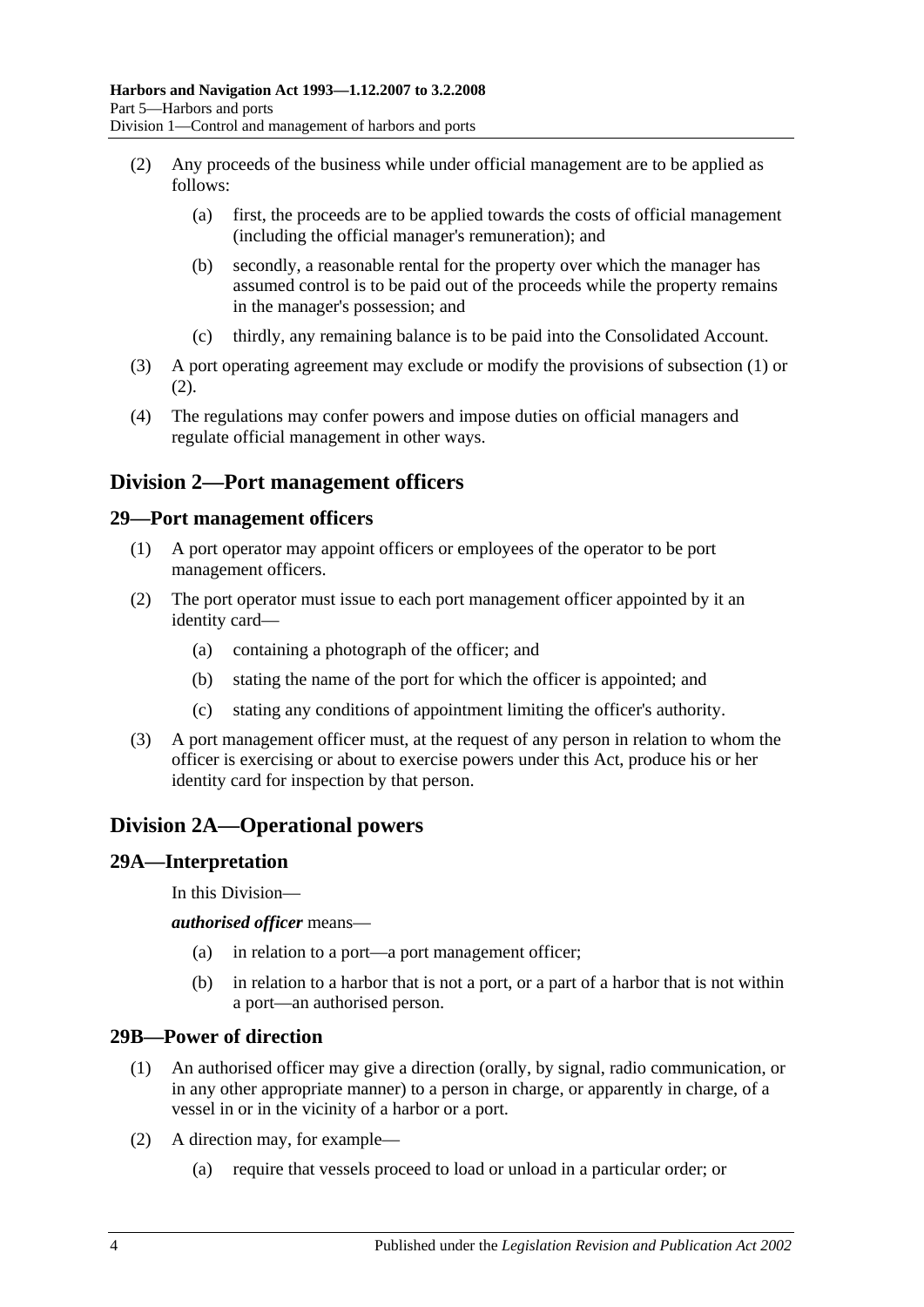(2) Any proceeds of the business while under official management are to be applied as follows:

  (a) first, the proceeds are to be applied towards the costs of official management (including the official manager's remuneration); and

  (b) secondly, a reasonable rental for the property over which the manager has assumed control is to be paid out of the proceeds while the property remains in the manager's possession; and

  (c) thirdly, any remaining balance is to be paid into the Consolidated Account.

(3) A port operating agreement may exclude or modify the provisions of subsection (1) or (2).

(4) The regulations may confer powers and impose duties on official managers and regulate official management in other ways.

## Division 2—Port management officers

### 29—Port management officers

(1) A port operator may appoint officers or employees of the operator to be port management officers.

(2) The port operator must issue to each port management officer appointed by it an identity card—

  (a) containing a photograph of the officer; and

  (b) stating the name of the port for which the officer is appointed; and

  (c) stating any conditions of appointment limiting the officer's authority.

(3) A port management officer must, at the request of any person in relation to whom the officer is exercising or about to exercise powers under this Act, produce his or her identity card for inspection by that person.

## Division 2A—Operational powers

### 29A—Interpretation

In this Division—

***authorised officer*** means—

  (a) in relation to a port—a port management officer;

  (b) in relation to a harbor that is not a port, or a part of a harbor that is not within a port—an authorised person.

### 29B—Power of direction

(1) An authorised officer may give a direction (orally, by signal, radio communication, or in any other appropriate manner) to a person in charge, or apparently in charge, of a vessel in or in the vicinity of a harbor or a port.

(2) A direction may, for example—

  (a) require that vessels proceed to load or unload in a particular order; or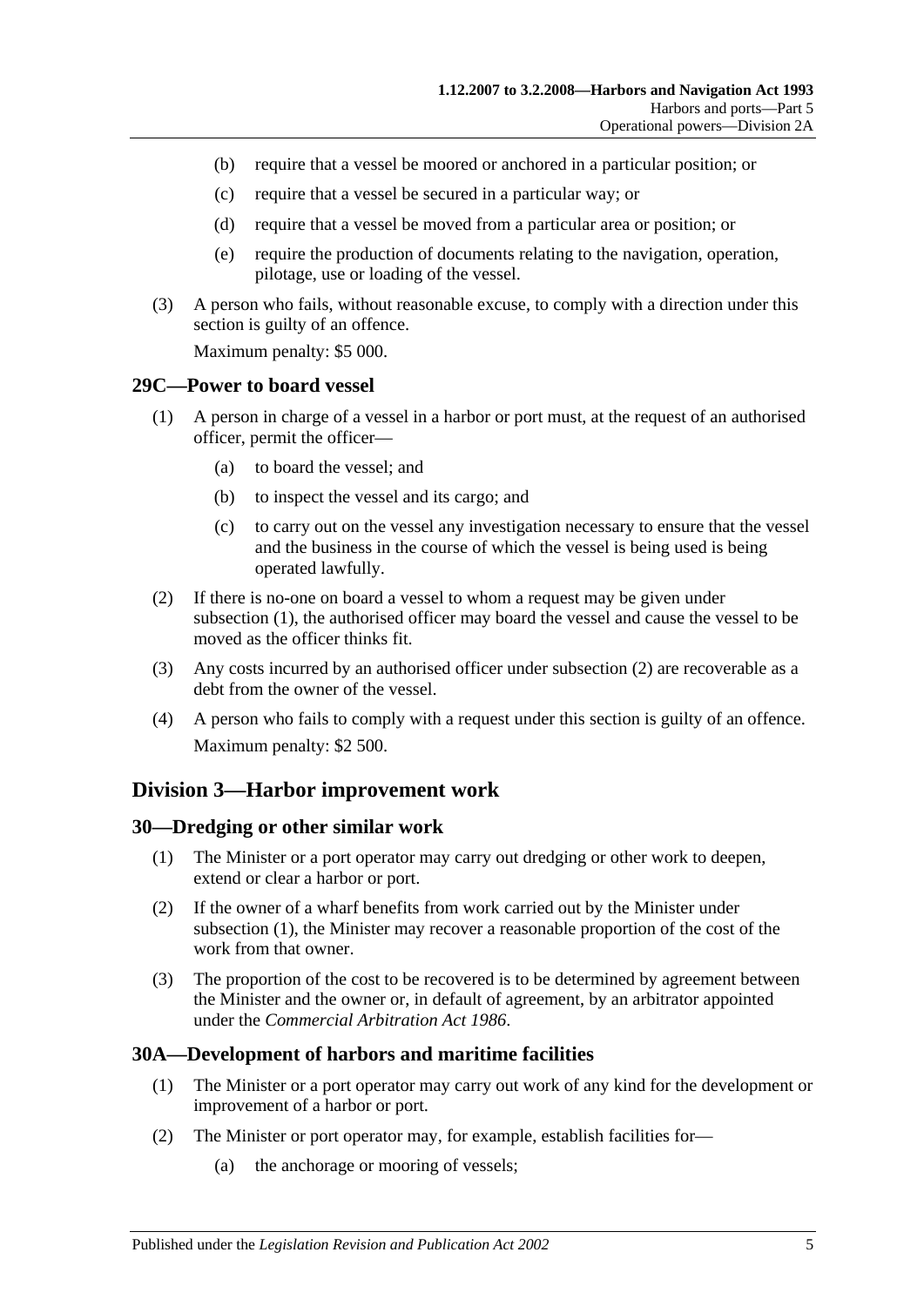- (b) require that a vessel be moored or anchored in a particular position; or
- (c) require that a vessel be secured in a particular way; or
- (d) require that a vessel be moved from a particular area or position; or
- (e) require the production of documents relating to the navigation, operation, pilotage, use or loading of the vessel.

(3) A person who fails, without reasonable excuse, to comply with a direction under this section is guilty of an offence.

Maximum penalty: $5 000.

### 29C—Power to board vessel

(1) A person in charge of a vessel in a harbor or port must, at the request of an authorised officer, permit the officer—

- (a) to board the vessel; and
- (b) to inspect the vessel and its cargo; and
- (c) to carry out on the vessel any investigation necessary to ensure that the vessel and the business in the course of which the vessel is being used is being operated lawfully.

(2) If there is no-one on board a vessel to whom a request may be given under subsection (1), the authorised officer may board the vessel and cause the vessel to be moved as the officer thinks fit.

(3) Any costs incurred by an authorised officer under subsection (2) are recoverable as a debt from the owner of the vessel.

(4) A person who fails to comply with a request under this section is guilty of an offence.

Maximum penalty: $2 500.

## Division 3—Harbor improvement work

### 30—Dredging or other similar work

(1) The Minister or a port operator may carry out dredging or other work to deepen, extend or clear a harbor or port.

(2) If the owner of a wharf benefits from work carried out by the Minister under subsection (1), the Minister may recover a reasonable proportion of the cost of the work from that owner.

(3) The proportion of the cost to be recovered is to be determined by agreement between the Minister and the owner or, in default of agreement, by an arbitrator appointed under the *Commercial Arbitration Act 1986*.

### 30A—Development of harbors and maritime facilities

(1) The Minister or a port operator may carry out work of any kind for the development or improvement of a harbor or port.

(2) The Minister or port operator may, for example, establish facilities for—

- (a) the anchorage or mooring of vessels;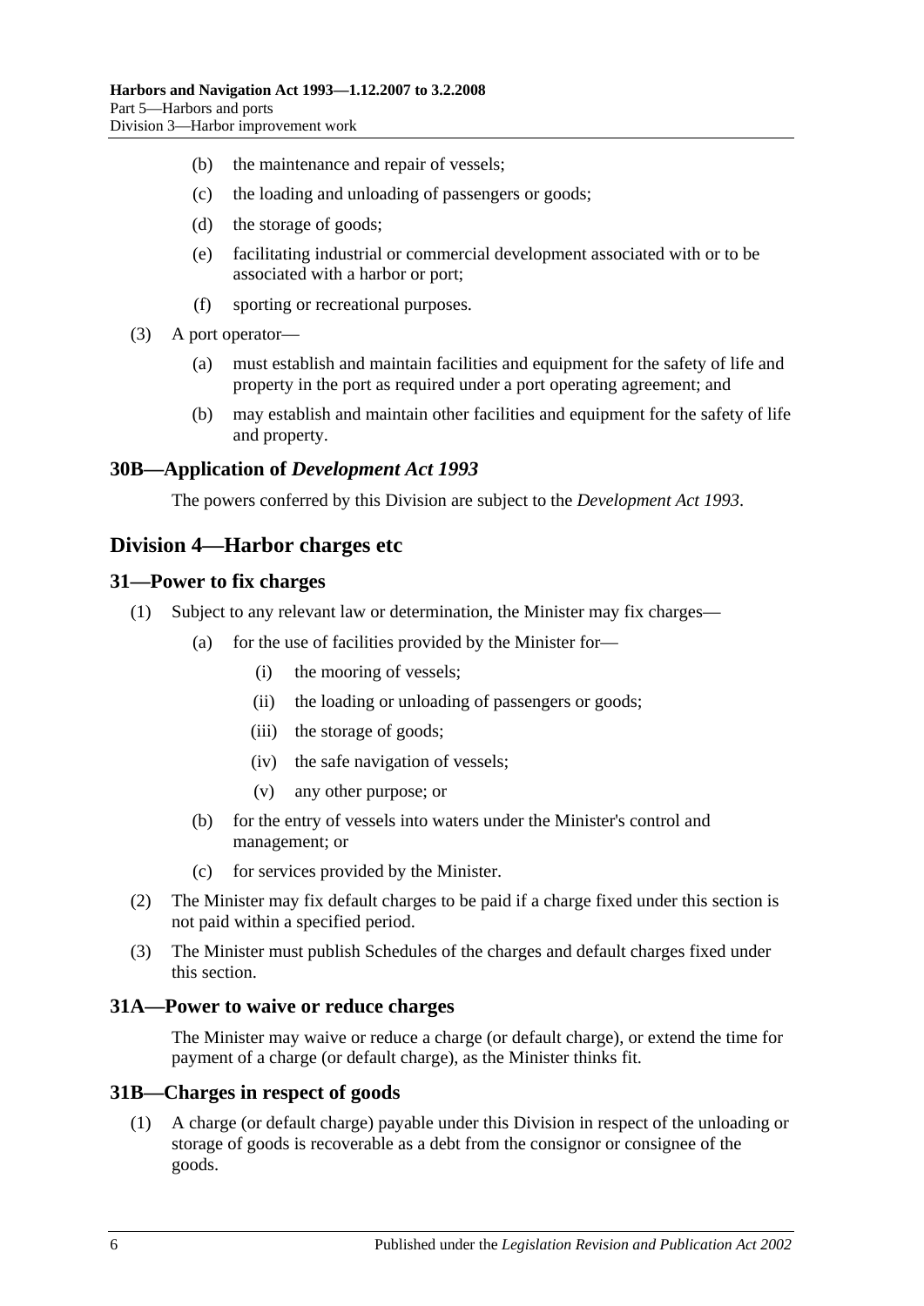(b) the maintenance and repair of vessels;

(c) the loading and unloading of passengers or goods;

(d) the storage of goods;

(e) facilitating industrial or commercial development associated with or to be associated with a harbor or port;

(f) sporting or recreational purposes.

(3) A port operator—

(a) must establish and maintain facilities and equipment for the safety of life and property in the port as required under a port operating agreement; and

(b) may establish and maintain other facilities and equipment for the safety of life and property.

### 30B—Application of *Development Act 1993*

The powers conferred by this Division are subject to the *Development Act 1993*.

## Division 4—Harbor charges etc

### 31—Power to fix charges

(1) Subject to any relevant law or determination, the Minister may fix charges—

(a) for the use of facilities provided by the Minister for—

(i) the mooring of vessels;

(ii) the loading or unloading of passengers or goods;

(iii) the storage of goods;

(iv) the safe navigation of vessels;

(v) any other purpose; or

(b) for the entry of vessels into waters under the Minister's control and management; or

(c) for services provided by the Minister.

(2) The Minister may fix default charges to be paid if a charge fixed under this section is not paid within a specified period.

(3) The Minister must publish Schedules of the charges and default charges fixed under this section.

### 31A—Power to waive or reduce charges

The Minister may waive or reduce a charge (or default charge), or extend the time for payment of a charge (or default charge), as the Minister thinks fit.

### 31B—Charges in respect of goods

(1) A charge (or default charge) payable under this Division in respect of the unloading or storage of goods is recoverable as a debt from the consignor or consignee of the goods.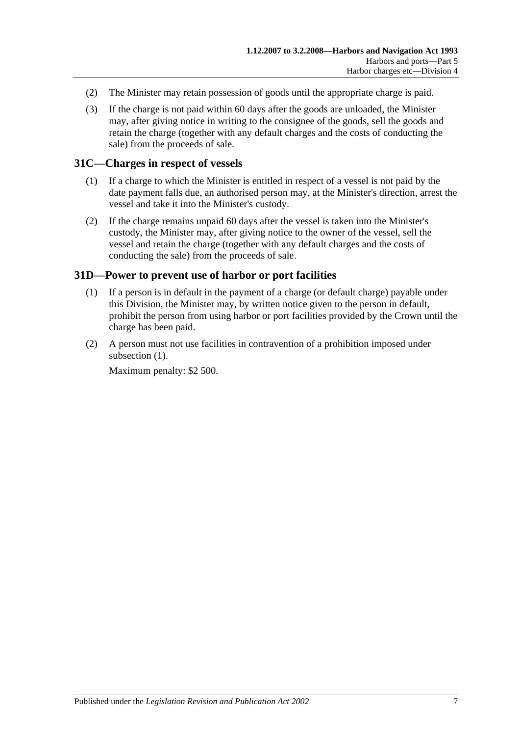(2) The Minister may retain possession of goods until the appropriate charge is paid.

(3) If the charge is not paid within 60 days after the goods are unloaded, the Minister may, after giving notice in writing to the consignee of the goods, sell the goods and retain the charge (together with any default charges and the costs of conducting the sale) from the proceeds of sale.

## 31C—Charges in respect of vessels

(1) If a charge to which the Minister is entitled in respect of a vessel is not paid by the date payment falls due, an authorised person may, at the Minister's direction, arrest the vessel and take it into the Minister's custody.

(2) If the charge remains unpaid 60 days after the vessel is taken into the Minister's custody, the Minister may, after giving notice to the owner of the vessel, sell the vessel and retain the charge (together with any default charges and the costs of conducting the sale) from the proceeds of sale.

## 31D—Power to prevent use of harbor or port facilities

(1) If a person is in default in the payment of a charge (or default charge) payable under this Division, the Minister may, by written notice given to the person in default, prohibit the person from using harbor or port facilities provided by the Crown until the charge has been paid.

(2) A person must not use facilities in contravention of a prohibition imposed under subsection (1).

Maximum penalty: $2 500.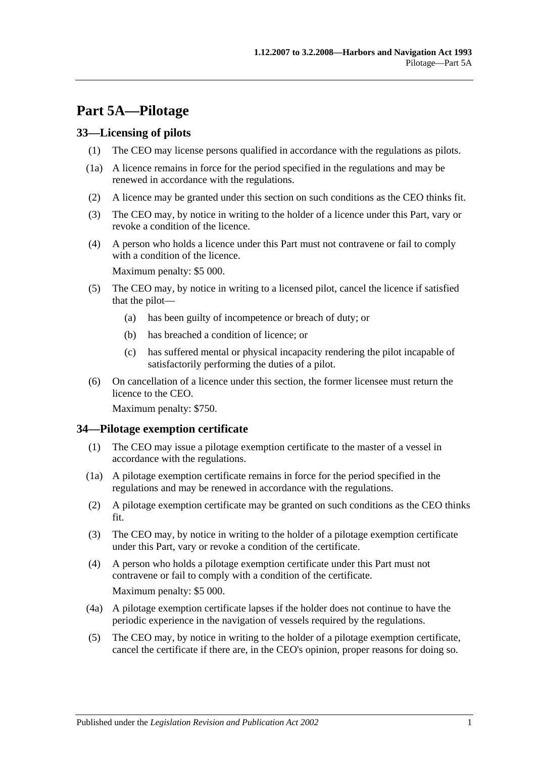# Part 5A—Pilotage

## 33—Licensing of pilots

(1) The CEO may license persons qualified in accordance with the regulations as pilots.

(1a) A licence remains in force for the period specified in the regulations and may be renewed in accordance with the regulations.

(2) A licence may be granted under this section on such conditions as the CEO thinks fit.

(3) The CEO may, by notice in writing to the holder of a licence under this Part, vary or revoke a condition of the licence.

(4) A person who holds a licence under this Part must not contravene or fail to comply with a condition of the licence.

Maximum penalty: $5 000.

(5) The CEO may, by notice in writing to a licensed pilot, cancel the licence if satisfied that the pilot—

(a) has been guilty of incompetence or breach of duty; or

(b) has breached a condition of licence; or

(c) has suffered mental or physical incapacity rendering the pilot incapable of satisfactorily performing the duties of a pilot.

(6) On cancellation of a licence under this section, the former licensee must return the licence to the CEO.

Maximum penalty: $750.

## 34—Pilotage exemption certificate

(1) The CEO may issue a pilotage exemption certificate to the master of a vessel in accordance with the regulations.

(1a) A pilotage exemption certificate remains in force for the period specified in the regulations and may be renewed in accordance with the regulations.

(2) A pilotage exemption certificate may be granted on such conditions as the CEO thinks fit.

(3) The CEO may, by notice in writing to the holder of a pilotage exemption certificate under this Part, vary or revoke a condition of the certificate.

(4) A person who holds a pilotage exemption certificate under this Part must not contravene or fail to comply with a condition of the certificate.

Maximum penalty: $5 000.

(4a) A pilotage exemption certificate lapses if the holder does not continue to have the periodic experience in the navigation of vessels required by the regulations.

(5) The CEO may, by notice in writing to the holder of a pilotage exemption certificate, cancel the certificate if there are, in the CEO's opinion, proper reasons for doing so.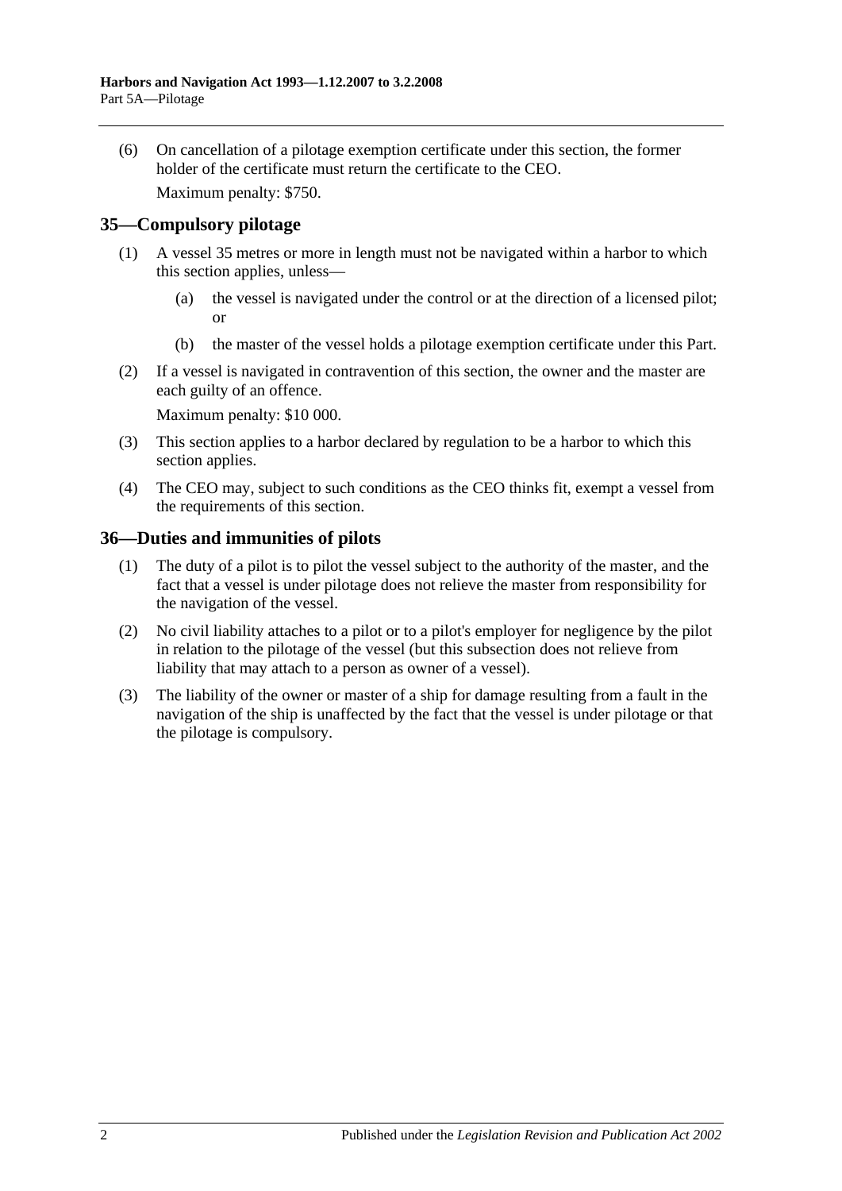(6) On cancellation of a pilotage exemption certificate under this section, the former holder of the certificate must return the certificate to the CEO.

Maximum penalty: $750.

## 35—Compulsory pilotage

(1) A vessel 35 metres or more in length must not be navigated within a harbor to which this section applies, unless—

(a) the vessel is navigated under the control or at the direction of a licensed pilot; or

(b) the master of the vessel holds a pilotage exemption certificate under this Part.

(2) If a vessel is navigated in contravention of this section, the owner and the master are each guilty of an offence.

Maximum penalty: $10 000.

(3) This section applies to a harbor declared by regulation to be a harbor to which this section applies.

(4) The CEO may, subject to such conditions as the CEO thinks fit, exempt a vessel from the requirements of this section.

## 36—Duties and immunities of pilots

(1) The duty of a pilot is to pilot the vessel subject to the authority of the master, and the fact that a vessel is under pilotage does not relieve the master from responsibility for the navigation of the vessel.

(2) No civil liability attaches to a pilot or to a pilot's employer for negligence by the pilot in relation to the pilotage of the vessel (but this subsection does not relieve from liability that may attach to a person as owner of a vessel).

(3) The liability of the owner or master of a ship for damage resulting from a fault in the navigation of the ship is unaffected by the fact that the vessel is under pilotage or that the pilotage is compulsory.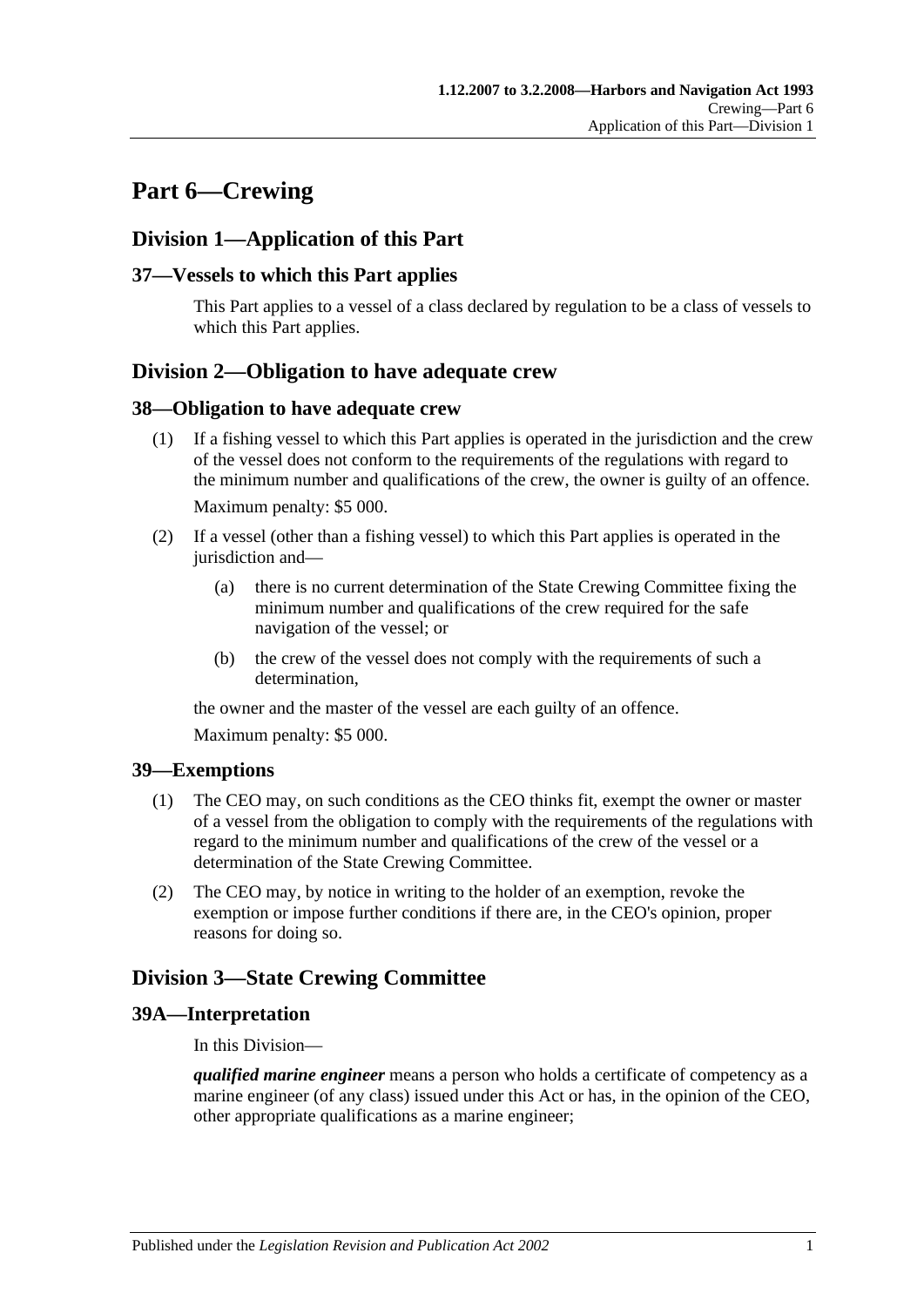# Part 6—Crewing

## Division 1—Application of this Part

### 37—Vessels to which this Part applies

This Part applies to a vessel of a class declared by regulation to be a class of vessels to which this Part applies.

## Division 2—Obligation to have adequate crew

### 38—Obligation to have adequate crew

(1) If a fishing vessel to which this Part applies is operated in the jurisdiction and the crew of the vessel does not conform to the requirements of the regulations with regard to the minimum number and qualifications of the crew, the owner is guilty of an offence.

Maximum penalty: $5 000.

(2) If a vessel (other than a fishing vessel) to which this Part applies is operated in the jurisdiction and—

(a) there is no current determination of the State Crewing Committee fixing the minimum number and qualifications of the crew required for the safe navigation of the vessel; or

(b) the crew of the vessel does not comply with the requirements of such a determination,

the owner and the master of the vessel are each guilty of an offence.

Maximum penalty: $5 000.

### 39—Exemptions

(1) The CEO may, on such conditions as the CEO thinks fit, exempt the owner or master of a vessel from the obligation to comply with the requirements of the regulations with regard to the minimum number and qualifications of the crew of the vessel or a determination of the State Crewing Committee.

(2) The CEO may, by notice in writing to the holder of an exemption, revoke the exemption or impose further conditions if there are, in the CEO's opinion, proper reasons for doing so.

## Division 3—State Crewing Committee

### 39A—Interpretation

In this Division—

***qualified marine engineer*** means a person who holds a certificate of competency as a marine engineer (of any class) issued under this Act or has, in the opinion of the CEO, other appropriate qualifications as a marine engineer;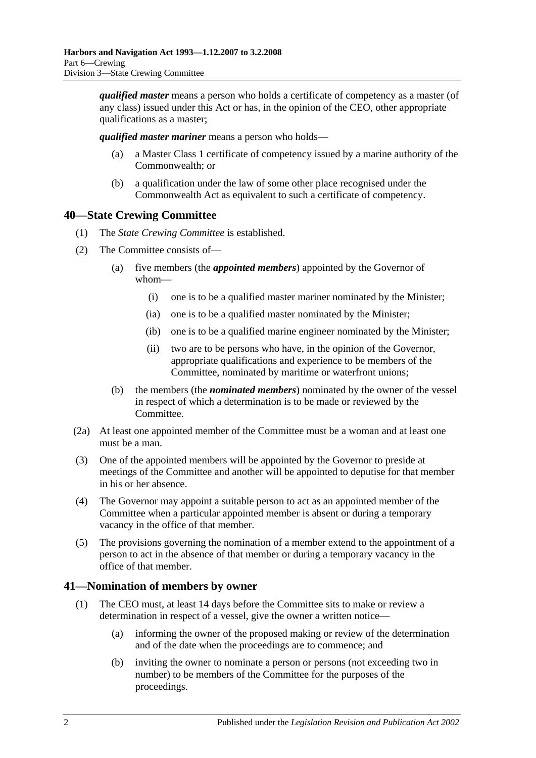***qualified master*** means a person who holds a certificate of competency as a master (of any class) issued under this Act or has, in the opinion of the CEO, other appropriate qualifications as a master;

***qualified master mariner*** means a person who holds—

- (a) a Master Class 1 certificate of competency issued by a marine authority of the Commonwealth; or
- (b) a qualification under the law of some other place recognised under the Commonwealth Act as equivalent to such a certificate of competency.

## 40—State Crewing Committee

(1) The *State Crewing Committee* is established.

(2) The Committee consists of—

- (a) five members (the ***appointed members***) appointed by the Governor of whom—
  - (i) one is to be a qualified master mariner nominated by the Minister;
  - (ia) one is to be a qualified master nominated by the Minister;
  - (ib) one is to be a qualified marine engineer nominated by the Minister;
  - (ii) two are to be persons who have, in the opinion of the Governor, appropriate qualifications and experience to be members of the Committee, nominated by maritime or waterfront unions;
- (b) the members (the ***nominated members***) nominated by the owner of the vessel in respect of which a determination is to be made or reviewed by the Committee.

(2a) At least one appointed member of the Committee must be a woman and at least one must be a man.

(3) One of the appointed members will be appointed by the Governor to preside at meetings of the Committee and another will be appointed to deputise for that member in his or her absence.

(4) The Governor may appoint a suitable person to act as an appointed member of the Committee when a particular appointed member is absent or during a temporary vacancy in the office of that member.

(5) The provisions governing the nomination of a member extend to the appointment of a person to act in the absence of that member or during a temporary vacancy in the office of that member.

## 41—Nomination of members by owner

(1) The CEO must, at least 14 days before the Committee sits to make or review a determination in respect of a vessel, give the owner a written notice—

- (a) informing the owner of the proposed making or review of the determination and of the date when the proceedings are to commence; and
- (b) inviting the owner to nominate a person or persons (not exceeding two in number) to be members of the Committee for the purposes of the proceedings.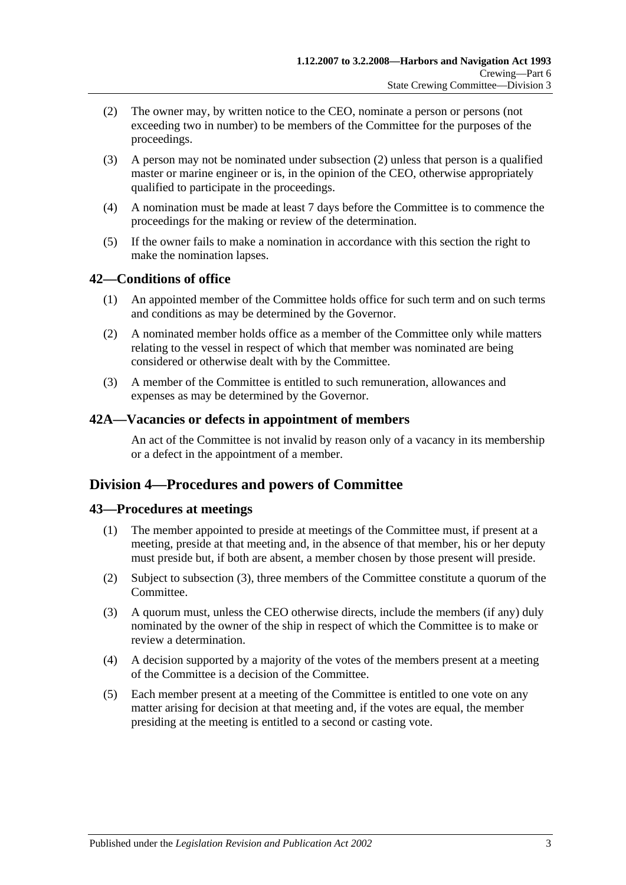(2) The owner may, by written notice to the CEO, nominate a person or persons (not exceeding two in number) to be members of the Committee for the purposes of the proceedings.

(3) A person may not be nominated under subsection (2) unless that person is a qualified master or marine engineer or is, in the opinion of the CEO, otherwise appropriately qualified to participate in the proceedings.

(4) A nomination must be made at least 7 days before the Committee is to commence the proceedings for the making or review of the determination.

(5) If the owner fails to make a nomination in accordance with this section the right to make the nomination lapses.

## 42—Conditions of office

(1) An appointed member of the Committee holds office for such term and on such terms and conditions as may be determined by the Governor.

(2) A nominated member holds office as a member of the Committee only while matters relating to the vessel in respect of which that member was nominated are being considered or otherwise dealt with by the Committee.

(3) A member of the Committee is entitled to such remuneration, allowances and expenses as may be determined by the Governor.

## 42A—Vacancies or defects in appointment of members

An act of the Committee is not invalid by reason only of a vacancy in its membership or a defect in the appointment of a member.

# Division 4—Procedures and powers of Committee

## 43—Procedures at meetings

(1) The member appointed to preside at meetings of the Committee must, if present at a meeting, preside at that meeting and, in the absence of that member, his or her deputy must preside but, if both are absent, a member chosen by those present will preside.

(2) Subject to subsection (3), three members of the Committee constitute a quorum of the Committee.

(3) A quorum must, unless the CEO otherwise directs, include the members (if any) duly nominated by the owner of the ship in respect of which the Committee is to make or review a determination.

(4) A decision supported by a majority of the votes of the members present at a meeting of the Committee is a decision of the Committee.

(5) Each member present at a meeting of the Committee is entitled to one vote on any matter arising for decision at that meeting and, if the votes are equal, the member presiding at the meeting is entitled to a second or casting vote.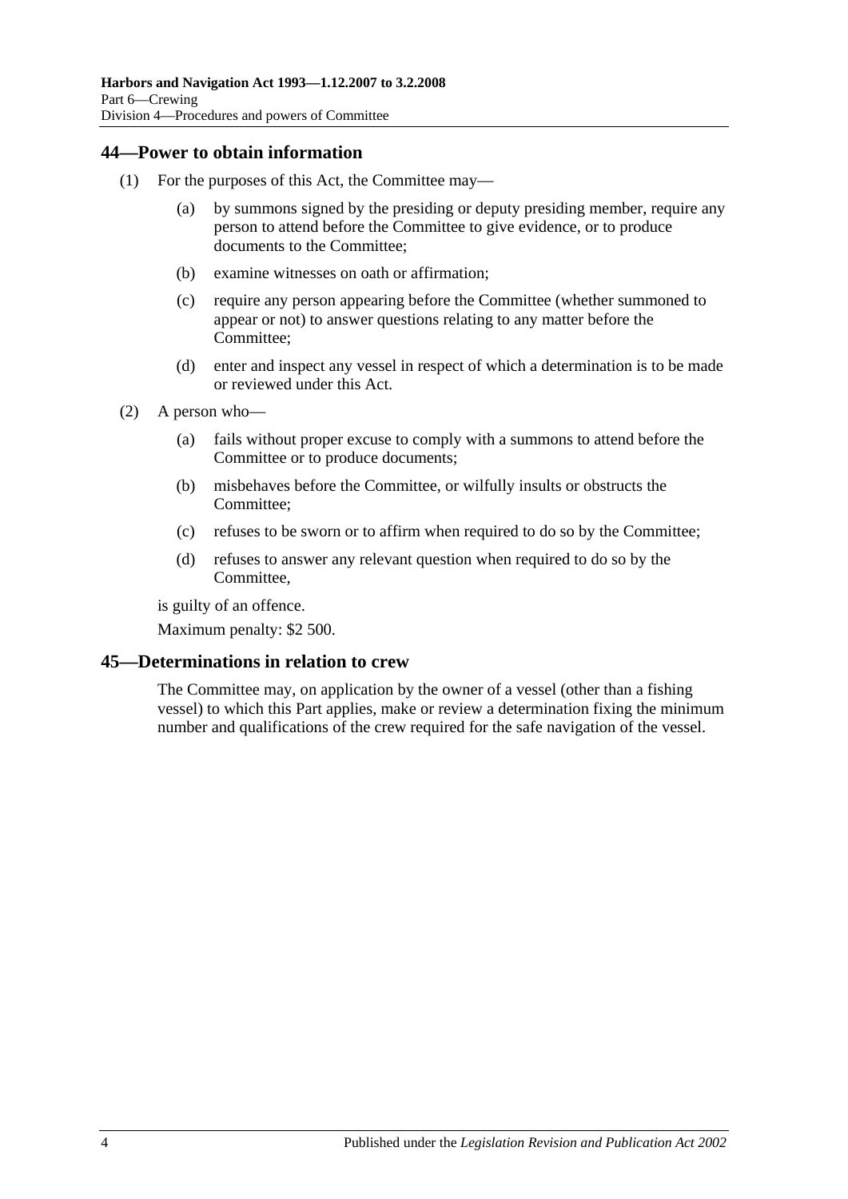## 44—Power to obtain information

(1) For the purposes of this Act, the Committee may—

(a) by summons signed by the presiding or deputy presiding member, require any person to attend before the Committee to give evidence, or to produce documents to the Committee;

(b) examine witnesses on oath or affirmation;

(c) require any person appearing before the Committee (whether summoned to appear or not) to answer questions relating to any matter before the Committee;

(d) enter and inspect any vessel in respect of which a determination is to be made or reviewed under this Act.

(2) A person who—

(a) fails without proper excuse to comply with a summons to attend before the Committee or to produce documents;

(b) misbehaves before the Committee, or wilfully insults or obstructs the Committee;

(c) refuses to be sworn or to affirm when required to do so by the Committee;

(d) refuses to answer any relevant question when required to do so by the Committee,

is guilty of an offence.

Maximum penalty: $2 500.

## 45—Determinations in relation to crew

The Committee may, on application by the owner of a vessel (other than a fishing vessel) to which this Part applies, make or review a determination fixing the minimum number and qualifications of the crew required for the safe navigation of the vessel.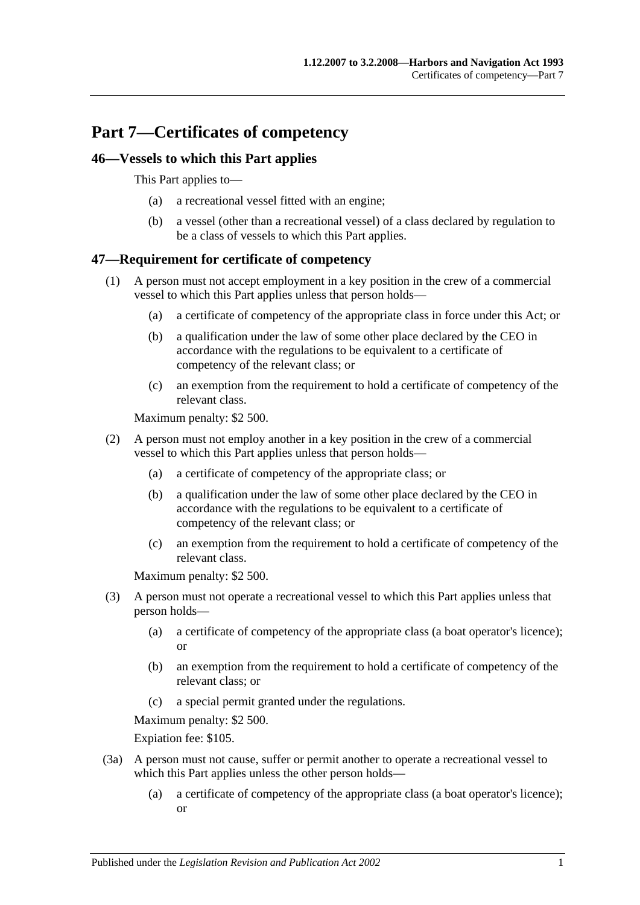# Part 7—Certificates of competency

## 46—Vessels to which this Part applies

This Part applies to—

(a) a recreational vessel fitted with an engine;

(b) a vessel (other than a recreational vessel) of a class declared by regulation to be a class of vessels to which this Part applies.

## 47—Requirement for certificate of competency

(1) A person must not accept employment in a key position in the crew of a commercial vessel to which this Part applies unless that person holds—

(a) a certificate of competency of the appropriate class in force under this Act; or

(b) a qualification under the law of some other place declared by the CEO in accordance with the regulations to be equivalent to a certificate of competency of the relevant class; or

(c) an exemption from the requirement to hold a certificate of competency of the relevant class.

Maximum penalty: $2 500.

(2) A person must not employ another in a key position in the crew of a commercial vessel to which this Part applies unless that person holds—

(a) a certificate of competency of the appropriate class; or

(b) a qualification under the law of some other place declared by the CEO in accordance with the regulations to be equivalent to a certificate of competency of the relevant class; or

(c) an exemption from the requirement to hold a certificate of competency of the relevant class.

Maximum penalty: $2 500.

(3) A person must not operate a recreational vessel to which this Part applies unless that person holds—

(a) a certificate of competency of the appropriate class (a boat operator's licence); or

(b) an exemption from the requirement to hold a certificate of competency of the relevant class; or

(c) a special permit granted under the regulations.

Maximum penalty: $2 500.

Expiation fee: $105.

(3a) A person must not cause, suffer or permit another to operate a recreational vessel to which this Part applies unless the other person holds—

(a) a certificate of competency of the appropriate class (a boat operator's licence); or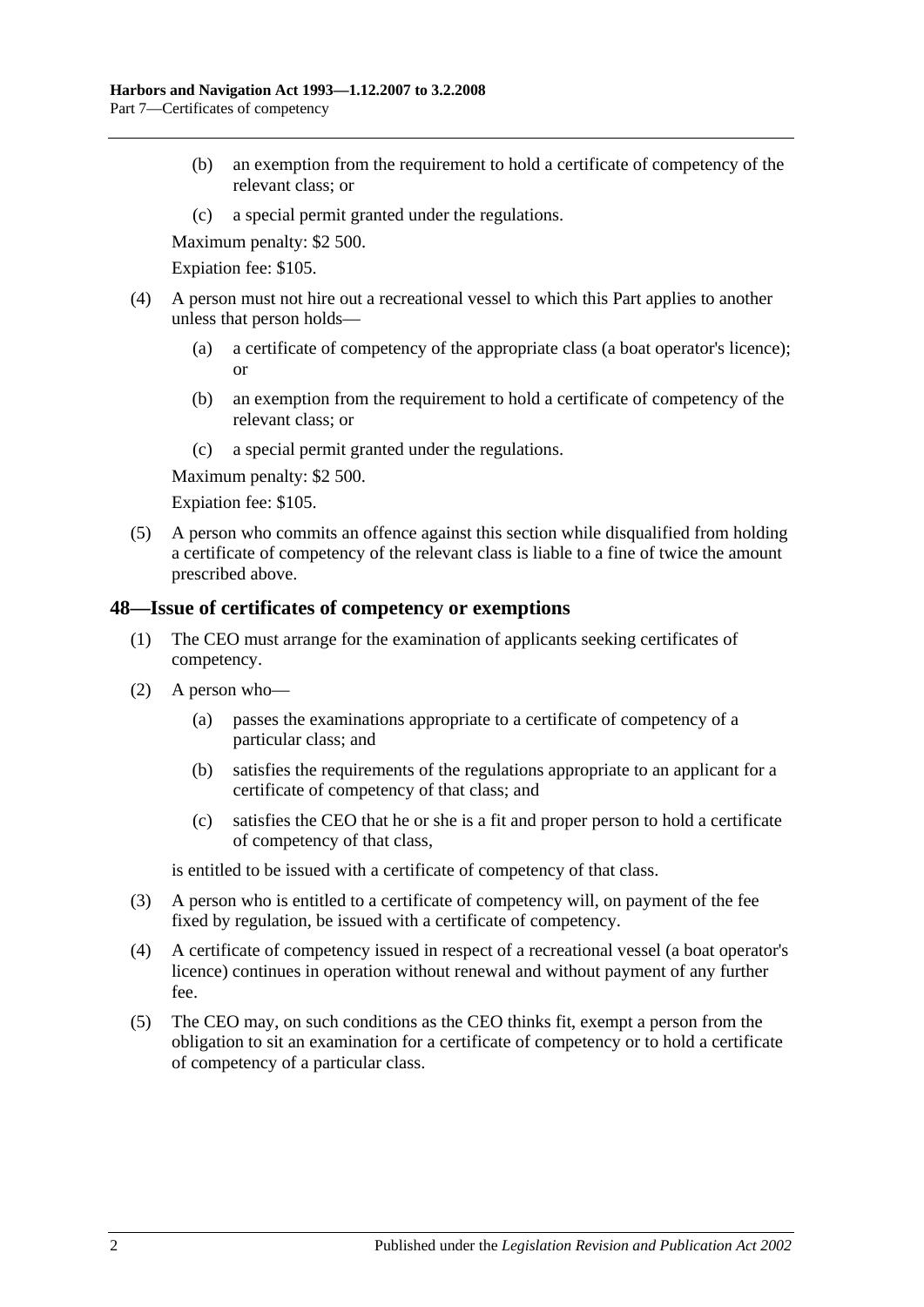(b) an exemption from the requirement to hold a certificate of competency of the relevant class; or

(c) a special permit granted under the regulations.

Maximum penalty: $2 500.

Expiation fee: $105.

(4) A person must not hire out a recreational vessel to which this Part applies to another unless that person holds—

(a) a certificate of competency of the appropriate class (a boat operator's licence); or

(b) an exemption from the requirement to hold a certificate of competency of the relevant class; or

(c) a special permit granted under the regulations.

Maximum penalty: $2 500.

Expiation fee: $105.

(5) A person who commits an offence against this section while disqualified from holding a certificate of competency of the relevant class is liable to a fine of twice the amount prescribed above.

## 48—Issue of certificates of competency or exemptions

(1) The CEO must arrange for the examination of applicants seeking certificates of competency.

(2) A person who—

(a) passes the examinations appropriate to a certificate of competency of a particular class; and

(b) satisfies the requirements of the regulations appropriate to an applicant for a certificate of competency of that class; and

(c) satisfies the CEO that he or she is a fit and proper person to hold a certificate of competency of that class,

is entitled to be issued with a certificate of competency of that class.

(3) A person who is entitled to a certificate of competency will, on payment of the fee fixed by regulation, be issued with a certificate of competency.

(4) A certificate of competency issued in respect of a recreational vessel (a boat operator's licence) continues in operation without renewal and without payment of any further fee.

(5) The CEO may, on such conditions as the CEO thinks fit, exempt a person from the obligation to sit an examination for a certificate of competency or to hold a certificate of competency of a particular class.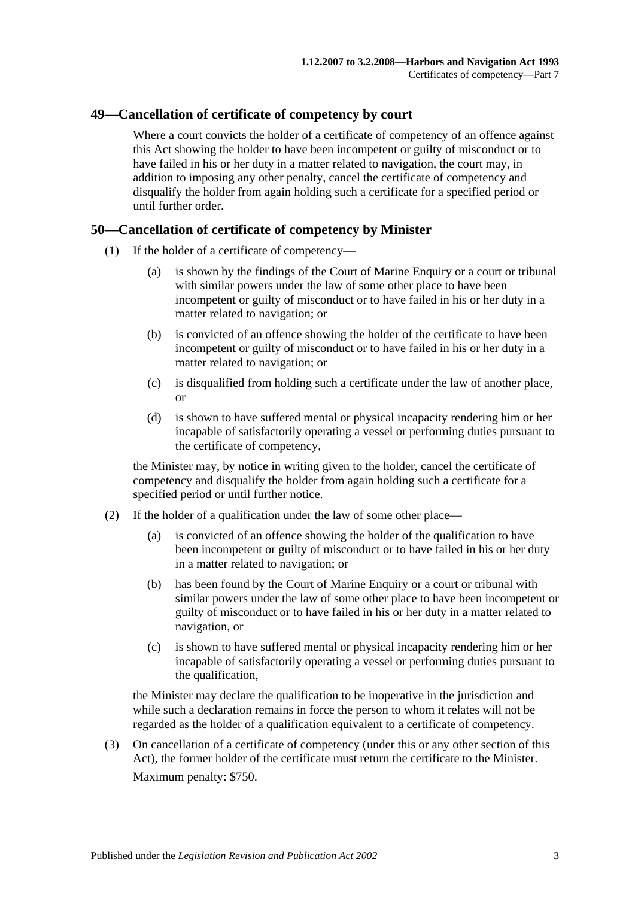## 49—Cancellation of certificate of competency by court

Where a court convicts the holder of a certificate of competency of an offence against this Act showing the holder to have been incompetent or guilty of misconduct or to have failed in his or her duty in a matter related to navigation, the court may, in addition to imposing any other penalty, cancel the certificate of competency and disqualify the holder from again holding such a certificate for a specified period or until further order.

## 50—Cancellation of certificate of competency by Minister

(1) If the holder of a certificate of competency—

(a) is shown by the findings of the Court of Marine Enquiry or a court or tribunal with similar powers under the law of some other place to have been incompetent or guilty of misconduct or to have failed in his or her duty in a matter related to navigation; or

(b) is convicted of an offence showing the holder of the certificate to have been incompetent or guilty of misconduct or to have failed in his or her duty in a matter related to navigation; or

(c) is disqualified from holding such a certificate under the law of another place, or

(d) is shown to have suffered mental or physical incapacity rendering him or her incapable of satisfactorily operating a vessel or performing duties pursuant to the certificate of competency,

the Minister may, by notice in writing given to the holder, cancel the certificate of competency and disqualify the holder from again holding such a certificate for a specified period or until further notice.

(2) If the holder of a qualification under the law of some other place—

(a) is convicted of an offence showing the holder of the qualification to have been incompetent or guilty of misconduct or to have failed in his or her duty in a matter related to navigation; or

(b) has been found by the Court of Marine Enquiry or a court or tribunal with similar powers under the law of some other place to have been incompetent or guilty of misconduct or to have failed in his or her duty in a matter related to navigation, or

(c) is shown to have suffered mental or physical incapacity rendering him or her incapable of satisfactorily operating a vessel or performing duties pursuant to the qualification,

the Minister may declare the qualification to be inoperative in the jurisdiction and while such a declaration remains in force the person to whom it relates will not be regarded as the holder of a qualification equivalent to a certificate of competency.

(3) On cancellation of a certificate of competency (under this or any other section of this Act), the former holder of the certificate must return the certificate to the Minister.

Maximum penalty: $750.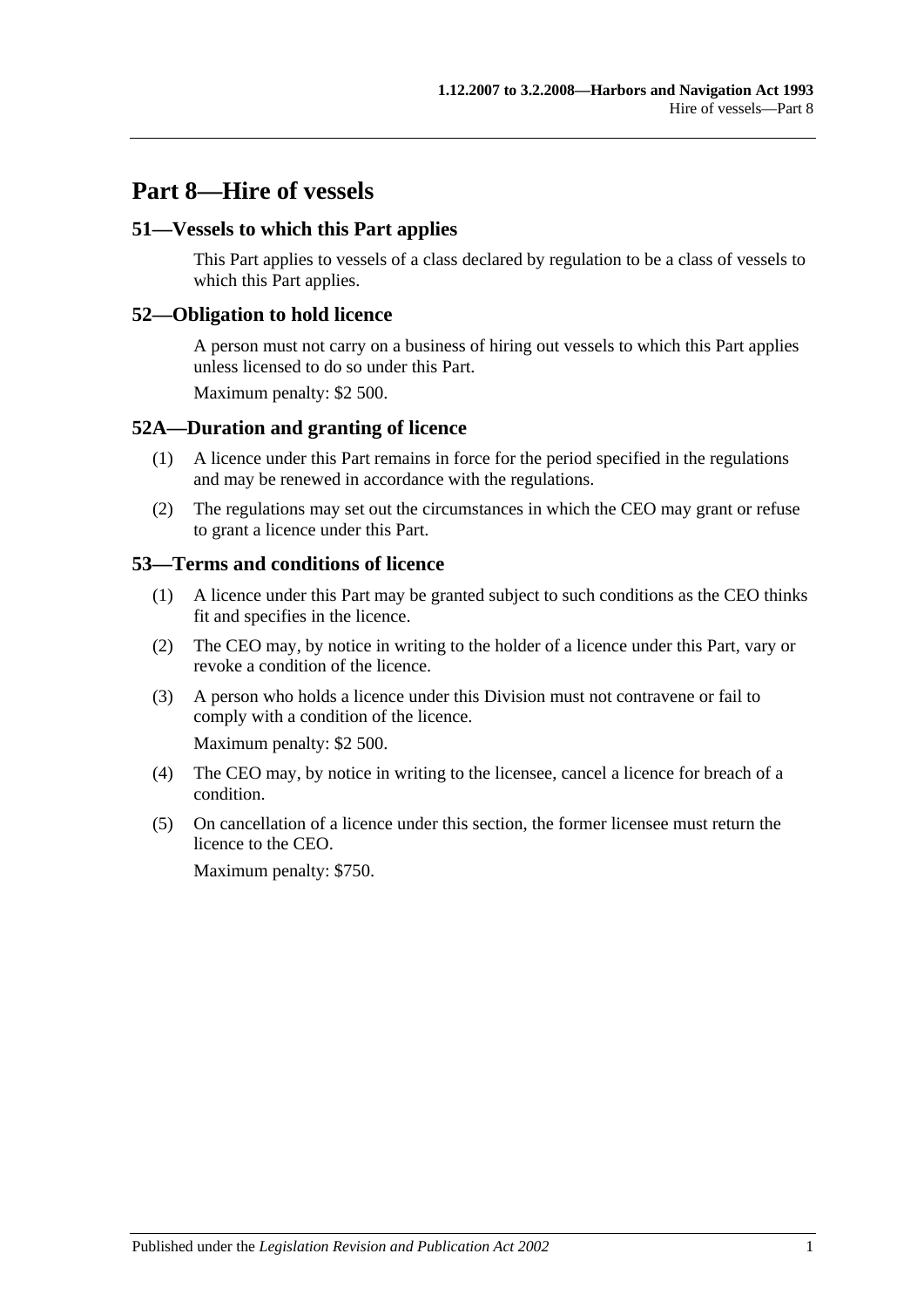## Part 8—Hire of vessels

### 51—Vessels to which this Part applies

This Part applies to vessels of a class declared by regulation to be a class of vessels to which this Part applies.

### 52—Obligation to hold licence

A person must not carry on a business of hiring out vessels to which this Part applies unless licensed to do so under this Part.

Maximum penalty: $2 500.

### 52A—Duration and granting of licence

(1) A licence under this Part remains in force for the period specified in the regulations and may be renewed in accordance with the regulations.

(2) The regulations may set out the circumstances in which the CEO may grant or refuse to grant a licence under this Part.

### 53—Terms and conditions of licence

(1) A licence under this Part may be granted subject to such conditions as the CEO thinks fit and specifies in the licence.

(2) The CEO may, by notice in writing to the holder of a licence under this Part, vary or revoke a condition of the licence.

(3) A person who holds a licence under this Division must not contravene or fail to comply with a condition of the licence.

Maximum penalty: $2 500.

(4) The CEO may, by notice in writing to the licensee, cancel a licence for breach of a condition.

(5) On cancellation of a licence under this section, the former licensee must return the licence to the CEO.

Maximum penalty: $750.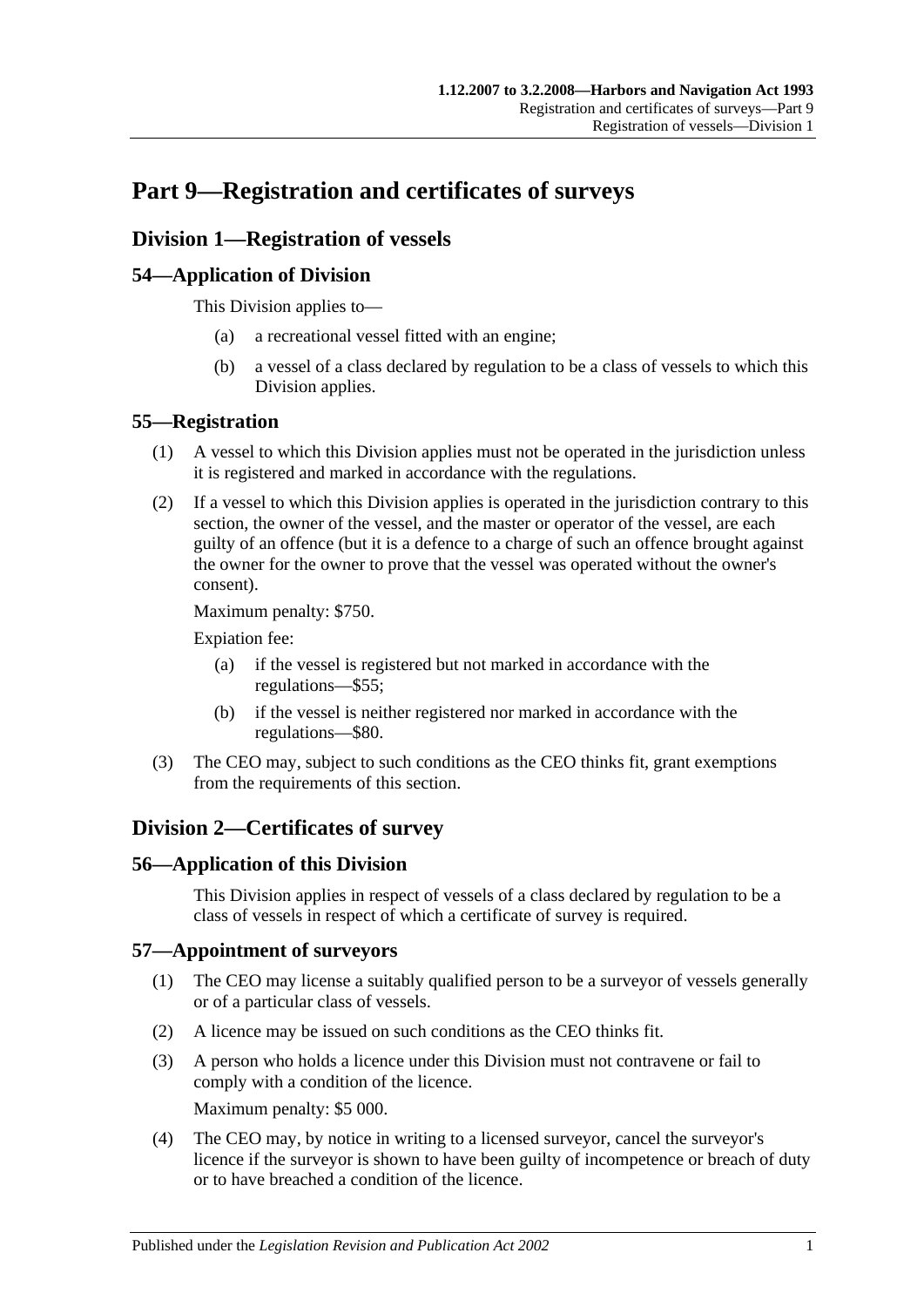# Part 9—Registration and certificates of surveys

## Division 1—Registration of vessels

### 54—Application of Division

This Division applies to—

(a) a recreational vessel fitted with an engine;

(b) a vessel of a class declared by regulation to be a class of vessels to which this Division applies.

### 55—Registration

(1) A vessel to which this Division applies must not be operated in the jurisdiction unless it is registered and marked in accordance with the regulations.

(2) If a vessel to which this Division applies is operated in the jurisdiction contrary to this section, the owner of the vessel, and the master or operator of the vessel, are each guilty of an offence (but it is a defence to a charge of such an offence brought against the owner for the owner to prove that the vessel was operated without the owner's consent).

Maximum penalty: $750.

Expiation fee:

(a) if the vessel is registered but not marked in accordance with the regulations—$55;

(b) if the vessel is neither registered nor marked in accordance with the regulations—$80.

(3) The CEO may, subject to such conditions as the CEO thinks fit, grant exemptions from the requirements of this section.

## Division 2—Certificates of survey

### 56—Application of this Division

This Division applies in respect of vessels of a class declared by regulation to be a class of vessels in respect of which a certificate of survey is required.

### 57—Appointment of surveyors

(1) The CEO may license a suitably qualified person to be a surveyor of vessels generally or of a particular class of vessels.

(2) A licence may be issued on such conditions as the CEO thinks fit.

(3) A person who holds a licence under this Division must not contravene or fail to comply with a condition of the licence.

Maximum penalty: $5 000.

(4) The CEO may, by notice in writing to a licensed surveyor, cancel the surveyor's licence if the surveyor is shown to have been guilty of incompetence or breach of duty or to have breached a condition of the licence.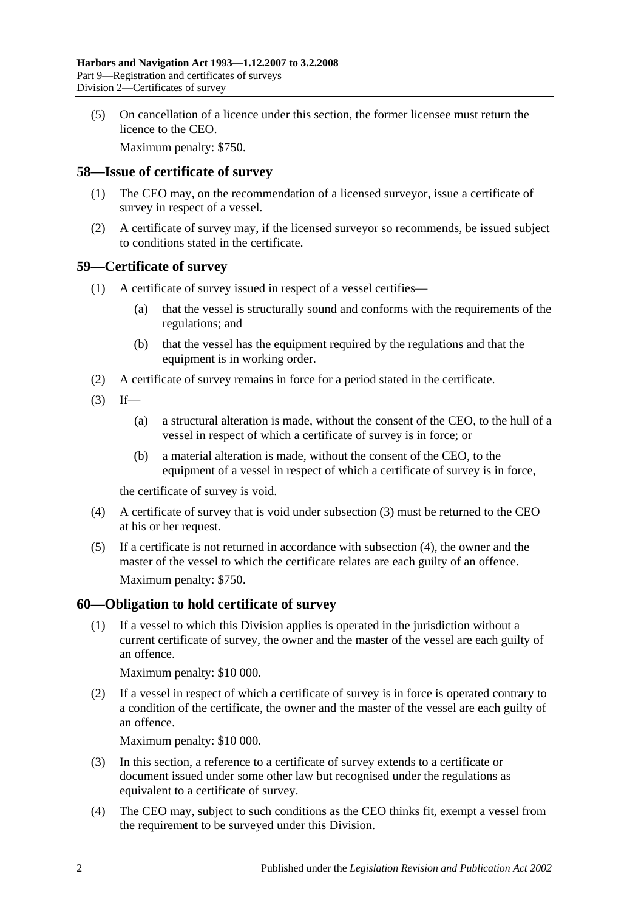(5) On cancellation of a licence under this section, the former licensee must return the licence to the CEO.

Maximum penalty: $750.

## 58—Issue of certificate of survey

(1) The CEO may, on the recommendation of a licensed surveyor, issue a certificate of survey in respect of a vessel.

(2) A certificate of survey may, if the licensed surveyor so recommends, be issued subject to conditions stated in the certificate.

## 59—Certificate of survey

(1) A certificate of survey issued in respect of a vessel certifies—

(a) that the vessel is structurally sound and conforms with the requirements of the regulations; and

(b) that the vessel has the equipment required by the regulations and that the equipment is in working order.

(2) A certificate of survey remains in force for a period stated in the certificate.

(3) If—

(a) a structural alteration is made, without the consent of the CEO, to the hull of a vessel in respect of which a certificate of survey is in force; or

(b) a material alteration is made, without the consent of the CEO, to the equipment of a vessel in respect of which a certificate of survey is in force,

the certificate of survey is void.

(4) A certificate of survey that is void under subsection (3) must be returned to the CEO at his or her request.

(5) If a certificate is not returned in accordance with subsection (4), the owner and the master of the vessel to which the certificate relates are each guilty of an offence.

Maximum penalty: $750.

## 60—Obligation to hold certificate of survey

(1) If a vessel to which this Division applies is operated in the jurisdiction without a current certificate of survey, the owner and the master of the vessel are each guilty of an offence.

Maximum penalty: $10 000.

(2) If a vessel in respect of which a certificate of survey is in force is operated contrary to a condition of the certificate, the owner and the master of the vessel are each guilty of an offence.

Maximum penalty: $10 000.

(3) In this section, a reference to a certificate of survey extends to a certificate or document issued under some other law but recognised under the regulations as equivalent to a certificate of survey.

(4) The CEO may, subject to such conditions as the CEO thinks fit, exempt a vessel from the requirement to be surveyed under this Division.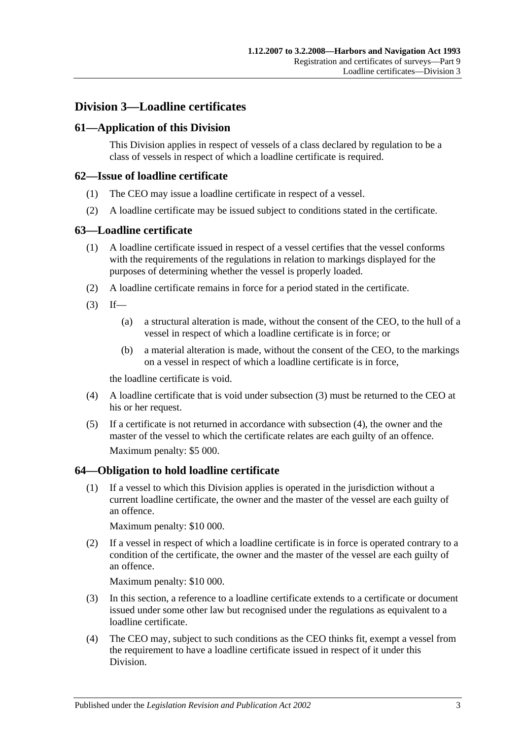## Division 3—Loadline certificates

### 61—Application of this Division

This Division applies in respect of vessels of a class declared by regulation to be a class of vessels in respect of which a loadline certificate is required.

### 62—Issue of loadline certificate

(1) The CEO may issue a loadline certificate in respect of a vessel.

(2) A loadline certificate may be issued subject to conditions stated in the certificate.

### 63—Loadline certificate

(1) A loadline certificate issued in respect of a vessel certifies that the vessel conforms with the requirements of the regulations in relation to markings displayed for the purposes of determining whether the vessel is properly loaded.

(2) A loadline certificate remains in force for a period stated in the certificate.

(3) If—

(a) a structural alteration is made, without the consent of the CEO, to the hull of a vessel in respect of which a loadline certificate is in force; or

(b) a material alteration is made, without the consent of the CEO, to the markings on a vessel in respect of which a loadline certificate is in force,

the loadline certificate is void.

(4) A loadline certificate that is void under subsection (3) must be returned to the CEO at his or her request.

(5) If a certificate is not returned in accordance with subsection (4), the owner and the master of the vessel to which the certificate relates are each guilty of an offence.

Maximum penalty: $5 000.

### 64—Obligation to hold loadline certificate

(1) If a vessel to which this Division applies is operated in the jurisdiction without a current loadline certificate, the owner and the master of the vessel are each guilty of an offence.

Maximum penalty: $10 000.

(2) If a vessel in respect of which a loadline certificate is in force is operated contrary to a condition of the certificate, the owner and the master of the vessel are each guilty of an offence.

Maximum penalty: $10 000.

(3) In this section, a reference to a loadline certificate extends to a certificate or document issued under some other law but recognised under the regulations as equivalent to a loadline certificate.

(4) The CEO may, subject to such conditions as the CEO thinks fit, exempt a vessel from the requirement to have a loadline certificate issued in respect of it under this Division.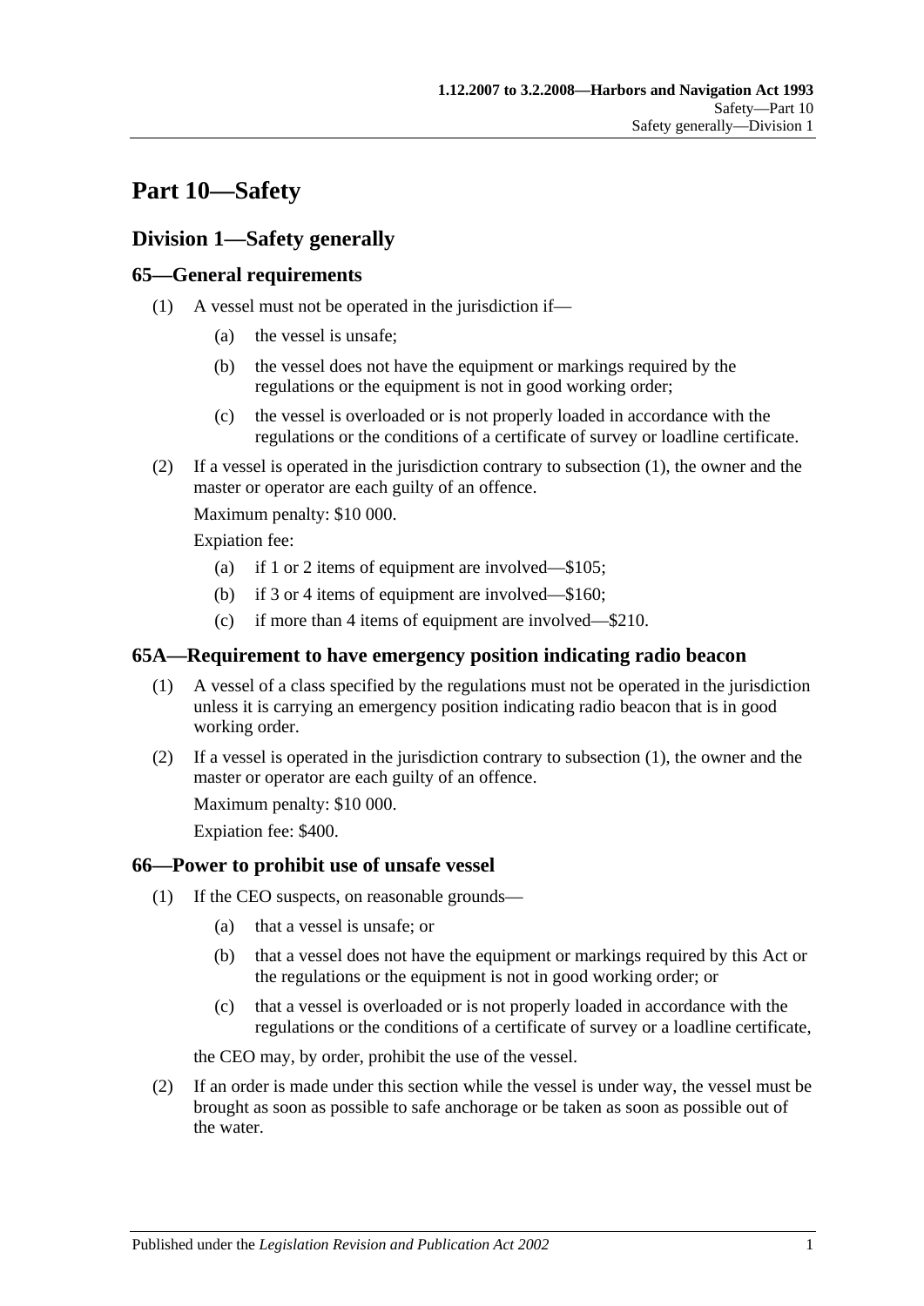# Part 10—Safety

## Division 1—Safety generally

### 65—General requirements

(1) A vessel must not be operated in the jurisdiction if—

  (a) the vessel is unsafe;

  (b) the vessel does not have the equipment or markings required by the regulations or the equipment is not in good working order;

  (c) the vessel is overloaded or is not properly loaded in accordance with the regulations or the conditions of a certificate of survey or loadline certificate.

(2) If a vessel is operated in the jurisdiction contrary to subsection (1), the owner and the master or operator are each guilty of an offence.

Maximum penalty: $10 000.

Expiation fee:

  (a) if 1 or 2 items of equipment are involved—$105;

  (b) if 3 or 4 items of equipment are involved—$160;

  (c) if more than 4 items of equipment are involved—$210.

### 65A—Requirement to have emergency position indicating radio beacon

(1) A vessel of a class specified by the regulations must not be operated in the jurisdiction unless it is carrying an emergency position indicating radio beacon that is in good working order.

(2) If a vessel is operated in the jurisdiction contrary to subsection (1), the owner and the master or operator are each guilty of an offence.

Maximum penalty: $10 000.

Expiation fee: $400.

### 66—Power to prohibit use of unsafe vessel

(1) If the CEO suspects, on reasonable grounds—

  (a) that a vessel is unsafe; or

  (b) that a vessel does not have the equipment or markings required by this Act or the regulations or the equipment is not in good working order; or

  (c) that a vessel is overloaded or is not properly loaded in accordance with the regulations or the conditions of a certificate of survey or a loadline certificate,

the CEO may, by order, prohibit the use of the vessel.

(2) If an order is made under this section while the vessel is under way, the vessel must be brought as soon as possible to safe anchorage or be taken as soon as possible out of the water.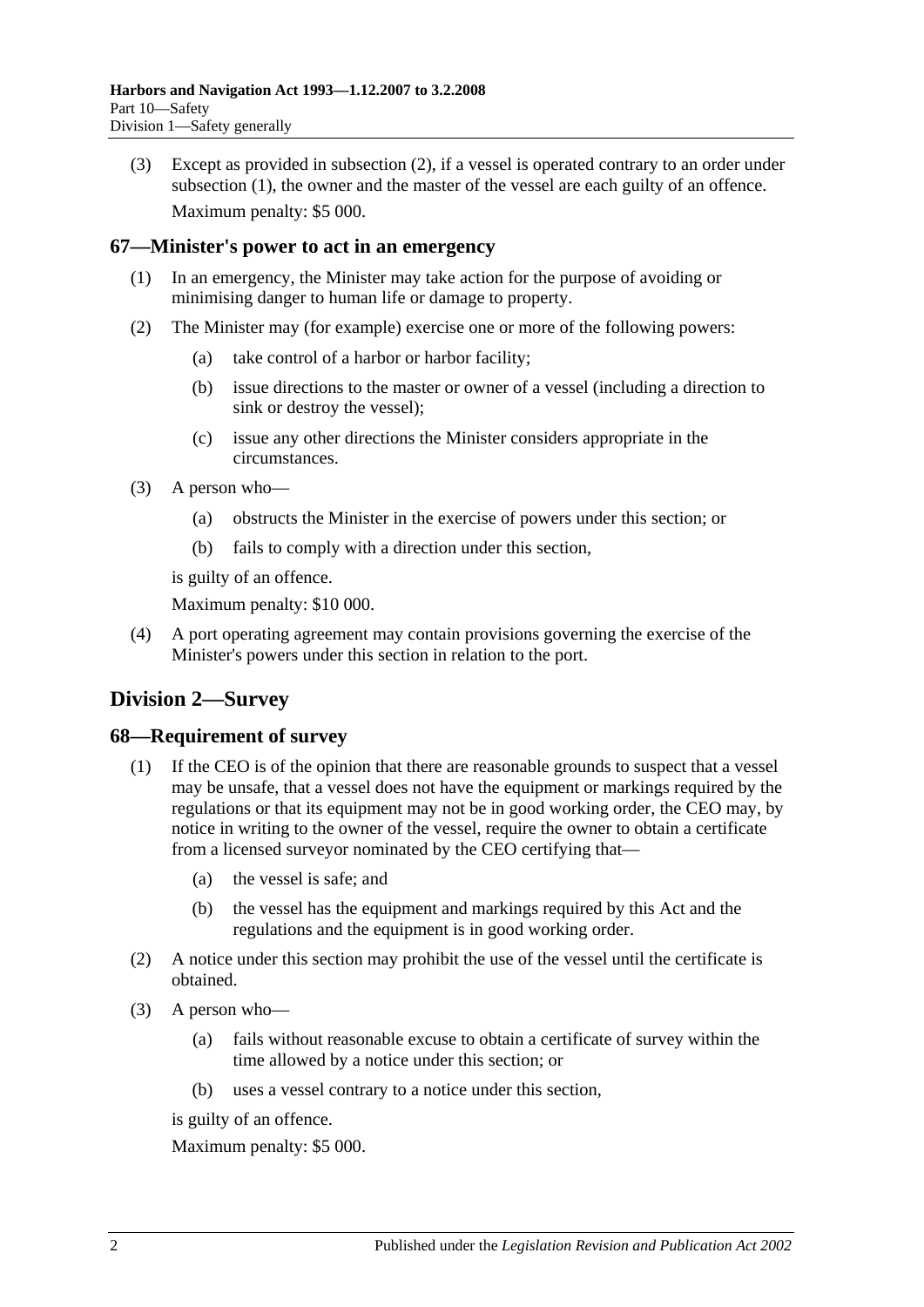(3) Except as provided in subsection (2), if a vessel is operated contrary to an order under subsection (1), the owner and the master of the vessel are each guilty of an offence.

Maximum penalty: $5 000.

### 67—Minister's power to act in an emergency

(1) In an emergency, the Minister may take action for the purpose of avoiding or minimising danger to human life or damage to property.

(2) The Minister may (for example) exercise one or more of the following powers:

(a) take control of a harbor or harbor facility;

(b) issue directions to the master or owner of a vessel (including a direction to sink or destroy the vessel);

(c) issue any other directions the Minister considers appropriate in the circumstances.

(3) A person who—

(a) obstructs the Minister in the exercise of powers under this section; or

(b) fails to comply with a direction under this section,

is guilty of an offence.

Maximum penalty: $10 000.

(4) A port operating agreement may contain provisions governing the exercise of the Minister's powers under this section in relation to the port.

## Division 2—Survey

### 68—Requirement of survey

(1) If the CEO is of the opinion that there are reasonable grounds to suspect that a vessel may be unsafe, that a vessel does not have the equipment or markings required by the regulations or that its equipment may not be in good working order, the CEO may, by notice in writing to the owner of the vessel, require the owner to obtain a certificate from a licensed surveyor nominated by the CEO certifying that—

(a) the vessel is safe; and

(b) the vessel has the equipment and markings required by this Act and the regulations and the equipment is in good working order.

(2) A notice under this section may prohibit the use of the vessel until the certificate is obtained.

(3) A person who—

(a) fails without reasonable excuse to obtain a certificate of survey within the time allowed by a notice under this section; or

(b) uses a vessel contrary to a notice under this section,

is guilty of an offence.

Maximum penalty: $5 000.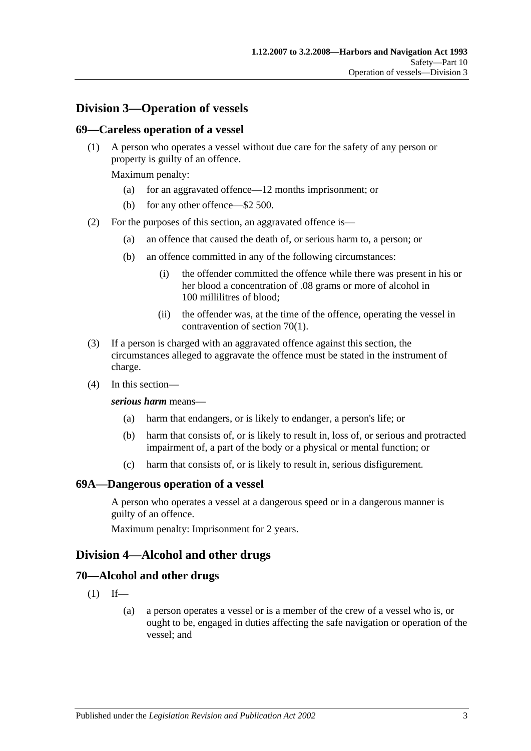## Division 3—Operation of vessels

### 69—Careless operation of a vessel

(1) A person who operates a vessel without due care for the safety of any person or property is guilty of an offence.

Maximum penalty:

(a) for an aggravated offence—12 months imprisonment; or

(b) for any other offence—$2 500.

(2) For the purposes of this section, an aggravated offence is—

(a) an offence that caused the death of, or serious harm to, a person; or

(b) an offence committed in any of the following circumstances:

(i) the offender committed the offence while there was present in his or her blood a concentration of .08 grams or more of alcohol in 100 millilitres of blood;

(ii) the offender was, at the time of the offence, operating the vessel in contravention of section 70(1).

(3) If a person is charged with an aggravated offence against this section, the circumstances alleged to aggravate the offence must be stated in the instrument of charge.

(4) In this section—

***serious harm*** means—

(a) harm that endangers, or is likely to endanger, a person's life; or

(b) harm that consists of, or is likely to result in, loss of, or serious and protracted impairment of, a part of the body or a physical or mental function; or

(c) harm that consists of, or is likely to result in, serious disfigurement.

### 69A—Dangerous operation of a vessel

A person who operates a vessel at a dangerous speed or in a dangerous manner is guilty of an offence.

Maximum penalty: Imprisonment for 2 years.

## Division 4—Alcohol and other drugs

### 70—Alcohol and other drugs

(1) If—

(a) a person operates a vessel or is a member of the crew of a vessel who is, or ought to be, engaged in duties affecting the safe navigation or operation of the vessel; and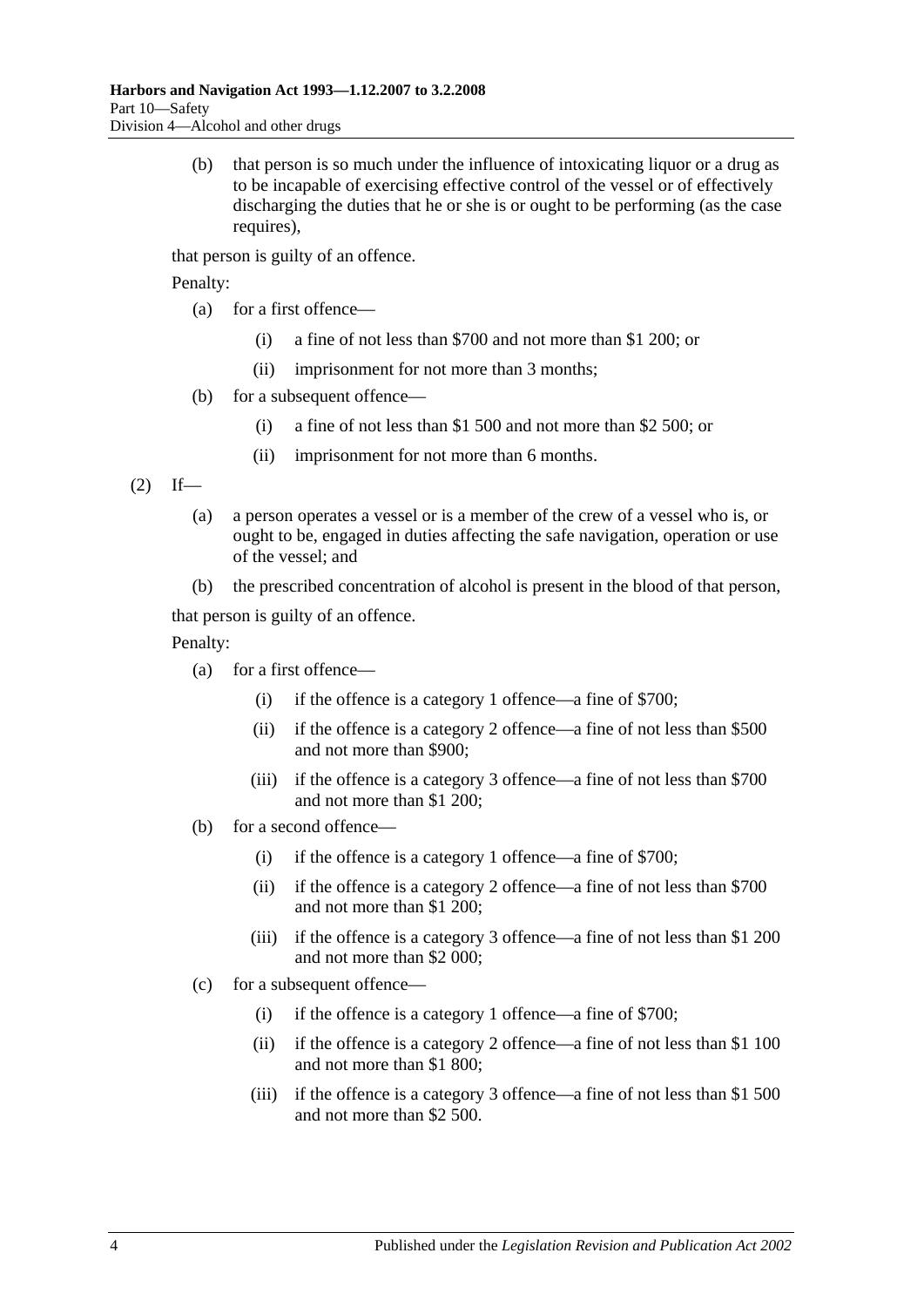(b) that person is so much under the influence of intoxicating liquor or a drug as to be incapable of exercising effective control of the vessel or of effectively discharging the duties that he or she is or ought to be performing (as the case requires),

that person is guilty of an offence.

Penalty:

- (a) for a first offence—
  - (i) a fine of not less than $700 and not more than $1 200; or
  - (ii) imprisonment for not more than 3 months;
- (b) for a subsequent offence—
  - (i) a fine of not less than $1 500 and not more than $2 500; or
  - (ii) imprisonment for not more than 6 months.

(2) If—

- (a) a person operates a vessel or is a member of the crew of a vessel who is, or ought to be, engaged in duties affecting the safe navigation, operation or use of the vessel; and
- (b) the prescribed concentration of alcohol is present in the blood of that person,

that person is guilty of an offence.

Penalty:

- (a) for a first offence—
  - (i) if the offence is a category 1 offence—a fine of $700;
  - (ii) if the offence is a category 2 offence—a fine of not less than $500 and not more than $900;
  - (iii) if the offence is a category 3 offence—a fine of not less than $700 and not more than $1 200;
- (b) for a second offence—
  - (i) if the offence is a category 1 offence—a fine of $700;
  - (ii) if the offence is a category 2 offence—a fine of not less than $700 and not more than $1 200;
  - (iii) if the offence is a category 3 offence—a fine of not less than $1 200 and not more than $2 000;
- (c) for a subsequent offence—
  - (i) if the offence is a category 1 offence—a fine of $700;
  - (ii) if the offence is a category 2 offence—a fine of not less than $1 100 and not more than $1 800;
  - (iii) if the offence is a category 3 offence—a fine of not less than $1 500 and not more than $2 500.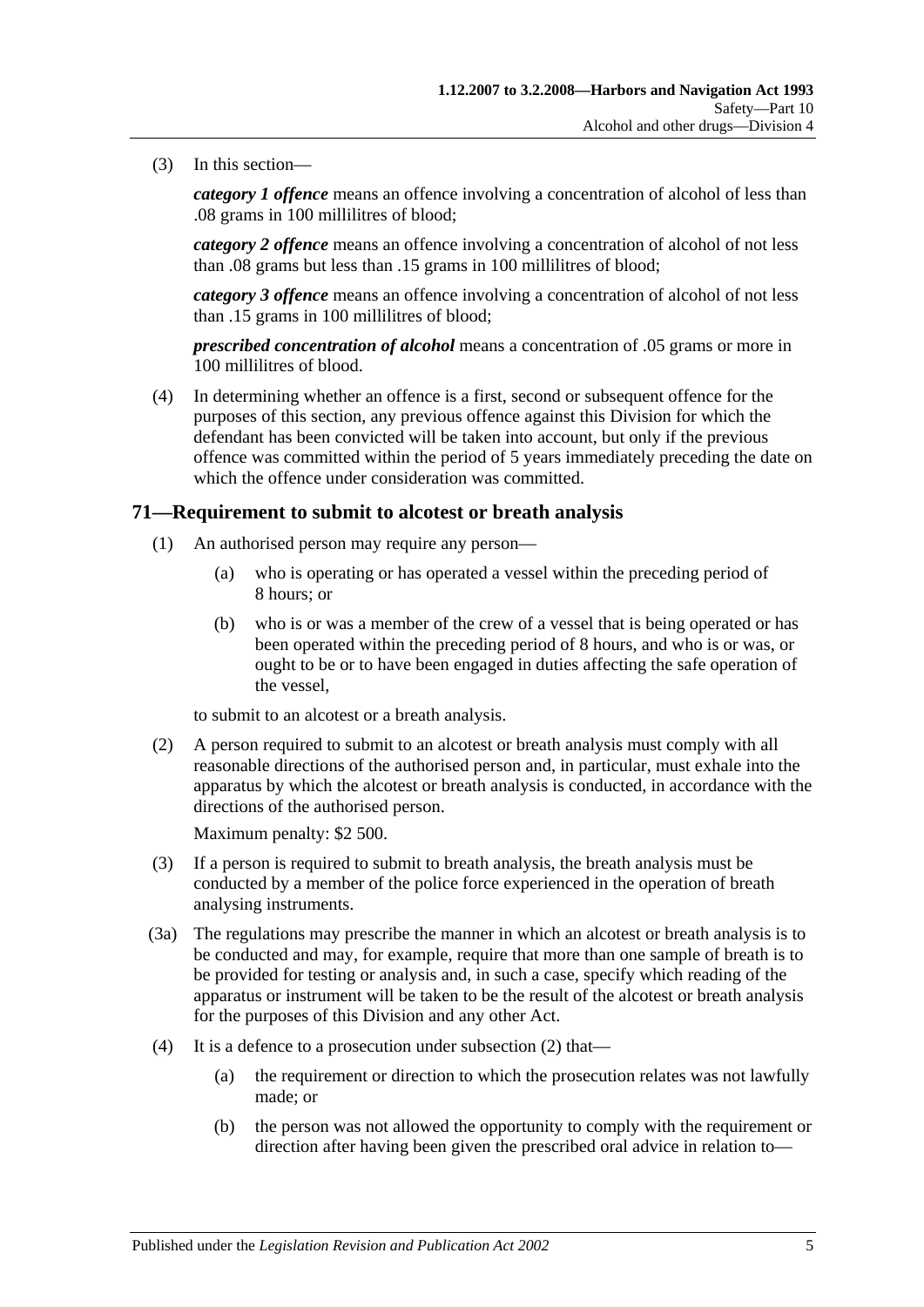(3) In this section—

***category 1 offence*** means an offence involving a concentration of alcohol of less than .08 grams in 100 millilitres of blood;

***category 2 offence*** means an offence involving a concentration of alcohol of not less than .08 grams but less than .15 grams in 100 millilitres of blood;

***category 3 offence*** means an offence involving a concentration of alcohol of not less than .15 grams in 100 millilitres of blood;

***prescribed concentration of alcohol*** means a concentration of .05 grams or more in 100 millilitres of blood.

(4) In determining whether an offence is a first, second or subsequent offence for the purposes of this section, any previous offence against this Division for which the defendant has been convicted will be taken into account, but only if the previous offence was committed within the period of 5 years immediately preceding the date on which the offence under consideration was committed.

## 71—Requirement to submit to alcotest or breath analysis

(1) An authorised person may require any person—

(a) who is operating or has operated a vessel within the preceding period of 8 hours; or

(b) who is or was a member of the crew of a vessel that is being operated or has been operated within the preceding period of 8 hours, and who is or was, or ought to be or to have been engaged in duties affecting the safe operation of the vessel,

to submit to an alcotest or a breath analysis.

(2) A person required to submit to an alcotest or breath analysis must comply with all reasonable directions of the authorised person and, in particular, must exhale into the apparatus by which the alcotest or breath analysis is conducted, in accordance with the directions of the authorised person.

Maximum penalty: $2 500.

(3) If a person is required to submit to breath analysis, the breath analysis must be conducted by a member of the police force experienced in the operation of breath analysing instruments.

(3a) The regulations may prescribe the manner in which an alcotest or breath analysis is to be conducted and may, for example, require that more than one sample of breath is to be provided for testing or analysis and, in such a case, specify which reading of the apparatus or instrument will be taken to be the result of the alcotest or breath analysis for the purposes of this Division and any other Act.

(4) It is a defence to a prosecution under subsection (2) that—

(a) the requirement or direction to which the prosecution relates was not lawfully made; or

(b) the person was not allowed the opportunity to comply with the requirement or direction after having been given the prescribed oral advice in relation to—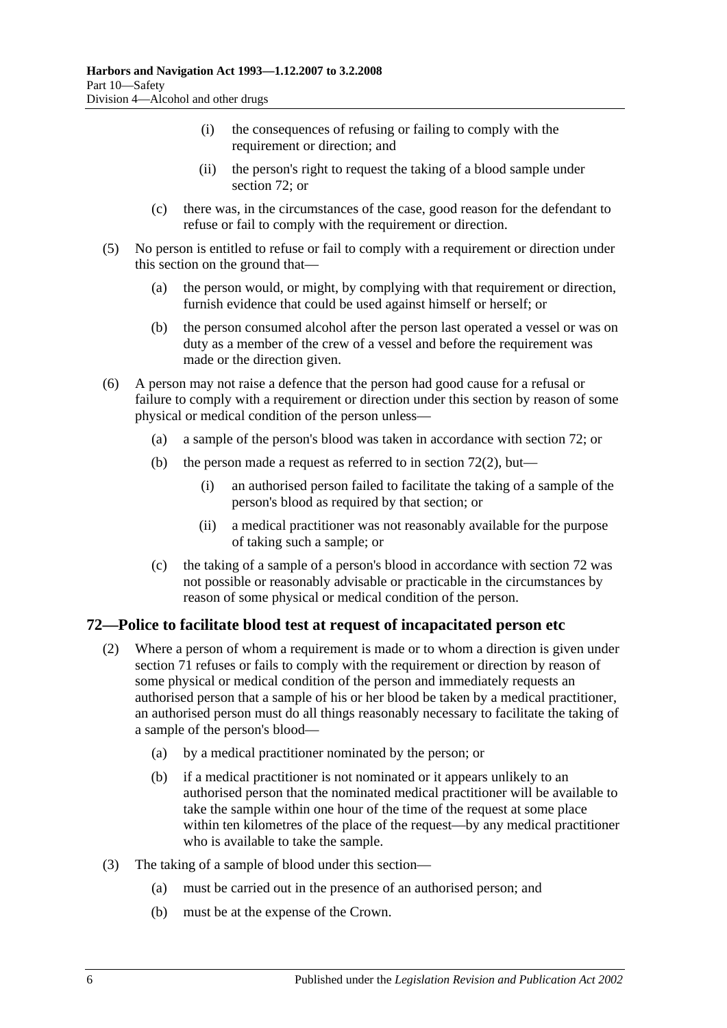(i) the consequences of refusing or failing to comply with the requirement or direction; and

(ii) the person's right to request the taking of a blood sample under section 72; or

(c) there was, in the circumstances of the case, good reason for the defendant to refuse or fail to comply with the requirement or direction.

(5) No person is entitled to refuse or fail to comply with a requirement or direction under this section on the ground that—

(a) the person would, or might, by complying with that requirement or direction, furnish evidence that could be used against himself or herself; or

(b) the person consumed alcohol after the person last operated a vessel or was on duty as a member of the crew of a vessel and before the requirement was made or the direction given.

(6) A person may not raise a defence that the person had good cause for a refusal or failure to comply with a requirement or direction under this section by reason of some physical or medical condition of the person unless—

(a) a sample of the person's blood was taken in accordance with section 72; or

(b) the person made a request as referred to in section 72(2), but—

(i) an authorised person failed to facilitate the taking of a sample of the person's blood as required by that section; or

(ii) a medical practitioner was not reasonably available for the purpose of taking such a sample; or

(c) the taking of a sample of a person's blood in accordance with section 72 was not possible or reasonably advisable or practicable in the circumstances by reason of some physical or medical condition of the person.

## 72—Police to facilitate blood test at request of incapacitated person etc

(2) Where a person of whom a requirement is made or to whom a direction is given under section 71 refuses or fails to comply with the requirement or direction by reason of some physical or medical condition of the person and immediately requests an authorised person that a sample of his or her blood be taken by a medical practitioner, an authorised person must do all things reasonably necessary to facilitate the taking of a sample of the person's blood—

(a) by a medical practitioner nominated by the person; or

(b) if a medical practitioner is not nominated or it appears unlikely to an authorised person that the nominated medical practitioner will be available to take the sample within one hour of the time of the request at some place within ten kilometres of the place of the request—by any medical practitioner who is available to take the sample.

(3) The taking of a sample of blood under this section—

(a) must be carried out in the presence of an authorised person; and

(b) must be at the expense of the Crown.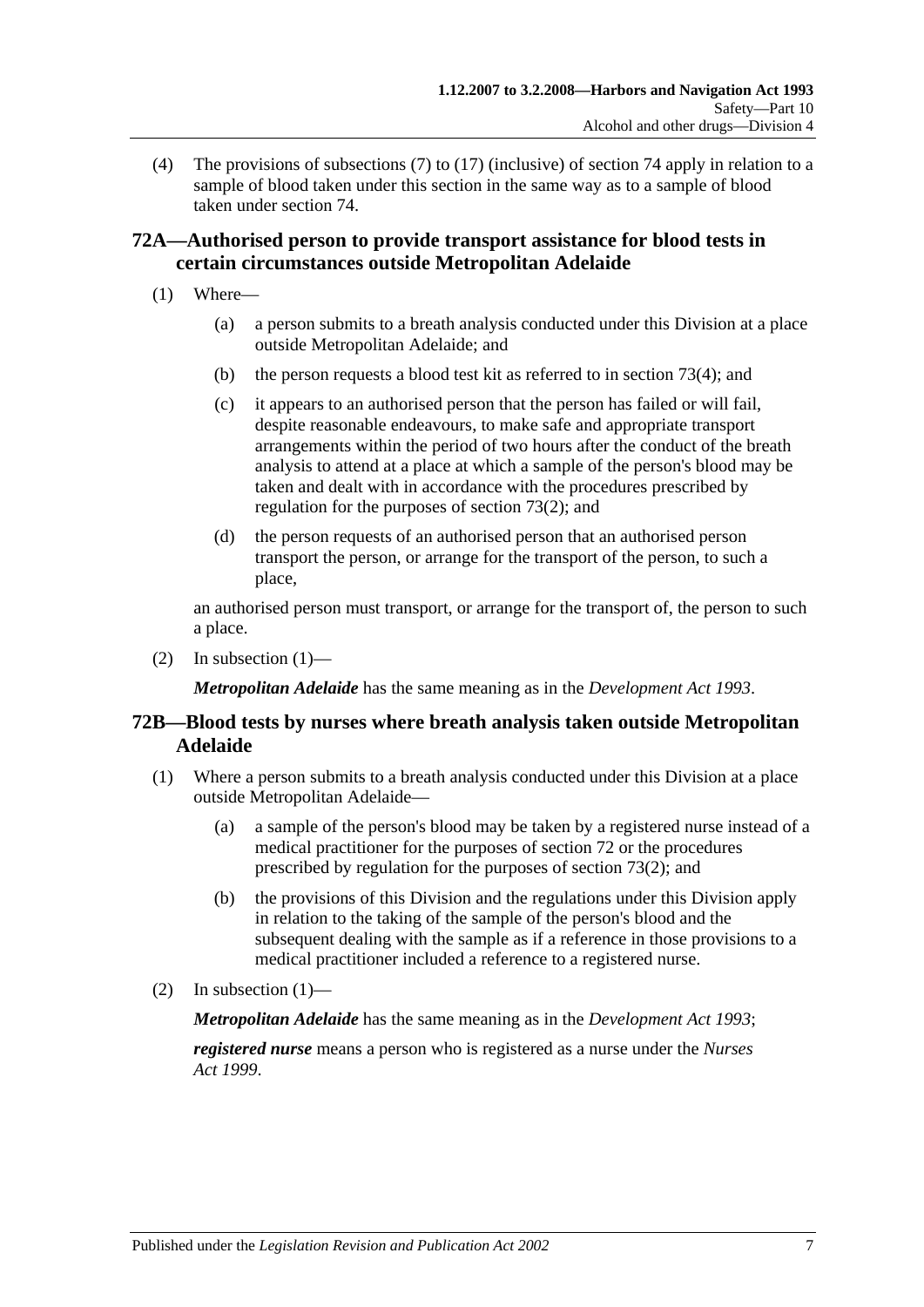(4) The provisions of subsections (7) to (17) (inclusive) of section 74 apply in relation to a sample of blood taken under this section in the same way as to a sample of blood taken under section 74.

## 72A—Authorised person to provide transport assistance for blood tests in certain circumstances outside Metropolitan Adelaide

(1) Where—

(a) a person submits to a breath analysis conducted under this Division at a place outside Metropolitan Adelaide; and

(b) the person requests a blood test kit as referred to in section 73(4); and

(c) it appears to an authorised person that the person has failed or will fail, despite reasonable endeavours, to make safe and appropriate transport arrangements within the period of two hours after the conduct of the breath analysis to attend at a place at which a sample of the person's blood may be taken and dealt with in accordance with the procedures prescribed by regulation for the purposes of section 73(2); and

(d) the person requests of an authorised person that an authorised person transport the person, or arrange for the transport of the person, to such a place,

an authorised person must transport, or arrange for the transport of, the person to such a place.

(2) In subsection (1)—

***Metropolitan Adelaide*** has the same meaning as in the *Development Act 1993*.

## 72B—Blood tests by nurses where breath analysis taken outside Metropolitan Adelaide

(1) Where a person submits to a breath analysis conducted under this Division at a place outside Metropolitan Adelaide—

(a) a sample of the person's blood may be taken by a registered nurse instead of a medical practitioner for the purposes of section 72 or the procedures prescribed by regulation for the purposes of section 73(2); and

(b) the provisions of this Division and the regulations under this Division apply in relation to the taking of the sample of the person's blood and the subsequent dealing with the sample as if a reference in those provisions to a medical practitioner included a reference to a registered nurse.

(2) In subsection (1)—

***Metropolitan Adelaide*** has the same meaning as in the *Development Act 1993*;

***registered nurse*** means a person who is registered as a nurse under the *Nurses Act 1999*.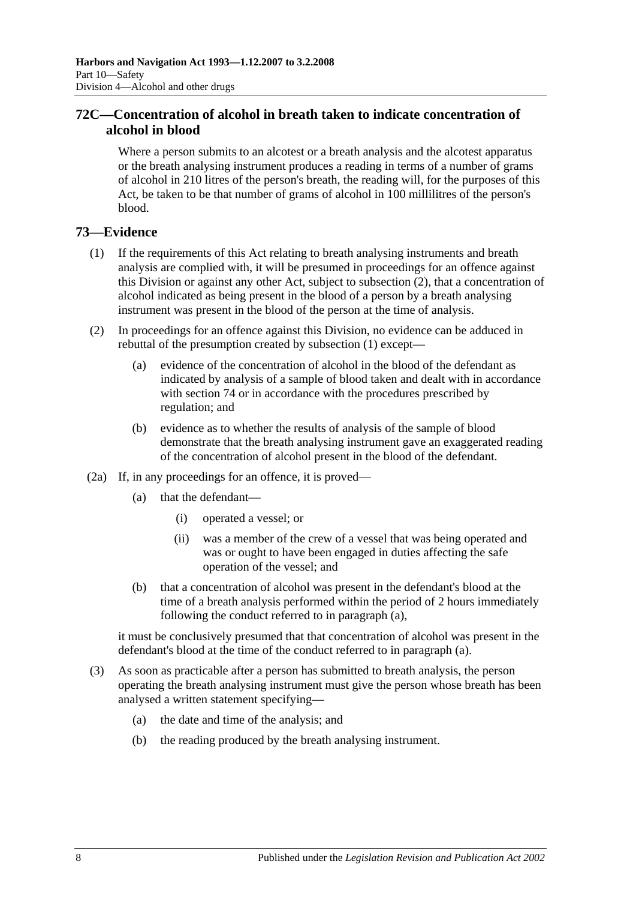## 72C—Concentration of alcohol in breath taken to indicate concentration of alcohol in blood

Where a person submits to an alcotest or a breath analysis and the alcotest apparatus or the breath analysing instrument produces a reading in terms of a number of grams of alcohol in 210 litres of the person's breath, the reading will, for the purposes of this Act, be taken to be that number of grams of alcohol in 100 millilitres of the person's blood.

## 73—Evidence

(1) If the requirements of this Act relating to breath analysing instruments and breath analysis are complied with, it will be presumed in proceedings for an offence against this Division or against any other Act, subject to subsection (2), that a concentration of alcohol indicated as being present in the blood of a person by a breath analysing instrument was present in the blood of the person at the time of analysis.

(2) In proceedings for an offence against this Division, no evidence can be adduced in rebuttal of the presumption created by subsection (1) except—

- (a) evidence of the concentration of alcohol in the blood of the defendant as indicated by analysis of a sample of blood taken and dealt with in accordance with section 74 or in accordance with the procedures prescribed by regulation; and
- (b) evidence as to whether the results of analysis of the sample of blood demonstrate that the breath analysing instrument gave an exaggerated reading of the concentration of alcohol present in the blood of the defendant.

(2a) If, in any proceedings for an offence, it is proved—

- (a) that the defendant—
  - (i) operated a vessel; or
  - (ii) was a member of the crew of a vessel that was being operated and was or ought to have been engaged in duties affecting the safe operation of the vessel; and
- (b) that a concentration of alcohol was present in the defendant's blood at the time of a breath analysis performed within the period of 2 hours immediately following the conduct referred to in paragraph (a),

it must be conclusively presumed that that concentration of alcohol was present in the defendant's blood at the time of the conduct referred to in paragraph (a).

(3) As soon as practicable after a person has submitted to breath analysis, the person operating the breath analysing instrument must give the person whose breath has been analysed a written statement specifying—

- (a) the date and time of the analysis; and
- (b) the reading produced by the breath analysing instrument.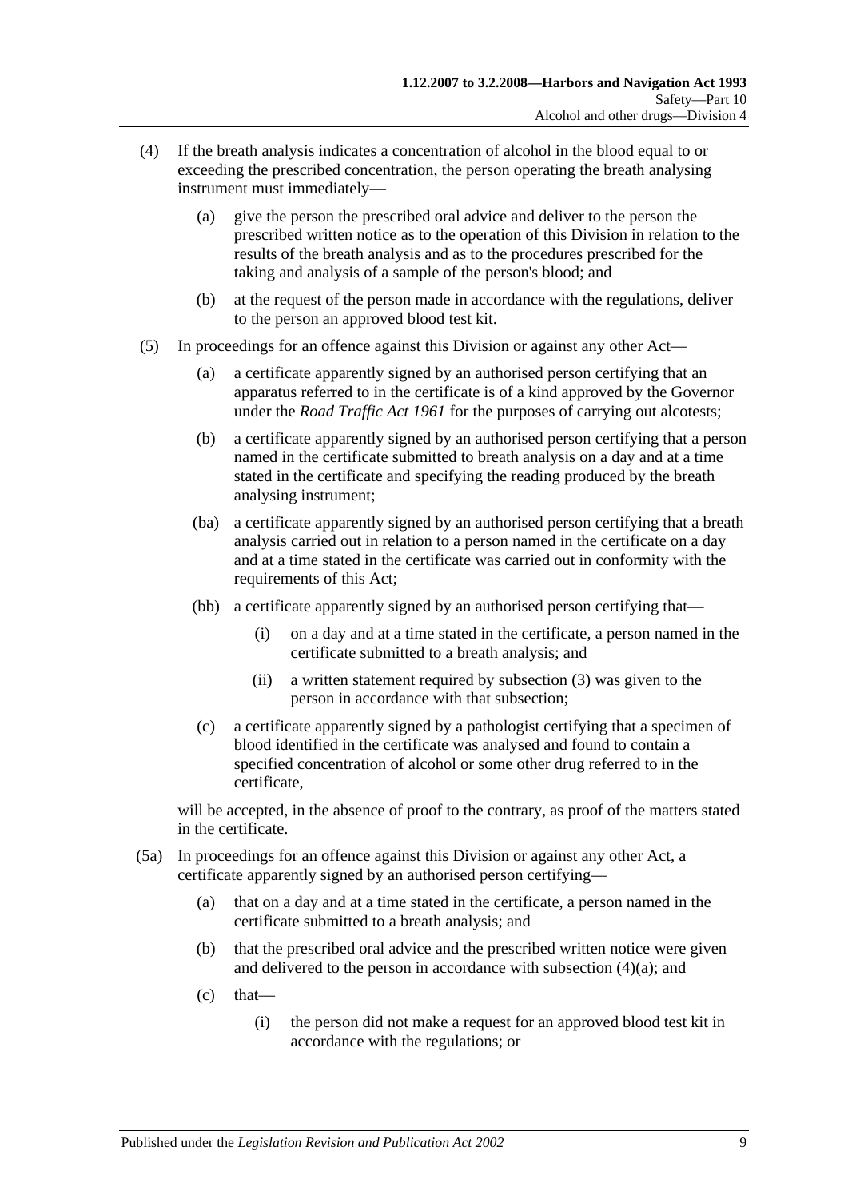(4) If the breath analysis indicates a concentration of alcohol in the blood equal to or exceeding the prescribed concentration, the person operating the breath analysing instrument must immediately—

(a) give the person the prescribed oral advice and deliver to the person the prescribed written notice as to the operation of this Division in relation to the results of the breath analysis and as to the procedures prescribed for the taking and analysis of a sample of the person's blood; and

(b) at the request of the person made in accordance with the regulations, deliver to the person an approved blood test kit.

(5) In proceedings for an offence against this Division or against any other Act—

(a) a certificate apparently signed by an authorised person certifying that an apparatus referred to in the certificate is of a kind approved by the Governor under the *Road Traffic Act 1961* for the purposes of carrying out alcotests;

(b) a certificate apparently signed by an authorised person certifying that a person named in the certificate submitted to breath analysis on a day and at a time stated in the certificate and specifying the reading produced by the breath analysing instrument;

(ba) a certificate apparently signed by an authorised person certifying that a breath analysis carried out in relation to a person named in the certificate on a day and at a time stated in the certificate was carried out in conformity with the requirements of this Act;

(bb) a certificate apparently signed by an authorised person certifying that—

(i) on a day and at a time stated in the certificate, a person named in the certificate submitted to a breath analysis; and

(ii) a written statement required by subsection (3) was given to the person in accordance with that subsection;

(c) a certificate apparently signed by a pathologist certifying that a specimen of blood identified in the certificate was analysed and found to contain a specified concentration of alcohol or some other drug referred to in the certificate,

will be accepted, in the absence of proof to the contrary, as proof of the matters stated in the certificate.

(5a) In proceedings for an offence against this Division or against any other Act, a certificate apparently signed by an authorised person certifying—

(a) that on a day and at a time stated in the certificate, a person named in the certificate submitted to a breath analysis; and

(b) that the prescribed oral advice and the prescribed written notice were given and delivered to the person in accordance with subsection (4)(a); and

(c) that—

(i) the person did not make a request for an approved blood test kit in accordance with the regulations; or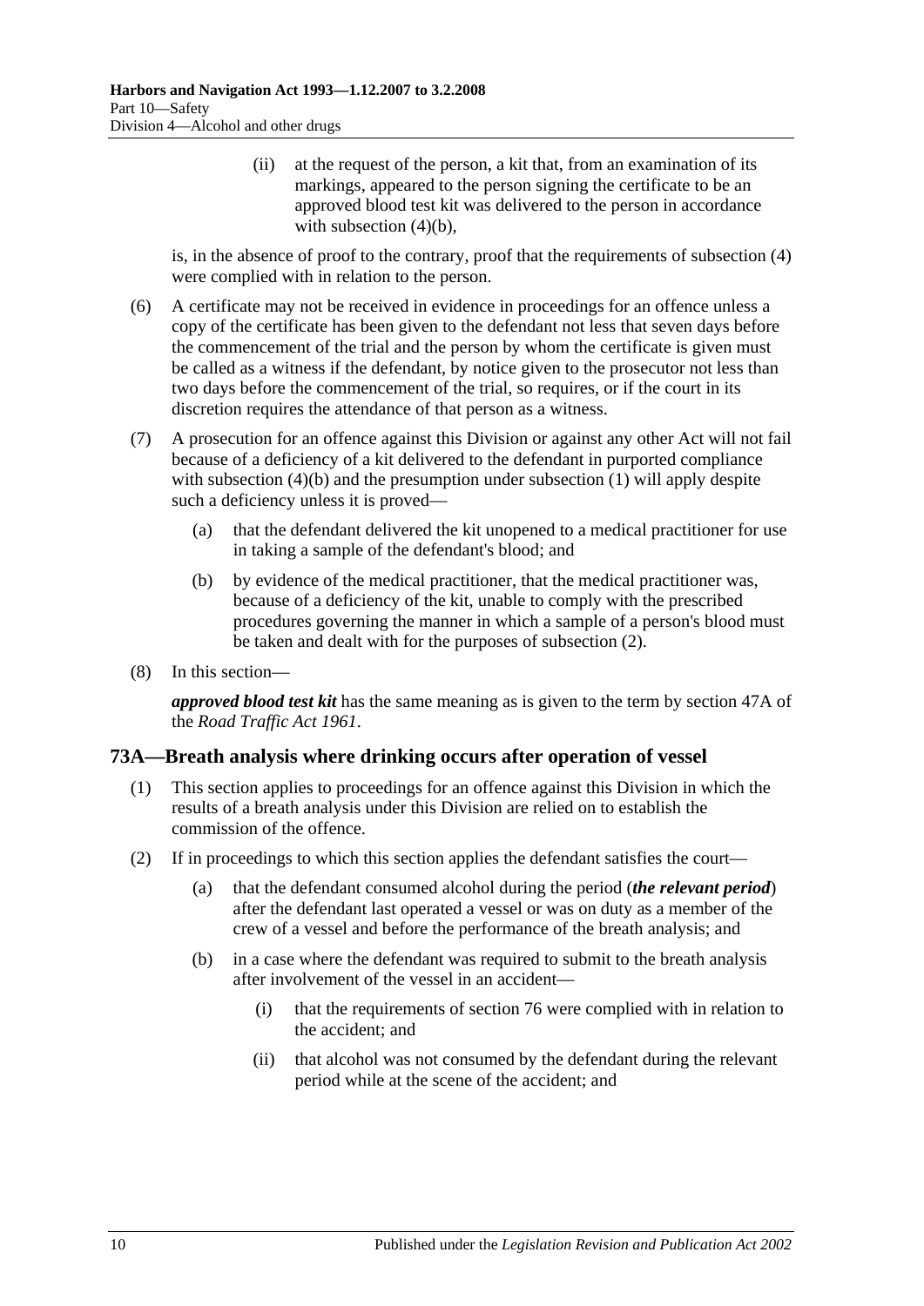(ii) at the request of the person, a kit that, from an examination of its markings, appeared to the person signing the certificate to be an approved blood test kit was delivered to the person in accordance with subsection (4)(b),

is, in the absence of proof to the contrary, proof that the requirements of subsection (4) were complied with in relation to the person.

(6) A certificate may not be received in evidence in proceedings for an offence unless a copy of the certificate has been given to the defendant not less that seven days before the commencement of the trial and the person by whom the certificate is given must be called as a witness if the defendant, by notice given to the prosecutor not less than two days before the commencement of the trial, so requires, or if the court in its discretion requires the attendance of that person as a witness.

(7) A prosecution for an offence against this Division or against any other Act will not fail because of a deficiency of a kit delivered to the defendant in purported compliance with subsection (4)(b) and the presumption under subsection (1) will apply despite such a deficiency unless it is proved—

(a) that the defendant delivered the kit unopened to a medical practitioner for use in taking a sample of the defendant's blood; and

(b) by evidence of the medical practitioner, that the medical practitioner was, because of a deficiency of the kit, unable to comply with the prescribed procedures governing the manner in which a sample of a person's blood must be taken and dealt with for the purposes of subsection (2).

(8) In this section—

***approved blood test kit*** has the same meaning as is given to the term by section 47A of the *Road Traffic Act 1961*.

## 73A—Breath analysis where drinking occurs after operation of vessel

(1) This section applies to proceedings for an offence against this Division in which the results of a breath analysis under this Division are relied on to establish the commission of the offence.

(2) If in proceedings to which this section applies the defendant satisfies the court—

(a) that the defendant consumed alcohol during the period (***the relevant period***) after the defendant last operated a vessel or was on duty as a member of the crew of a vessel and before the performance of the breath analysis; and

(b) in a case where the defendant was required to submit to the breath analysis after involvement of the vessel in an accident—

(i) that the requirements of section 76 were complied with in relation to the accident; and

(ii) that alcohol was not consumed by the defendant during the relevant period while at the scene of the accident; and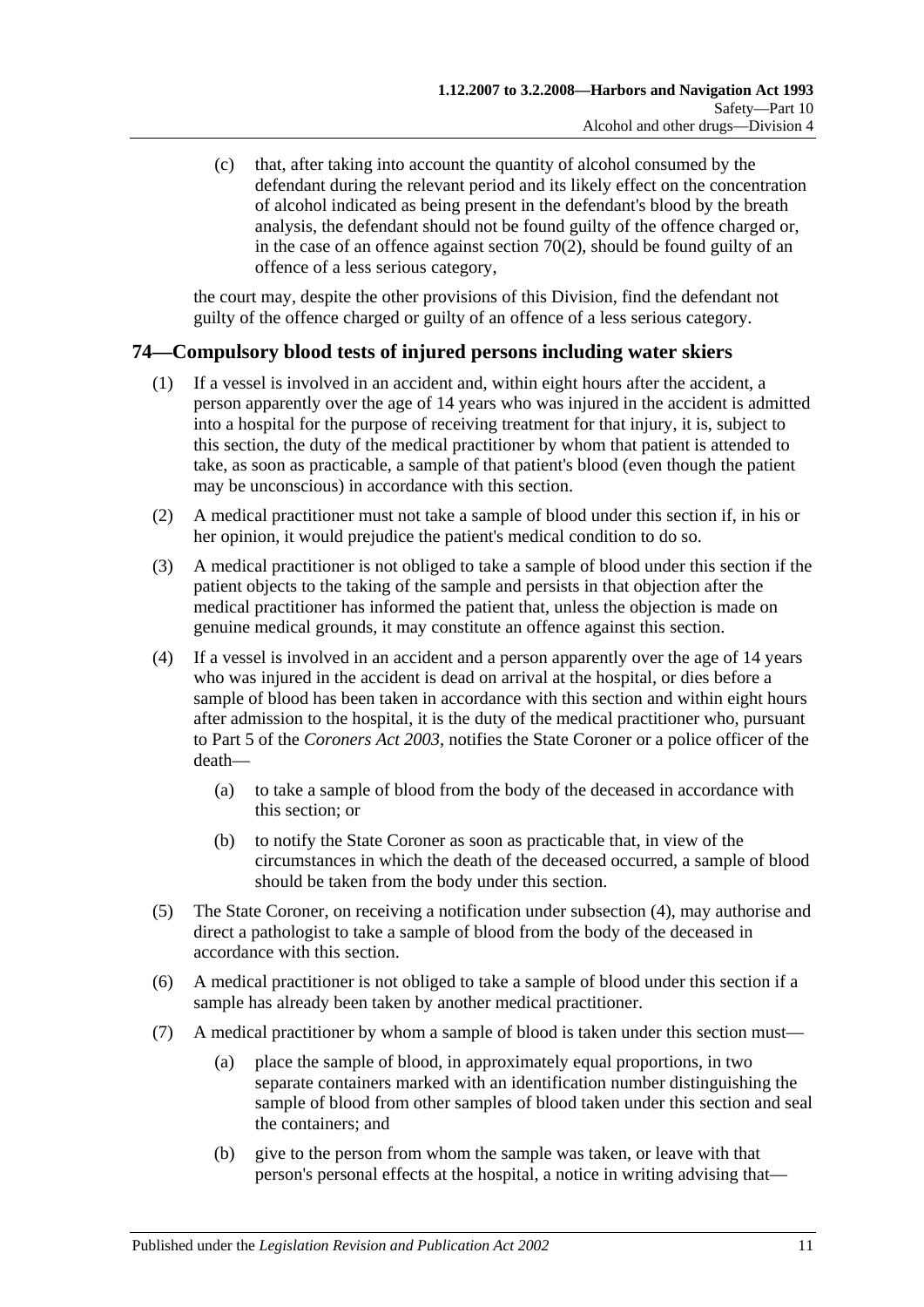(c) that, after taking into account the quantity of alcohol consumed by the defendant during the relevant period and its likely effect on the concentration of alcohol indicated as being present in the defendant's blood by the breath analysis, the defendant should not be found guilty of the offence charged or, in the case of an offence against section 70(2), should be found guilty of an offence of a less serious category,

the court may, despite the other provisions of this Division, find the defendant not guilty of the offence charged or guilty of an offence of a less serious category.

## 74—Compulsory blood tests of injured persons including water skiers

(1) If a vessel is involved in an accident and, within eight hours after the accident, a person apparently over the age of 14 years who was injured in the accident is admitted into a hospital for the purpose of receiving treatment for that injury, it is, subject to this section, the duty of the medical practitioner by whom that patient is attended to take, as soon as practicable, a sample of that patient's blood (even though the patient may be unconscious) in accordance with this section.

(2) A medical practitioner must not take a sample of blood under this section if, in his or her opinion, it would prejudice the patient's medical condition to do so.

(3) A medical practitioner is not obliged to take a sample of blood under this section if the patient objects to the taking of the sample and persists in that objection after the medical practitioner has informed the patient that, unless the objection is made on genuine medical grounds, it may constitute an offence against this section.

(4) If a vessel is involved in an accident and a person apparently over the age of 14 years who was injured in the accident is dead on arrival at the hospital, or dies before a sample of blood has been taken in accordance with this section and within eight hours after admission to the hospital, it is the duty of the medical practitioner who, pursuant to Part 5 of the *Coroners Act 2003*, notifies the State Coroner or a police officer of the death—

(a) to take a sample of blood from the body of the deceased in accordance with this section; or

(b) to notify the State Coroner as soon as practicable that, in view of the circumstances in which the death of the deceased occurred, a sample of blood should be taken from the body under this section.

(5) The State Coroner, on receiving a notification under subsection (4), may authorise and direct a pathologist to take a sample of blood from the body of the deceased in accordance with this section.

(6) A medical practitioner is not obliged to take a sample of blood under this section if a sample has already been taken by another medical practitioner.

(7) A medical practitioner by whom a sample of blood is taken under this section must—

(a) place the sample of blood, in approximately equal proportions, in two separate containers marked with an identification number distinguishing the sample of blood from other samples of blood taken under this section and seal the containers; and

(b) give to the person from whom the sample was taken, or leave with that person's personal effects at the hospital, a notice in writing advising that—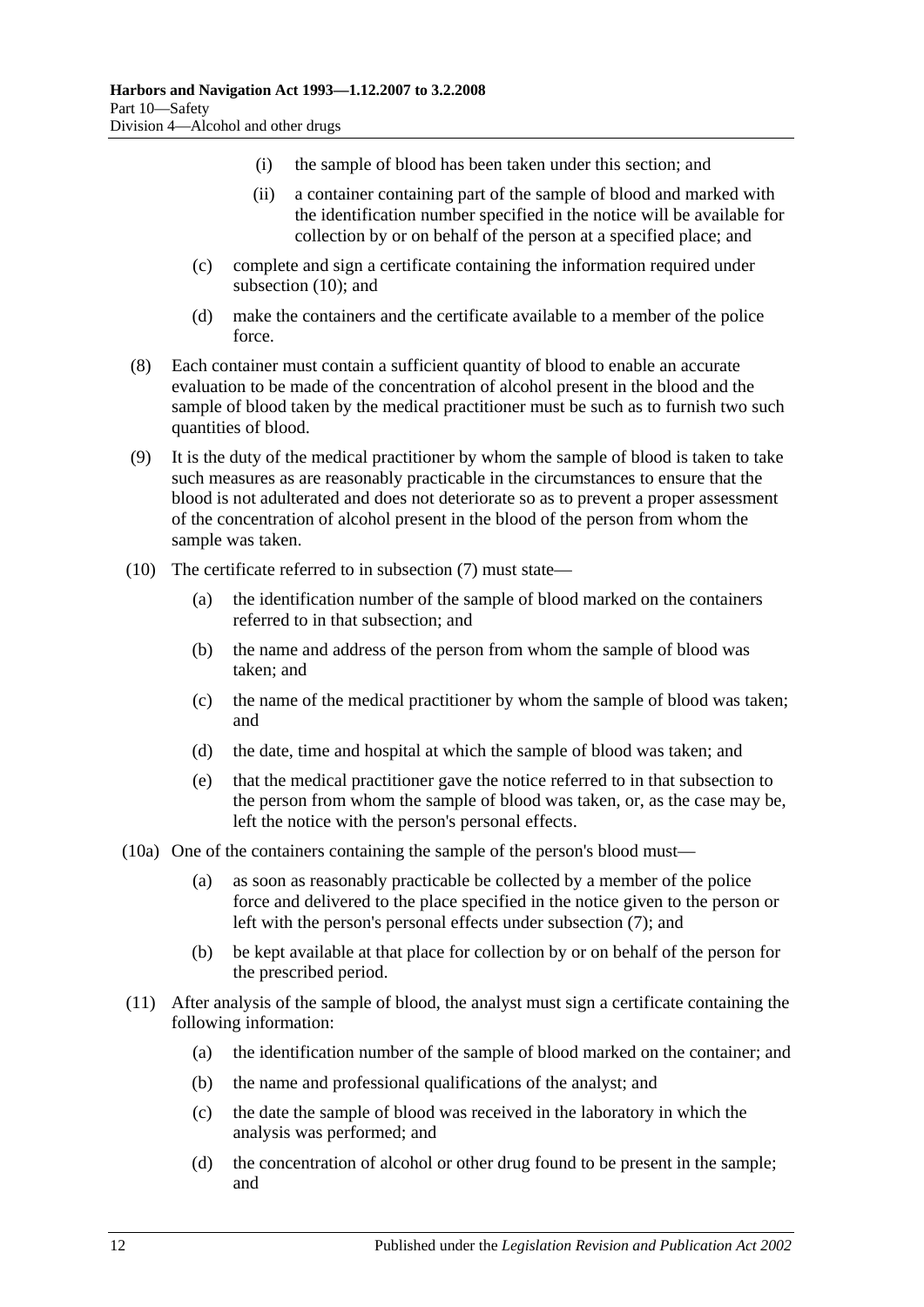(i) the sample of blood has been taken under this section; and

(ii) a container containing part of the sample of blood and marked with the identification number specified in the notice will be available for collection by or on behalf of the person at a specified place; and

(c) complete and sign a certificate containing the information required under subsection (10); and

(d) make the containers and the certificate available to a member of the police force.

(8) Each container must contain a sufficient quantity of blood to enable an accurate evaluation to be made of the concentration of alcohol present in the blood and the sample of blood taken by the medical practitioner must be such as to furnish two such quantities of blood.

(9) It is the duty of the medical practitioner by whom the sample of blood is taken to take such measures as are reasonably practicable in the circumstances to ensure that the blood is not adulterated and does not deteriorate so as to prevent a proper assessment of the concentration of alcohol present in the blood of the person from whom the sample was taken.

(10) The certificate referred to in subsection (7) must state—

(a) the identification number of the sample of blood marked on the containers referred to in that subsection; and

(b) the name and address of the person from whom the sample of blood was taken; and

(c) the name of the medical practitioner by whom the sample of blood was taken; and

(d) the date, time and hospital at which the sample of blood was taken; and

(e) that the medical practitioner gave the notice referred to in that subsection to the person from whom the sample of blood was taken, or, as the case may be, left the notice with the person's personal effects.

(10a) One of the containers containing the sample of the person's blood must—

(a) as soon as reasonably practicable be collected by a member of the police force and delivered to the place specified in the notice given to the person or left with the person's personal effects under subsection (7); and

(b) be kept available at that place for collection by or on behalf of the person for the prescribed period.

(11) After analysis of the sample of blood, the analyst must sign a certificate containing the following information:

(a) the identification number of the sample of blood marked on the container; and

(b) the name and professional qualifications of the analyst; and

(c) the date the sample of blood was received in the laboratory in which the analysis was performed; and

(d) the concentration of alcohol or other drug found to be present in the sample; and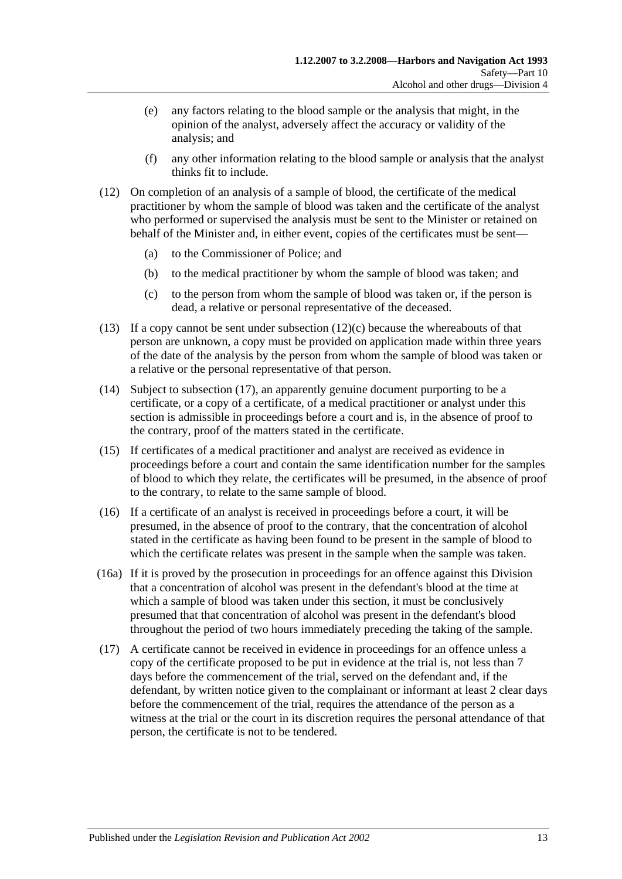(e) any factors relating to the blood sample or the analysis that might, in the opinion of the analyst, adversely affect the accuracy or validity of the analysis; and

(f) any other information relating to the blood sample or analysis that the analyst thinks fit to include.

(12) On completion of an analysis of a sample of blood, the certificate of the medical practitioner by whom the sample of blood was taken and the certificate of the analyst who performed or supervised the analysis must be sent to the Minister or retained on behalf of the Minister and, in either event, copies of the certificates must be sent—

(a) to the Commissioner of Police; and

(b) to the medical practitioner by whom the sample of blood was taken; and

(c) to the person from whom the sample of blood was taken or, if the person is dead, a relative or personal representative of the deceased.

(13) If a copy cannot be sent under subsection (12)(c) because the whereabouts of that person are unknown, a copy must be provided on application made within three years of the date of the analysis by the person from whom the sample of blood was taken or a relative or the personal representative of that person.

(14) Subject to subsection (17), an apparently genuine document purporting to be a certificate, or a copy of a certificate, of a medical practitioner or analyst under this section is admissible in proceedings before a court and is, in the absence of proof to the contrary, proof of the matters stated in the certificate.

(15) If certificates of a medical practitioner and analyst are received as evidence in proceedings before a court and contain the same identification number for the samples of blood to which they relate, the certificates will be presumed, in the absence of proof to the contrary, to relate to the same sample of blood.

(16) If a certificate of an analyst is received in proceedings before a court, it will be presumed, in the absence of proof to the contrary, that the concentration of alcohol stated in the certificate as having been found to be present in the sample of blood to which the certificate relates was present in the sample when the sample was taken.

(16a) If it is proved by the prosecution in proceedings for an offence against this Division that a concentration of alcohol was present in the defendant's blood at the time at which a sample of blood was taken under this section, it must be conclusively presumed that that concentration of alcohol was present in the defendant's blood throughout the period of two hours immediately preceding the taking of the sample.

(17) A certificate cannot be received in evidence in proceedings for an offence unless a copy of the certificate proposed to be put in evidence at the trial is, not less than 7 days before the commencement of the trial, served on the defendant and, if the defendant, by written notice given to the complainant or informant at least 2 clear days before the commencement of the trial, requires the attendance of the person as a witness at the trial or the court in its discretion requires the personal attendance of that person, the certificate is not to be tendered.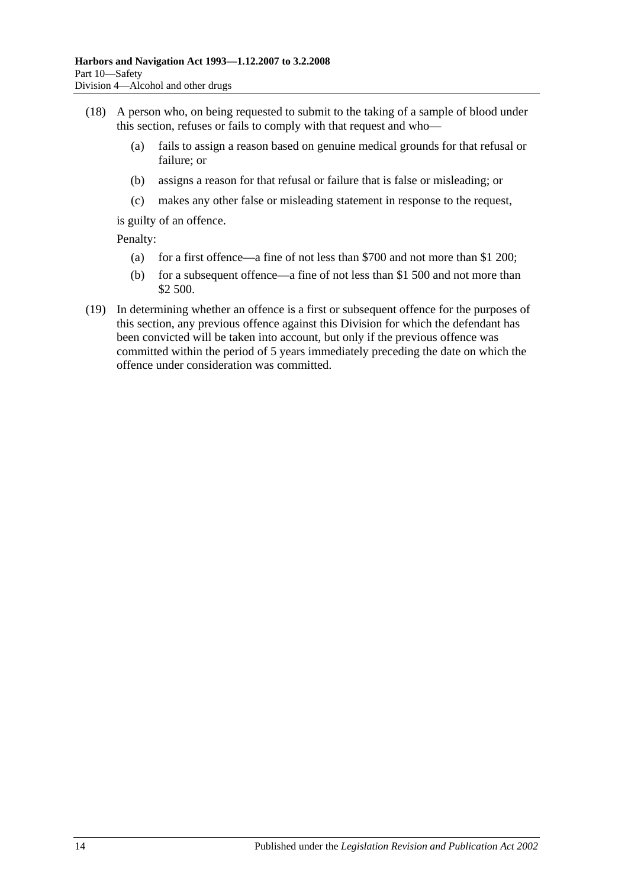(18) A person who, on being requested to submit to the taking of a sample of blood under this section, refuses or fails to comply with that request and who—

  (a) fails to assign a reason based on genuine medical grounds for that refusal or failure; or

  (b) assigns a reason for that refusal or failure that is false or misleading; or

  (c) makes any other false or misleading statement in response to the request,

is guilty of an offence.

Penalty:

  (a) for a first offence—a fine of not less than $700 and not more than $1 200;

  (b) for a subsequent offence—a fine of not less than $1 500 and not more than $2 500.

(19) In determining whether an offence is a first or subsequent offence for the purposes of this section, any previous offence against this Division for which the defendant has been convicted will be taken into account, but only if the previous offence was committed within the period of 5 years immediately preceding the date on which the offence under consideration was committed.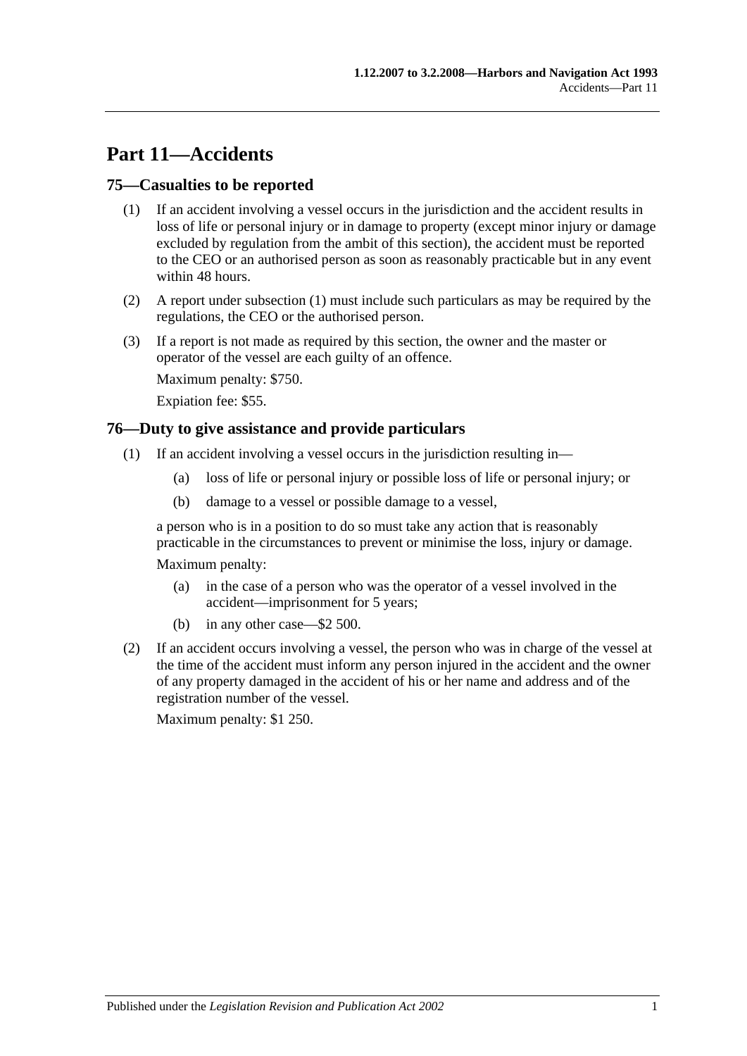# Part 11—Accidents

## 75—Casualties to be reported

(1) If an accident involving a vessel occurs in the jurisdiction and the accident results in loss of life or personal injury or in damage to property (except minor injury or damage excluded by regulation from the ambit of this section), the accident must be reported to the CEO or an authorised person as soon as reasonably practicable but in any event within 48 hours.

(2) A report under subsection (1) must include such particulars as may be required by the regulations, the CEO or the authorised person.

(3) If a report is not made as required by this section, the owner and the master or operator of the vessel are each guilty of an offence.

Maximum penalty: $750.

Expiation fee: $55.

## 76—Duty to give assistance and provide particulars

(1) If an accident involving a vessel occurs in the jurisdiction resulting in—

- (a) loss of life or personal injury or possible loss of life or personal injury; or
- (b) damage to a vessel or possible damage to a vessel,

a person who is in a position to do so must take any action that is reasonably practicable in the circumstances to prevent or minimise the loss, injury or damage.

Maximum penalty:

- (a) in the case of a person who was the operator of a vessel involved in the accident—imprisonment for 5 years;
- (b) in any other case—$2 500.

(2) If an accident occurs involving a vessel, the person who was in charge of the vessel at the time of the accident must inform any person injured in the accident and the owner of any property damaged in the accident of his or her name and address and of the registration number of the vessel.

Maximum penalty: $1 250.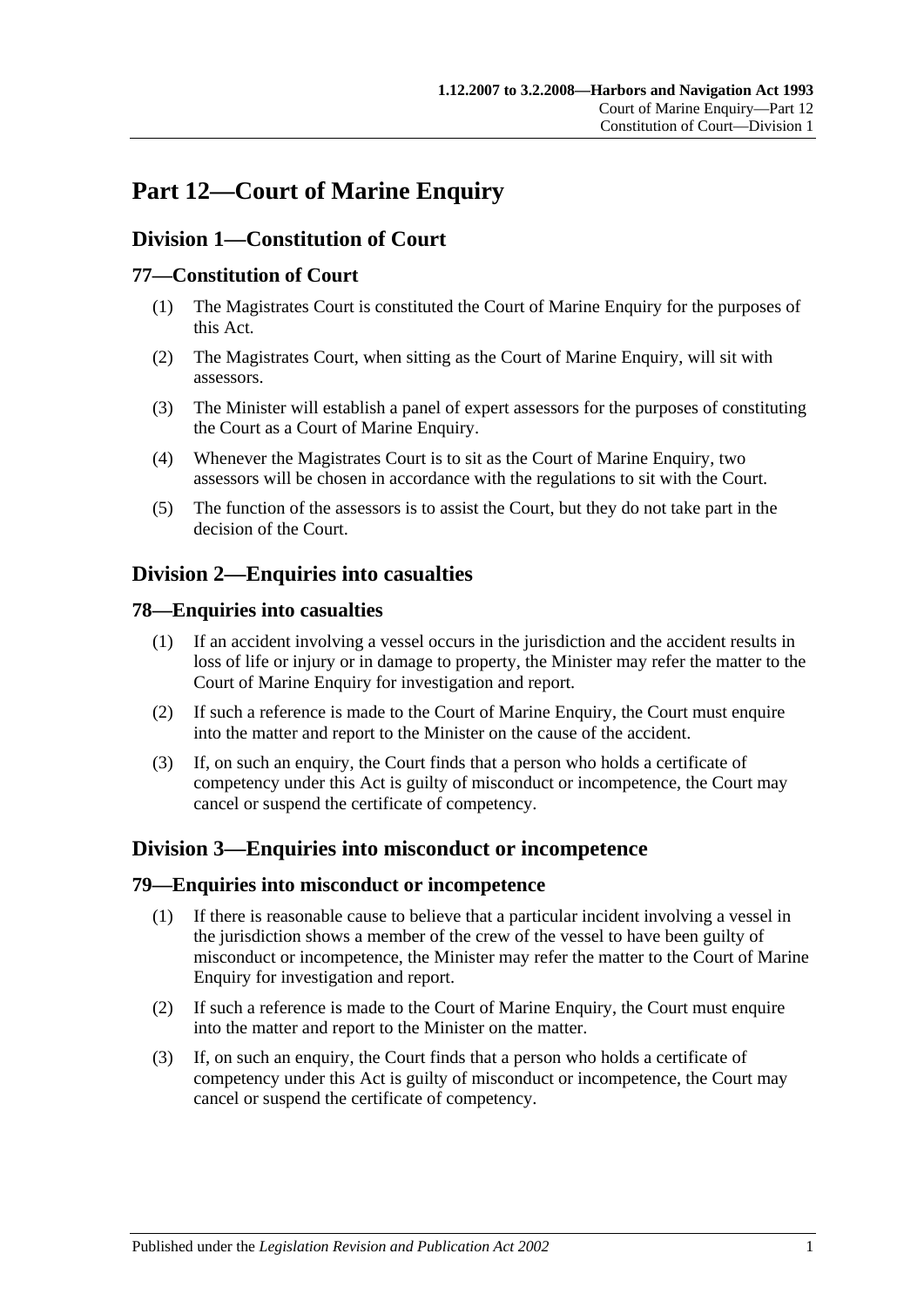# Part 12—Court of Marine Enquiry

## Division 1—Constitution of Court

### 77—Constitution of Court

(1) The Magistrates Court is constituted the Court of Marine Enquiry for the purposes of this Act.

(2) The Magistrates Court, when sitting as the Court of Marine Enquiry, will sit with assessors.

(3) The Minister will establish a panel of expert assessors for the purposes of constituting the Court as a Court of Marine Enquiry.

(4) Whenever the Magistrates Court is to sit as the Court of Marine Enquiry, two assessors will be chosen in accordance with the regulations to sit with the Court.

(5) The function of the assessors is to assist the Court, but they do not take part in the decision of the Court.

## Division 2—Enquiries into casualties

### 78—Enquiries into casualties

(1) If an accident involving a vessel occurs in the jurisdiction and the accident results in loss of life or injury or in damage to property, the Minister may refer the matter to the Court of Marine Enquiry for investigation and report.

(2) If such a reference is made to the Court of Marine Enquiry, the Court must enquire into the matter and report to the Minister on the cause of the accident.

(3) If, on such an enquiry, the Court finds that a person who holds a certificate of competency under this Act is guilty of misconduct or incompetence, the Court may cancel or suspend the certificate of competency.

## Division 3—Enquiries into misconduct or incompetence

### 79—Enquiries into misconduct or incompetence

(1) If there is reasonable cause to believe that a particular incident involving a vessel in the jurisdiction shows a member of the crew of the vessel to have been guilty of misconduct or incompetence, the Minister may refer the matter to the Court of Marine Enquiry for investigation and report.

(2) If such a reference is made to the Court of Marine Enquiry, the Court must enquire into the matter and report to the Minister on the matter.

(3) If, on such an enquiry, the Court finds that a person who holds a certificate of competency under this Act is guilty of misconduct or incompetence, the Court may cancel or suspend the certificate of competency.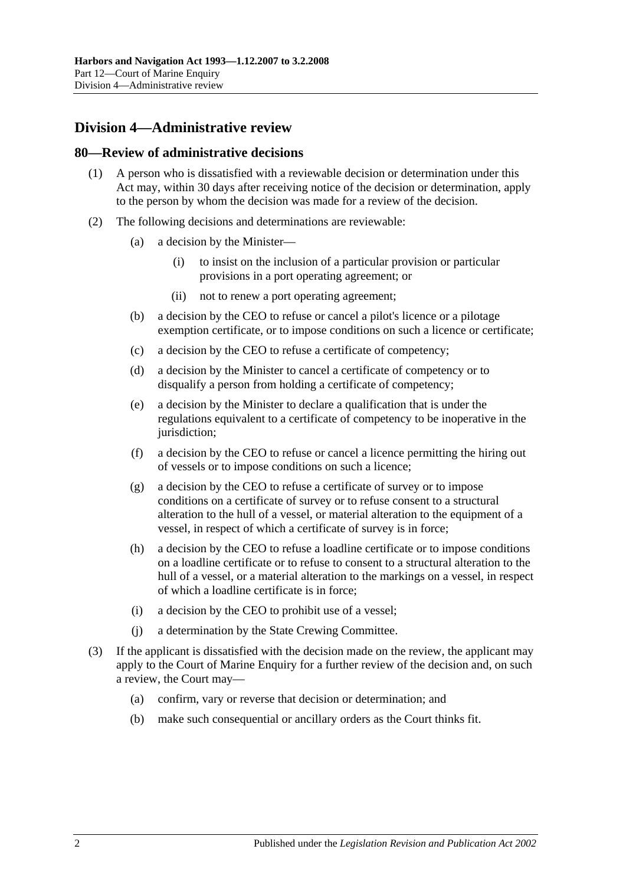## Division 4—Administrative review

### 80—Review of administrative decisions

(1) A person who is dissatisfied with a reviewable decision or determination under this Act may, within 30 days after receiving notice of the decision or determination, apply to the person by whom the decision was made for a review of the decision.

(2) The following decisions and determinations are reviewable:

(a) a decision by the Minister—

(i) to insist on the inclusion of a particular provision or particular provisions in a port operating agreement; or

(ii) not to renew a port operating agreement;

(b) a decision by the CEO to refuse or cancel a pilot's licence or a pilotage exemption certificate, or to impose conditions on such a licence or certificate;

(c) a decision by the CEO to refuse a certificate of competency;

(d) a decision by the Minister to cancel a certificate of competency or to disqualify a person from holding a certificate of competency;

(e) a decision by the Minister to declare a qualification that is under the regulations equivalent to a certificate of competency to be inoperative in the jurisdiction;

(f) a decision by the CEO to refuse or cancel a licence permitting the hiring out of vessels or to impose conditions on such a licence;

(g) a decision by the CEO to refuse a certificate of survey or to impose conditions on a certificate of survey or to refuse consent to a structural alteration to the hull of a vessel, or material alteration to the equipment of a vessel, in respect of which a certificate of survey is in force;

(h) a decision by the CEO to refuse a loadline certificate or to impose conditions on a loadline certificate or to refuse to consent to a structural alteration to the hull of a vessel, or a material alteration to the markings on a vessel, in respect of which a loadline certificate is in force;

(i) a decision by the CEO to prohibit use of a vessel;

(j) a determination by the State Crewing Committee.

(3) If the applicant is dissatisfied with the decision made on the review, the applicant may apply to the Court of Marine Enquiry for a further review of the decision and, on such a review, the Court may—

(a) confirm, vary or reverse that decision or determination; and

(b) make such consequential or ancillary orders as the Court thinks fit.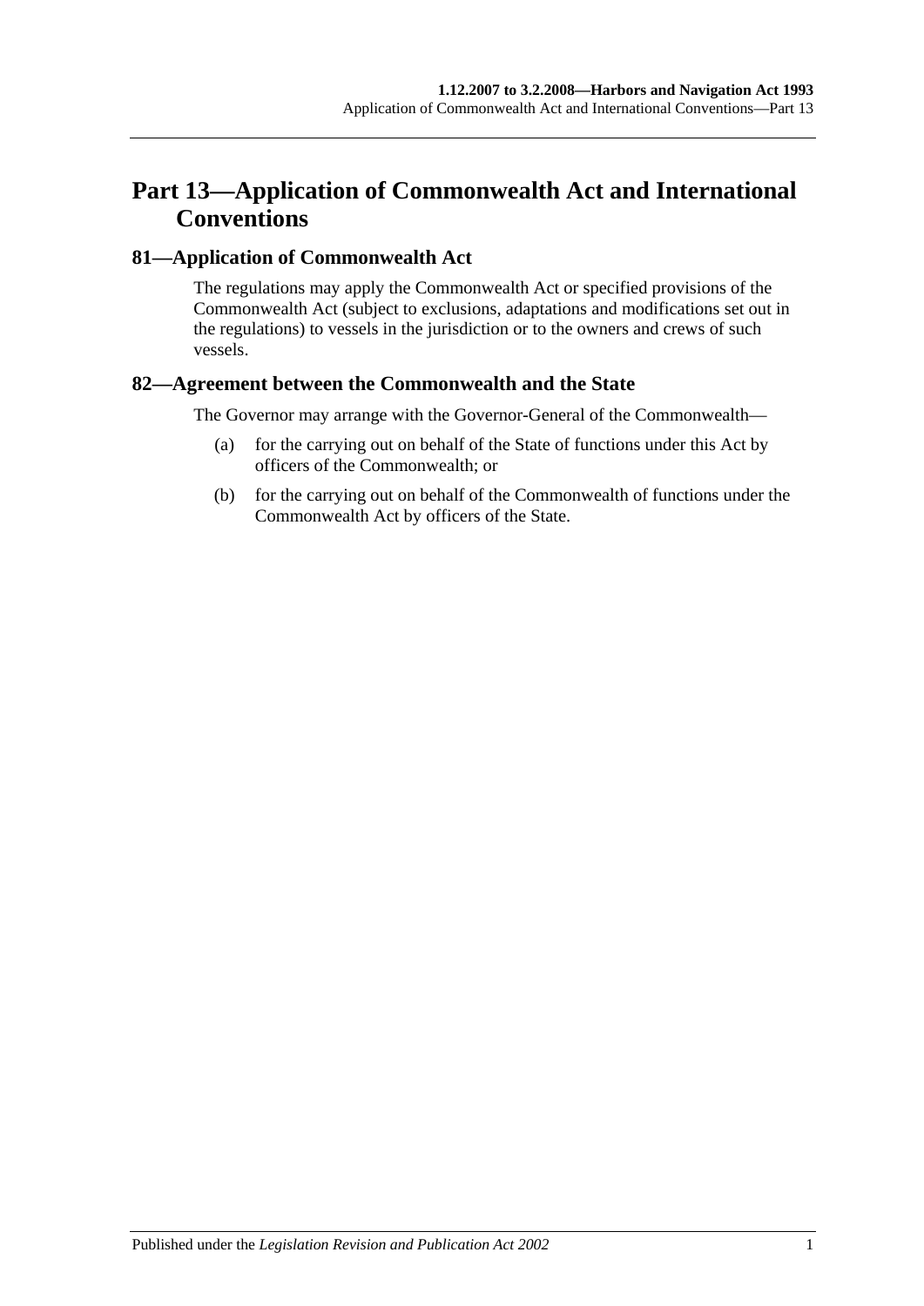# Part 13—Application of Commonwealth Act and International Conventions

## 81—Application of Commonwealth Act

The regulations may apply the Commonwealth Act or specified provisions of the Commonwealth Act (subject to exclusions, adaptations and modifications set out in the regulations) to vessels in the jurisdiction or to the owners and crews of such vessels.

## 82—Agreement between the Commonwealth and the State

The Governor may arrange with the Governor-General of the Commonwealth—

(a) for the carrying out on behalf of the State of functions under this Act by officers of the Commonwealth; or

(b) for the carrying out on behalf of the Commonwealth of functions under the Commonwealth Act by officers of the State.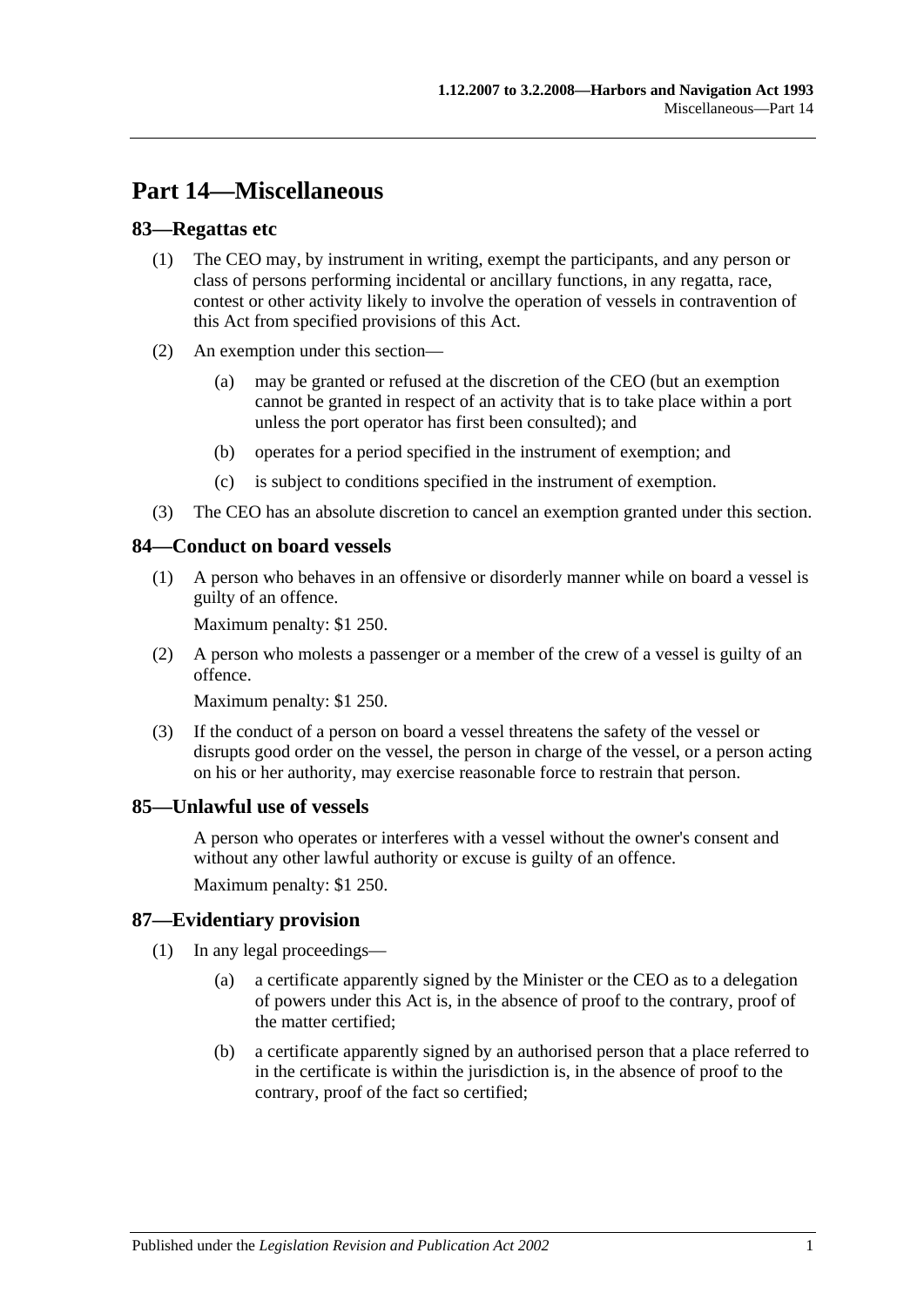# Part 14—Miscellaneous

## 83—Regattas etc

(1) The CEO may, by instrument in writing, exempt the participants, and any person or class of persons performing incidental or ancillary functions, in any regatta, race, contest or other activity likely to involve the operation of vessels in contravention of this Act from specified provisions of this Act.

(2) An exemption under this section—

(a) may be granted or refused at the discretion of the CEO (but an exemption cannot be granted in respect of an activity that is to take place within a port unless the port operator has first been consulted); and

(b) operates for a period specified in the instrument of exemption; and

(c) is subject to conditions specified in the instrument of exemption.

(3) The CEO has an absolute discretion to cancel an exemption granted under this section.

## 84—Conduct on board vessels

(1) A person who behaves in an offensive or disorderly manner while on board a vessel is guilty of an offence.

Maximum penalty: $1 250.

(2) A person who molests a passenger or a member of the crew of a vessel is guilty of an offence.

Maximum penalty: $1 250.

(3) If the conduct of a person on board a vessel threatens the safety of the vessel or disrupts good order on the vessel, the person in charge of the vessel, or a person acting on his or her authority, may exercise reasonable force to restrain that person.

## 85—Unlawful use of vessels

A person who operates or interferes with a vessel without the owner's consent and without any other lawful authority or excuse is guilty of an offence.

Maximum penalty: $1 250.

## 87—Evidentiary provision

(1) In any legal proceedings—

(a) a certificate apparently signed by the Minister or the CEO as to a delegation of powers under this Act is, in the absence of proof to the contrary, proof of the matter certified;

(b) a certificate apparently signed by an authorised person that a place referred to in the certificate is within the jurisdiction is, in the absence of proof to the contrary, proof of the fact so certified;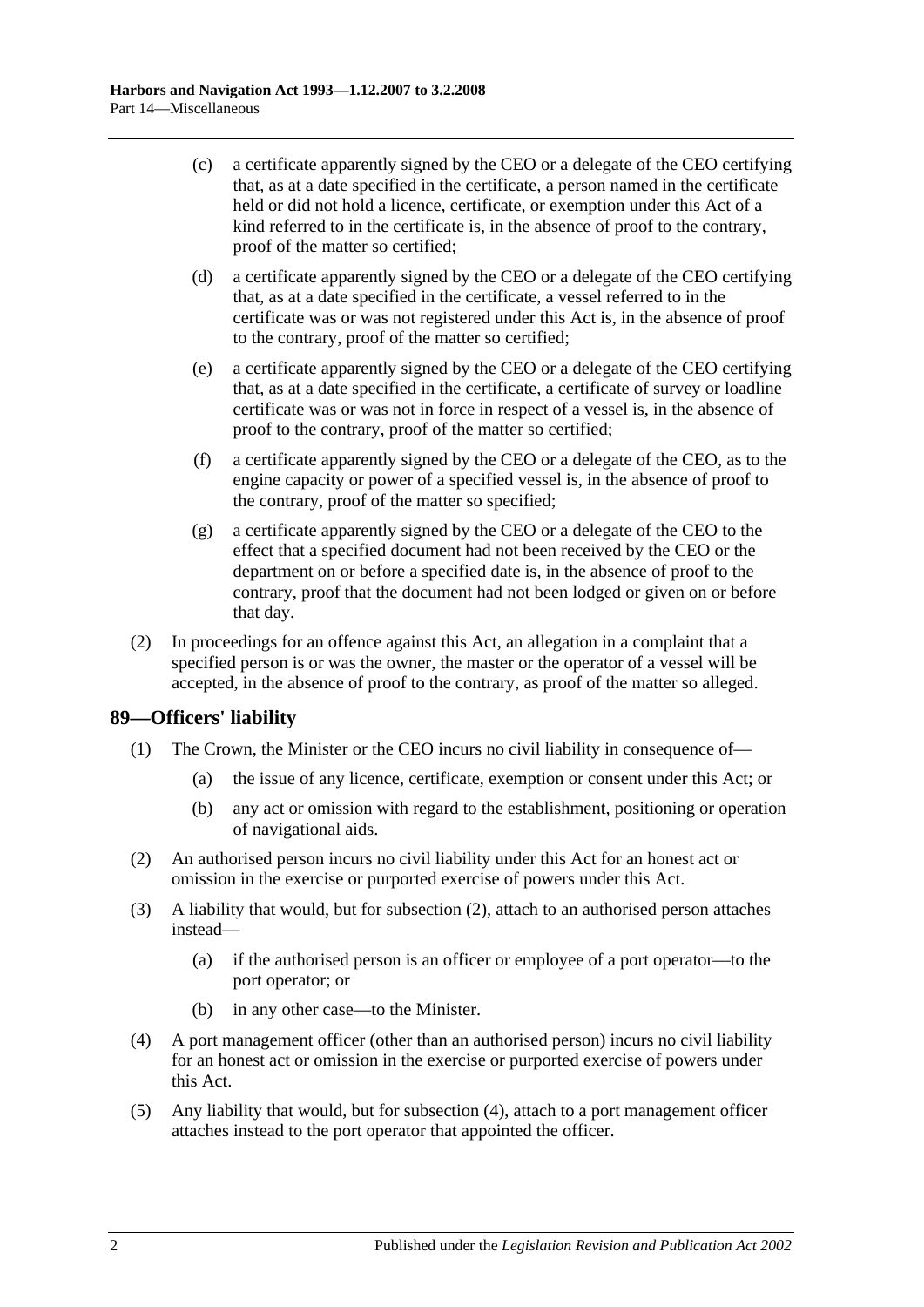(c) a certificate apparently signed by the CEO or a delegate of the CEO certifying that, as at a date specified in the certificate, a person named in the certificate held or did not hold a licence, certificate, or exemption under this Act of a kind referred to in the certificate is, in the absence of proof to the contrary, proof of the matter so certified;

(d) a certificate apparently signed by the CEO or a delegate of the CEO certifying that, as at a date specified in the certificate, a vessel referred to in the certificate was or was not registered under this Act is, in the absence of proof to the contrary, proof of the matter so certified;

(e) a certificate apparently signed by the CEO or a delegate of the CEO certifying that, as at a date specified in the certificate, a certificate of survey or loadline certificate was or was not in force in respect of a vessel is, in the absence of proof to the contrary, proof of the matter so certified;

(f) a certificate apparently signed by the CEO or a delegate of the CEO, as to the engine capacity or power of a specified vessel is, in the absence of proof to the contrary, proof of the matter so specified;

(g) a certificate apparently signed by the CEO or a delegate of the CEO to the effect that a specified document had not been received by the CEO or the department on or before a specified date is, in the absence of proof to the contrary, proof that the document had not been lodged or given on or before that day.

(2) In proceedings for an offence against this Act, an allegation in a complaint that a specified person is or was the owner, the master or the operator of a vessel will be accepted, in the absence of proof to the contrary, as proof of the matter so alleged.

## 89—Officers' liability

(1) The Crown, the Minister or the CEO incurs no civil liability in consequence of—

(a) the issue of any licence, certificate, exemption or consent under this Act; or

(b) any act or omission with regard to the establishment, positioning or operation of navigational aids.

(2) An authorised person incurs no civil liability under this Act for an honest act or omission in the exercise or purported exercise of powers under this Act.

(3) A liability that would, but for subsection (2), attach to an authorised person attaches instead—

(a) if the authorised person is an officer or employee of a port operator—to the port operator; or

(b) in any other case—to the Minister.

(4) A port management officer (other than an authorised person) incurs no civil liability for an honest act or omission in the exercise or purported exercise of powers under this Act.

(5) Any liability that would, but for subsection (4), attach to a port management officer attaches instead to the port operator that appointed the officer.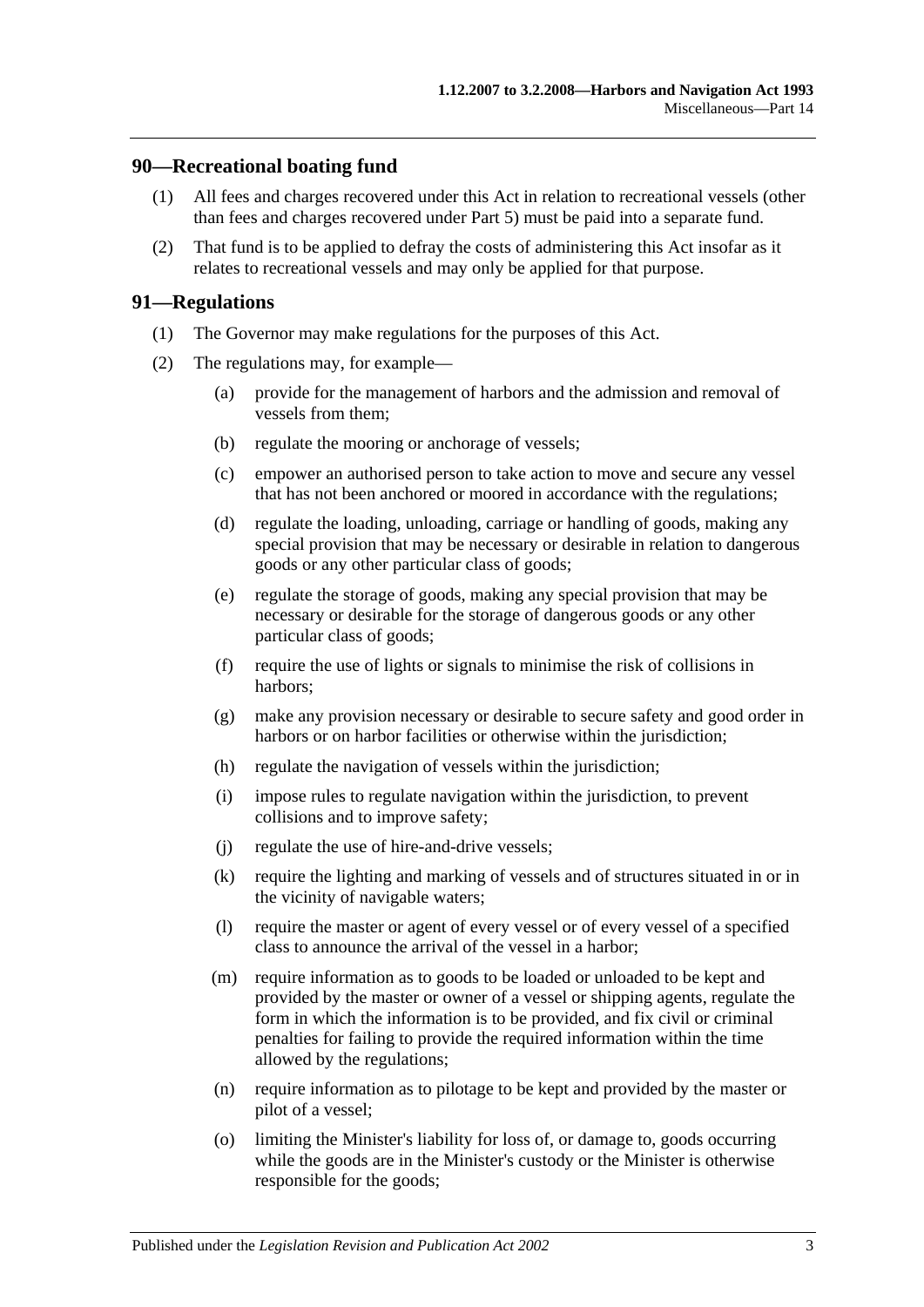## 90—Recreational boating fund

(1) All fees and charges recovered under this Act in relation to recreational vessels (other than fees and charges recovered under Part 5) must be paid into a separate fund.

(2) That fund is to be applied to defray the costs of administering this Act insofar as it relates to recreational vessels and may only be applied for that purpose.

## 91—Regulations

(1) The Governor may make regulations for the purposes of this Act.

(2) The regulations may, for example—

(a) provide for the management of harbors and the admission and removal of vessels from them;

(b) regulate the mooring or anchorage of vessels;

(c) empower an authorised person to take action to move and secure any vessel that has not been anchored or moored in accordance with the regulations;

(d) regulate the loading, unloading, carriage or handling of goods, making any special provision that may be necessary or desirable in relation to dangerous goods or any other particular class of goods;

(e) regulate the storage of goods, making any special provision that may be necessary or desirable for the storage of dangerous goods or any other particular class of goods;

(f) require the use of lights or signals to minimise the risk of collisions in harbors;

(g) make any provision necessary or desirable to secure safety and good order in harbors or on harbor facilities or otherwise within the jurisdiction;

(h) regulate the navigation of vessels within the jurisdiction;

(i) impose rules to regulate navigation within the jurisdiction, to prevent collisions and to improve safety;

(j) regulate the use of hire-and-drive vessels;

(k) require the lighting and marking of vessels and of structures situated in or in the vicinity of navigable waters;

(l) require the master or agent of every vessel or of every vessel of a specified class to announce the arrival of the vessel in a harbor;

(m) require information as to goods to be loaded or unloaded to be kept and provided by the master or owner of a vessel or shipping agents, regulate the form in which the information is to be provided, and fix civil or criminal penalties for failing to provide the required information within the time allowed by the regulations;

(n) require information as to pilotage to be kept and provided by the master or pilot of a vessel;

(o) limiting the Minister's liability for loss of, or damage to, goods occurring while the goods are in the Minister's custody or the Minister is otherwise responsible for the goods;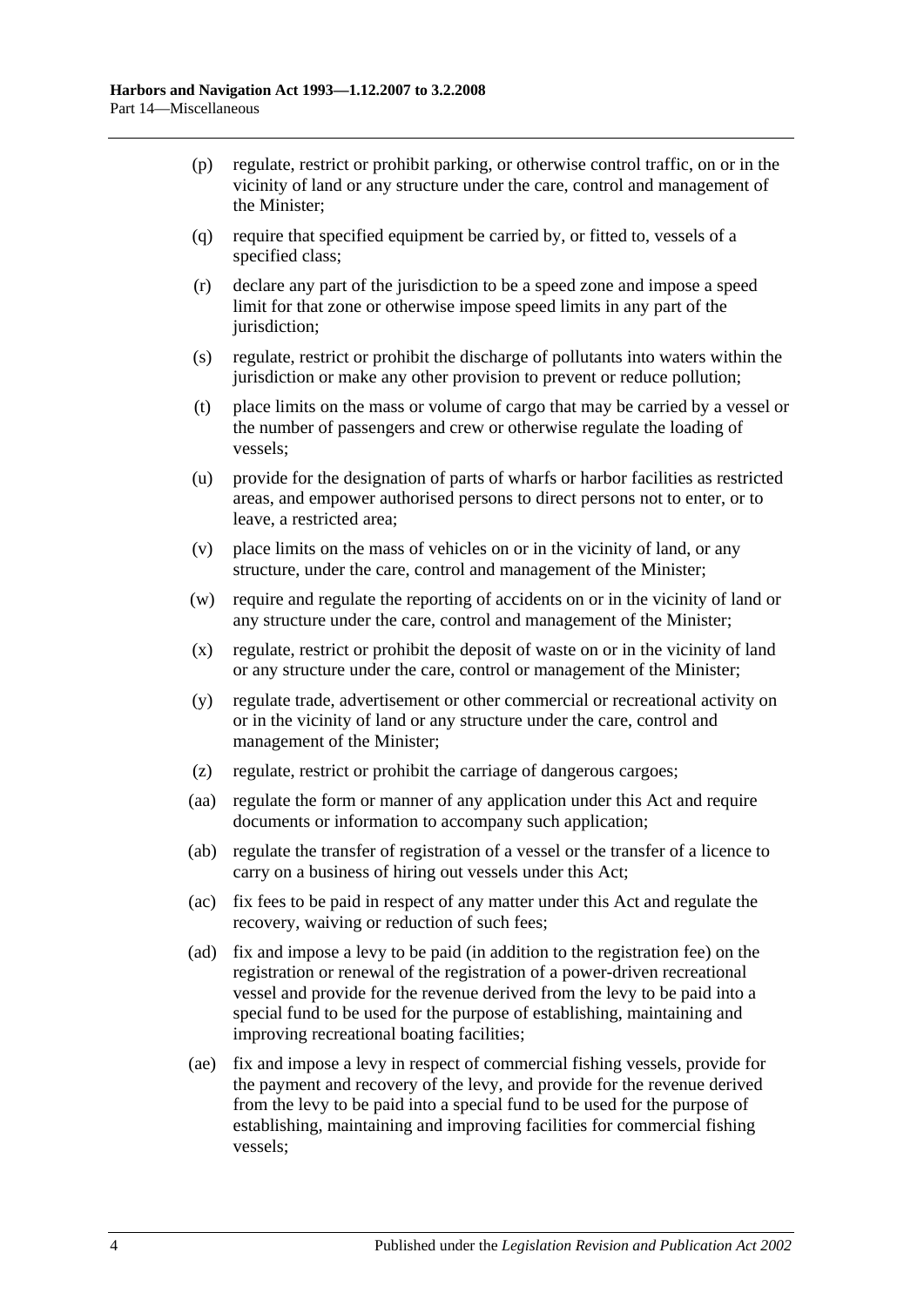(p) regulate, restrict or prohibit parking, or otherwise control traffic, on or in the vicinity of land or any structure under the care, control and management of the Minister;

(q) require that specified equipment be carried by, or fitted to, vessels of a specified class;

(r) declare any part of the jurisdiction to be a speed zone and impose a speed limit for that zone or otherwise impose speed limits in any part of the jurisdiction;

(s) regulate, restrict or prohibit the discharge of pollutants into waters within the jurisdiction or make any other provision to prevent or reduce pollution;

(t) place limits on the mass or volume of cargo that may be carried by a vessel or the number of passengers and crew or otherwise regulate the loading of vessels;

(u) provide for the designation of parts of wharfs or harbor facilities as restricted areas, and empower authorised persons to direct persons not to enter, or to leave, a restricted area;

(v) place limits on the mass of vehicles on or in the vicinity of land, or any structure, under the care, control and management of the Minister;

(w) require and regulate the reporting of accidents on or in the vicinity of land or any structure under the care, control and management of the Minister;

(x) regulate, restrict or prohibit the deposit of waste on or in the vicinity of land or any structure under the care, control or management of the Minister;

(y) regulate trade, advertisement or other commercial or recreational activity on or in the vicinity of land or any structure under the care, control and management of the Minister;

(z) regulate, restrict or prohibit the carriage of dangerous cargoes;

(aa) regulate the form or manner of any application under this Act and require documents or information to accompany such application;

(ab) regulate the transfer of registration of a vessel or the transfer of a licence to carry on a business of hiring out vessels under this Act;

(ac) fix fees to be paid in respect of any matter under this Act and regulate the recovery, waiving or reduction of such fees;

(ad) fix and impose a levy to be paid (in addition to the registration fee) on the registration or renewal of the registration of a power-driven recreational vessel and provide for the revenue derived from the levy to be paid into a special fund to be used for the purpose of establishing, maintaining and improving recreational boating facilities;

(ae) fix and impose a levy in respect of commercial fishing vessels, provide for the payment and recovery of the levy, and provide for the revenue derived from the levy to be paid into a special fund to be used for the purpose of establishing, maintaining and improving facilities for commercial fishing vessels;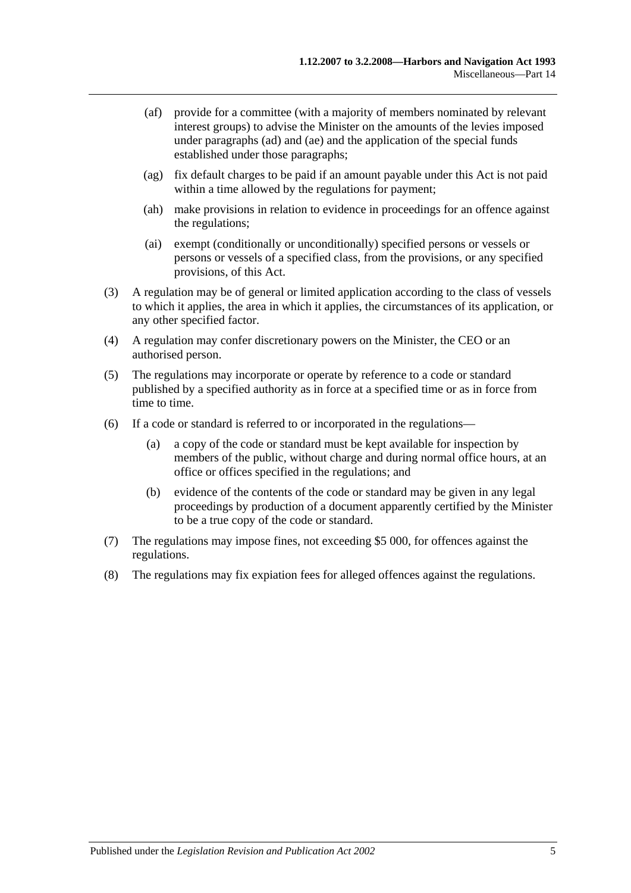(af) provide for a committee (with a majority of members nominated by relevant interest groups) to advise the Minister on the amounts of the levies imposed under paragraphs (ad) and (ae) and the application of the special funds established under those paragraphs;

(ag) fix default charges to be paid if an amount payable under this Act is not paid within a time allowed by the regulations for payment;

(ah) make provisions in relation to evidence in proceedings for an offence against the regulations;

(ai) exempt (conditionally or unconditionally) specified persons or vessels or persons or vessels of a specified class, from the provisions, or any specified provisions, of this Act.

(3) A regulation may be of general or limited application according to the class of vessels to which it applies, the area in which it applies, the circumstances of its application, or any other specified factor.

(4) A regulation may confer discretionary powers on the Minister, the CEO or an authorised person.

(5) The regulations may incorporate or operate by reference to a code or standard published by a specified authority as in force at a specified time or as in force from time to time.

(6) If a code or standard is referred to or incorporated in the regulations—

(a) a copy of the code or standard must be kept available for inspection by members of the public, without charge and during normal office hours, at an office or offices specified in the regulations; and

(b) evidence of the contents of the code or standard may be given in any legal proceedings by production of a document apparently certified by the Minister to be a true copy of the code or standard.

(7) The regulations may impose fines, not exceeding $5 000, for offences against the regulations.

(8) The regulations may fix expiation fees for alleged offences against the regulations.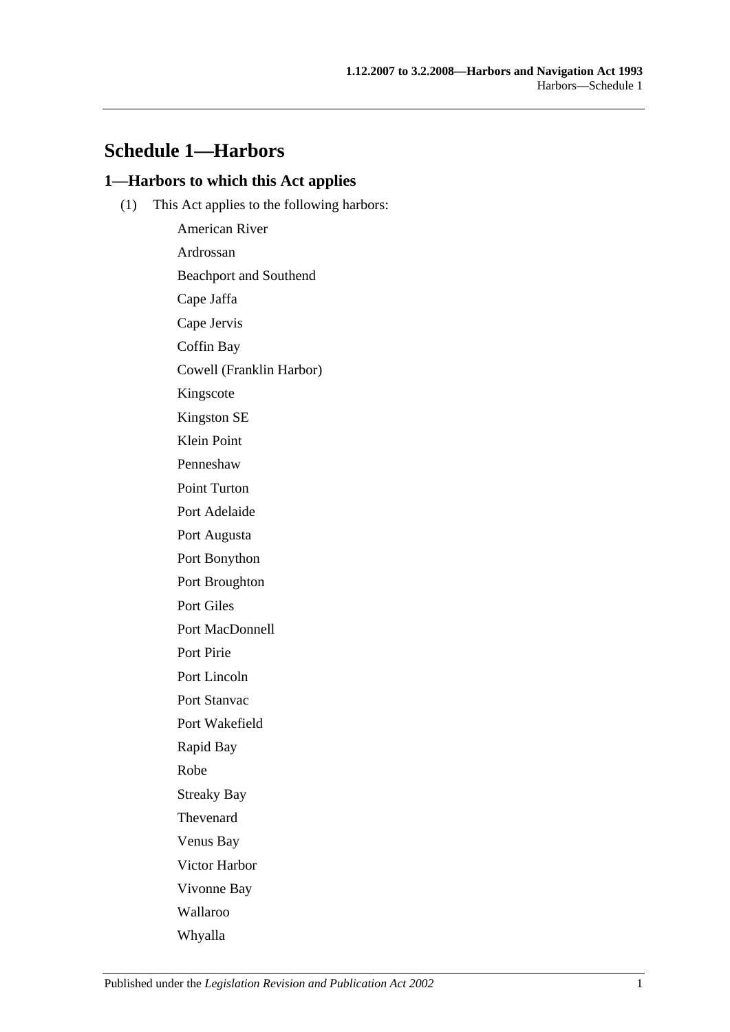# Schedule 1—Harbors

## 1—Harbors to which this Act applies

(1) This Act applies to the following harbors:

American River

Ardrossan

Beachport and Southend

Cape Jaffa

Cape Jervis

Coffin Bay

Cowell (Franklin Harbor)

Kingscote

Kingston SE

Klein Point

Penneshaw

Point Turton

Port Adelaide

Port Augusta

Port Bonython

Port Broughton

Port Giles

Port MacDonnell

Port Pirie

Port Lincoln

Port Stanvac

Port Wakefield

Rapid Bay

Robe

Streaky Bay

Thevenard

Venus Bay

Victor Harbor

Vivonne Bay

Wallaroo

Whyalla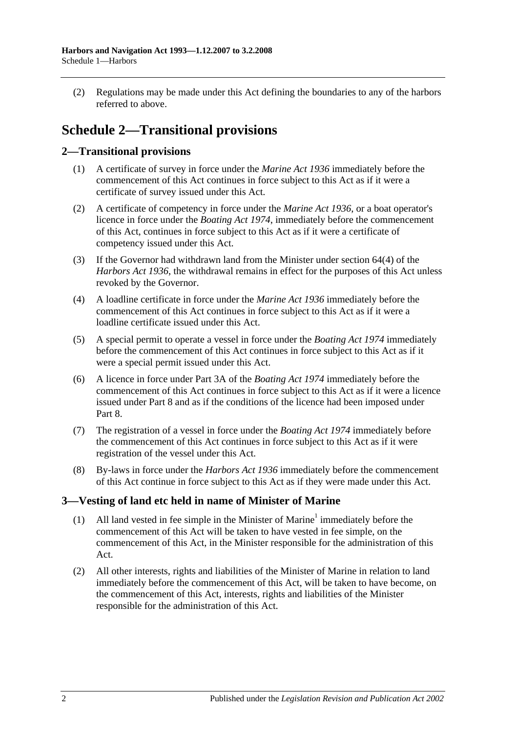(2) Regulations may be made under this Act defining the boundaries to any of the harbors referred to above.

# Schedule 2—Transitional provisions

## 2—Transitional provisions

(1) A certificate of survey in force under the *Marine Act 1936* immediately before the commencement of this Act continues in force subject to this Act as if it were a certificate of survey issued under this Act.

(2) A certificate of competency in force under the *Marine Act 1936*, or a boat operator's licence in force under the *Boating Act 1974*, immediately before the commencement of this Act, continues in force subject to this Act as if it were a certificate of competency issued under this Act.

(3) If the Governor had withdrawn land from the Minister under section 64(4) of the *Harbors Act 1936*, the withdrawal remains in effect for the purposes of this Act unless revoked by the Governor.

(4) A loadline certificate in force under the *Marine Act 1936* immediately before the commencement of this Act continues in force subject to this Act as if it were a loadline certificate issued under this Act.

(5) A special permit to operate a vessel in force under the *Boating Act 1974* immediately before the commencement of this Act continues in force subject to this Act as if it were a special permit issued under this Act.

(6) A licence in force under Part 3A of the *Boating Act 1974* immediately before the commencement of this Act continues in force subject to this Act as if it were a licence issued under Part 8 and as if the conditions of the licence had been imposed under Part 8.

(7) The registration of a vessel in force under the *Boating Act 1974* immediately before the commencement of this Act continues in force subject to this Act as if it were registration of the vessel under this Act.

(8) By-laws in force under the *Harbors Act 1936* immediately before the commencement of this Act continue in force subject to this Act as if they were made under this Act.

## 3—Vesting of land etc held in name of Minister of Marine

(1) All land vested in fee simple in the Minister of Marine[1] immediately before the commencement of this Act will be taken to have vested in fee simple, on the commencement of this Act, in the Minister responsible for the administration of this Act.

(2) All other interests, rights and liabilities of the Minister of Marine in relation to land immediately before the commencement of this Act, will be taken to have become, on the commencement of this Act, interests, rights and liabilities of the Minister responsible for the administration of this Act.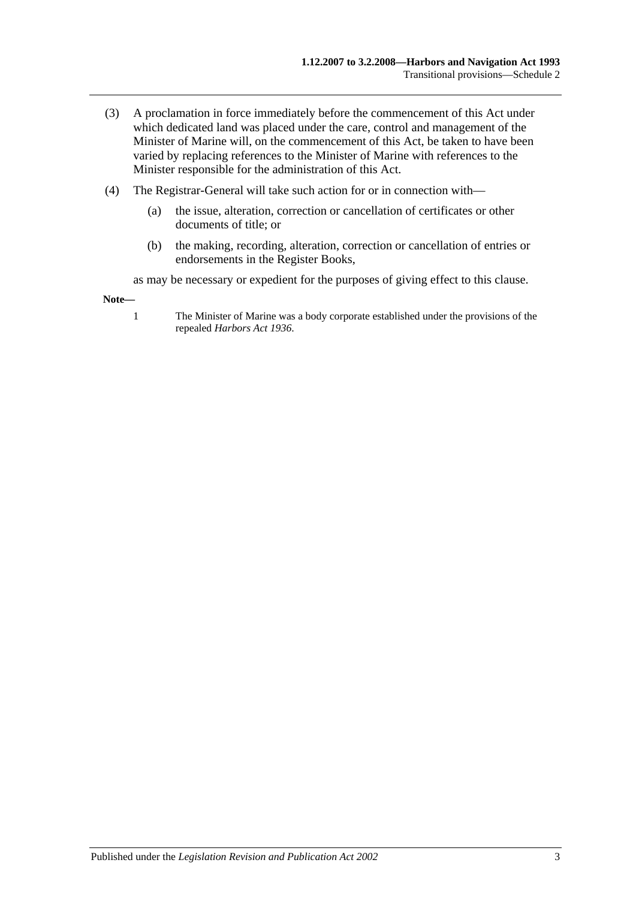(3) A proclamation in force immediately before the commencement of this Act under which dedicated land was placed under the care, control and management of the Minister of Marine will, on the commencement of this Act, be taken to have been varied by replacing references to the Minister of Marine with references to the Minister responsible for the administration of this Act.

(4) The Registrar-General will take such action for or in connection with—

(a) the issue, alteration, correction or cancellation of certificates or other documents of title; or

(b) the making, recording, alteration, correction or cancellation of entries or endorsements in the Register Books,

as may be necessary or expedient for the purposes of giving effect to this clause.

**Note—**

1 The Minister of Marine was a body corporate established under the provisions of the repealed *Harbors Act 1936*.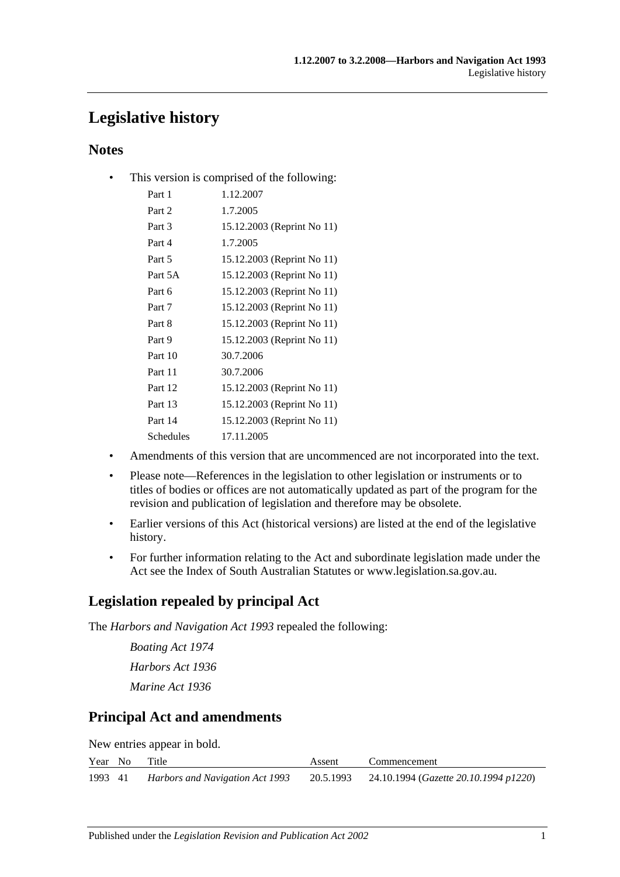# Legislative history

## Notes

- This version is comprised of the following:

| | |
|---|---|
| Part 1 | 1.12.2007 |
| Part 2 | 1.7.2005 |
| Part 3 | 15.12.2003 (Reprint No 11) |
| Part 4 | 1.7.2005 |
| Part 5 | 15.12.2003 (Reprint No 11) |
| Part 5A | 15.12.2003 (Reprint No 11) |
| Part 6 | 15.12.2003 (Reprint No 11) |
| Part 7 | 15.12.2003 (Reprint No 11) |
| Part 8 | 15.12.2003 (Reprint No 11) |
| Part 9 | 15.12.2003 (Reprint No 11) |
| Part 10 | 30.7.2006 |
| Part 11 | 30.7.2006 |
| Part 12 | 15.12.2003 (Reprint No 11) |
| Part 13 | 15.12.2003 (Reprint No 11) |
| Part 14 | 15.12.2003 (Reprint No 11) |
| Schedules | 17.11.2005 |

- Amendments of this version that are uncommenced are not incorporated into the text.
- Please note—References in the legislation to other legislation or instruments or to titles of bodies or offices are not automatically updated as part of the program for the revision and publication of legislation and therefore may be obsolete.
- Earlier versions of this Act (historical versions) are listed at the end of the legislative history.
- For further information relating to the Act and subordinate legislation made under the Act see the Index of South Australian Statutes or www.legislation.sa.gov.au.

## Legislation repealed by principal Act

The *Harbors and Navigation Act 1993* repealed the following:

*Boating Act 1974*

*Harbors Act 1936*

*Marine Act 1936*

## Principal Act and amendments

New entries appear in bold.

| Year | No | Title | Assent | Commencement |
|---|---|---|---|---|
| 1993 | 41 | *Harbors and Navigation Act 1993* | 20.5.1993 | 24.10.1994 (*Gazette 20.10.1994 p1220*) |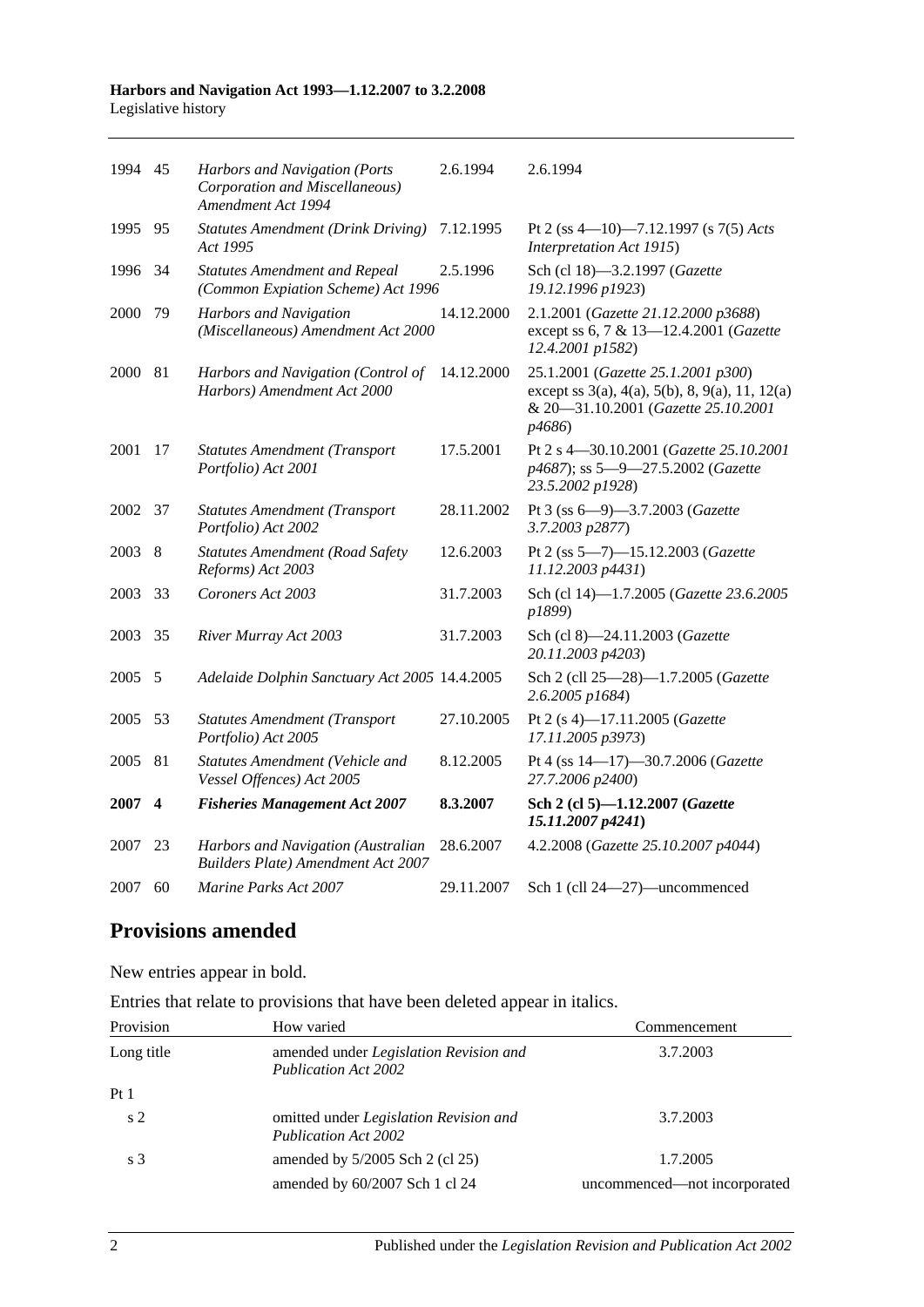| | | | | |
|---|---|---|---|---|
| 1994 | 45 | *Harbors and Navigation (Ports Corporation and Miscellaneous) Amendment Act 1994* | 2.6.1994 | 2.6.1994 |
| 1995 | 95 | *Statutes Amendment (Drink Driving) Act 1995* | 7.12.1995 | Pt 2 (ss 4—10)—7.12.1997 (s 7(5) *Acts Interpretation Act 1915*) |
| 1996 | 34 | *Statutes Amendment and Repeal (Common Expiation Scheme) Act 1996* | 2.5.1996 | Sch (cl 18)—3.2.1997 (*Gazette 19.12.1996 p1923*) |
| 2000 | 79 | *Harbors and Navigation (Miscellaneous) Amendment Act 2000* | 14.12.2000 | 2.1.2001 (*Gazette 21.12.2000 p3688*) except ss 6, 7 & 13—12.4.2001 (*Gazette 12.4.2001 p1582*) |
| 2000 | 81 | *Harbors and Navigation (Control of Harbors) Amendment Act 2000* | 14.12.2000 | 25.1.2001 (*Gazette 25.1.2001 p300*) except ss 3(a), 4(a), 5(b), 8, 9(a), 11, 12(a) & 20—31.10.2001 (*Gazette 25.10.2001 p4686*) |
| 2001 | 17 | *Statutes Amendment (Transport Portfolio) Act 2001* | 17.5.2001 | Pt 2 s 4—30.10.2001 (*Gazette 25.10.2001 p4687*); ss 5—9—27.5.2002 (*Gazette 23.5.2002 p1928*) |
| 2002 | 37 | *Statutes Amendment (Transport Portfolio) Act 2002* | 28.11.2002 | Pt 3 (ss 6—9)—3.7.2003 (*Gazette 3.7.2003 p2877*) |
| 2003 | 8 | *Statutes Amendment (Road Safety Reforms) Act 2003* | 12.6.2003 | Pt 2 (ss 5—7)—15.12.2003 (*Gazette 11.12.2003 p4431*) |
| 2003 | 33 | *Coroners Act 2003* | 31.7.2003 | Sch (cl 14)—1.7.2005 (*Gazette 23.6.2005 p1899*) |
| 2003 | 35 | *River Murray Act 2003* | 31.7.2003 | Sch (cl 8)—24.11.2003 (*Gazette 20.11.2003 p4203*) |
| 2005 | 5 | *Adelaide Dolphin Sanctuary Act 2005* | 14.4.2005 | Sch 2 (cll 25—28)—1.7.2005 (*Gazette 2.6.2005 p1684*) |
| 2005 | 53 | *Statutes Amendment (Transport Portfolio) Act 2005* | 27.10.2005 | Pt 2 (s 4)—17.11.2005 (*Gazette 17.11.2005 p3973*) |
| 2005 | 81 | *Statutes Amendment (Vehicle and Vessel Offences) Act 2005* | 8.12.2005 | Pt 4 (ss 14—17)—30.7.2006 (*Gazette 27.7.2006 p2400*) |
| **2007** | **4** | ***Fisheries Management Act 2007*** | **8.3.2007** | **Sch 2 (cl 5)—1.12.2007 (*Gazette 15.11.2007 p4241*)** |
| 2007 | 23 | *Harbors and Navigation (Australian Builders Plate) Amendment Act 2007* | 28.6.2007 | 4.2.2008 (*Gazette 25.10.2007 p4044*) |
| 2007 | 60 | *Marine Parks Act 2007* | 29.11.2007 | Sch 1 (cll 24—27)—uncommenced |

## Provisions amended

New entries appear in bold.

Entries that relate to provisions that have been deleted appear in italics.

| Provision | How varied | Commencement |
|---|---|---|
| Long title | amended under *Legislation Revision and Publication Act 2002* | 3.7.2003 |
| Pt 1 | | |
| s 2 | omitted under *Legislation Revision and Publication Act 2002* | 3.7.2003 |
| s 3 | amended by 5/2005 Sch 2 (cl 25) | 1.7.2005 |
| | amended by 60/2007 Sch 1 cl 24 | uncommenced—not incorporated |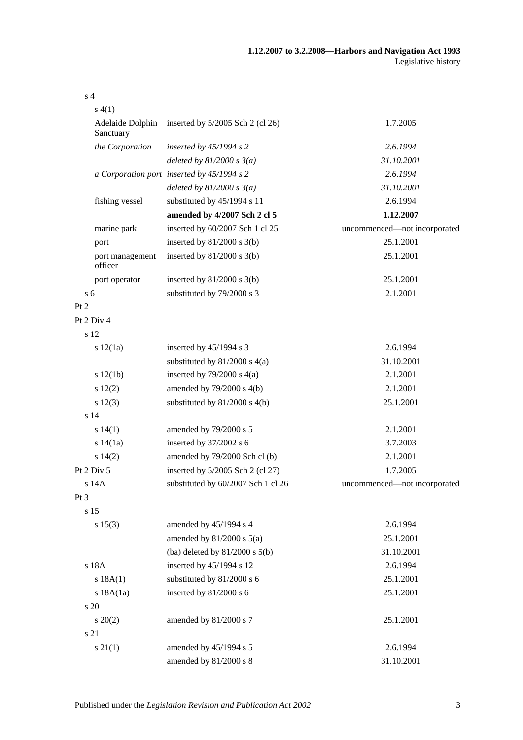| | | |
|---|---|---|
| s 4 | | |
| s 4(1) | | |
| Adelaide Dolphin Sanctuary | inserted by 5/2005 Sch 2 (cl 26) | 1.7.2005 |
| *the Corporation* | *inserted by 45/1994 s 2* | *2.6.1994* |
| | *deleted by 81/2000 s 3(a)* | *31.10.2001* |
| *a Corporation port* | *inserted by 45/1994 s 2* | *2.6.1994* |
| | *deleted by 81/2000 s 3(a)* | *31.10.2001* |
| fishing vessel | substituted by 45/1994 s 11 | 2.6.1994 |
| | **amended by 4/2007 Sch 2 cl 5** | **1.12.2007** |
| marine park | inserted by 60/2007 Sch 1 cl 25 | uncommenced—not incorporated |
| port | inserted by 81/2000 s 3(b) | 25.1.2001 |
| port management officer | inserted by 81/2000 s 3(b) | 25.1.2001 |
| port operator | inserted by 81/2000 s 3(b) | 25.1.2001 |
| s 6 | substituted by 79/2000 s 3 | 2.1.2001 |
| Pt 2 | | |
| Pt 2 Div 4 | | |
| s 12 | | |
| s 12(1a) | inserted by 45/1994 s 3 | 2.6.1994 |
| | substituted by 81/2000 s 4(a) | 31.10.2001 |
| s 12(1b) | inserted by 79/2000 s 4(a) | 2.1.2001 |
| s 12(2) | amended by 79/2000 s 4(b) | 2.1.2001 |
| s 12(3) | substituted by 81/2000 s 4(b) | 25.1.2001 |
| s 14 | | |
| s 14(1) | amended by 79/2000 s 5 | 2.1.2001 |
| s 14(1a) | inserted by 37/2002 s 6 | 3.7.2003 |
| s 14(2) | amended by 79/2000 Sch cl (b) | 2.1.2001 |
| Pt 2 Div 5 | inserted by 5/2005 Sch 2 (cl 27) | 1.7.2005 |
| s 14A | substituted by 60/2007 Sch 1 cl 26 | uncommenced—not incorporated |
| Pt 3 | | |
| s 15 | | |
| s 15(3) | amended by 45/1994 s 4 | 2.6.1994 |
| | amended by 81/2000 s 5(a) | 25.1.2001 |
| | (ba) deleted by 81/2000 s 5(b) | 31.10.2001 |
| s 18A | inserted by 45/1994 s 12 | 2.6.1994 |
| s 18A(1) | substituted by 81/2000 s 6 | 25.1.2001 |
| s 18A(1a) | inserted by 81/2000 s 6 | 25.1.2001 |
| s 20 | | |
| s 20(2) | amended by 81/2000 s 7 | 25.1.2001 |
| s 21 | | |
| s 21(1) | amended by 45/1994 s 5 | 2.6.1994 |
| | amended by 81/2000 s 8 | 31.10.2001 |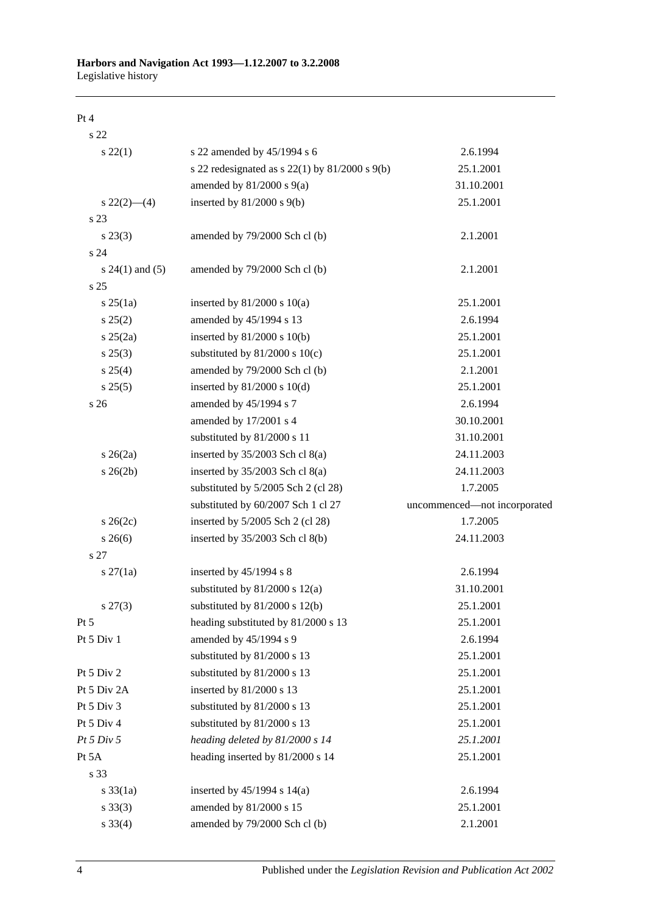| | | |
|---|---|---|
| Pt 4 | | |
| s 22 | | |
| s 22(1) | s 22 amended by 45/1994 s 6 | 2.6.1994 |
| | s 22 redesignated as s 22(1) by 81/2000 s 9(b) | 25.1.2001 |
| | amended by 81/2000 s 9(a) | 31.10.2001 |
| s 22(2)—(4) | inserted by 81/2000 s 9(b) | 25.1.2001 |
| s 23 | | |
| s 23(3) | amended by 79/2000 Sch cl (b) | 2.1.2001 |
| s 24 | | |
| s 24(1) and (5) | amended by 79/2000 Sch cl (b) | 2.1.2001 |
| s 25 | | |
| s 25(1a) | inserted by 81/2000 s 10(a) | 25.1.2001 |
| s 25(2) | amended by 45/1994 s 13 | 2.6.1994 |
| s 25(2a) | inserted by 81/2000 s 10(b) | 25.1.2001 |
| s 25(3) | substituted by 81/2000 s 10(c) | 25.1.2001 |
| s 25(4) | amended by 79/2000 Sch cl (b) | 2.1.2001 |
| s 25(5) | inserted by 81/2000 s 10(d) | 25.1.2001 |
| s 26 | amended by 45/1994 s 7 | 2.6.1994 |
| | amended by 17/2001 s 4 | 30.10.2001 |
| | substituted by 81/2000 s 11 | 31.10.2001 |
| s 26(2a) | inserted by 35/2003 Sch cl 8(a) | 24.11.2003 |
| s 26(2b) | inserted by 35/2003 Sch cl 8(a) | 24.11.2003 |
| | substituted by 5/2005 Sch 2 (cl 28) | 1.7.2005 |
| | substituted by 60/2007 Sch 1 cl 27 | uncommenced—not incorporated |
| s 26(2c) | inserted by 5/2005 Sch 2 (cl 28) | 1.7.2005 |
| s 26(6) | inserted by 35/2003 Sch cl 8(b) | 24.11.2003 |
| s 27 | | |
| s 27(1a) | inserted by 45/1994 s 8 | 2.6.1994 |
| | substituted by 81/2000 s 12(a) | 31.10.2001 |
| s 27(3) | substituted by 81/2000 s 12(b) | 25.1.2001 |
| Pt 5 | heading substituted by 81/2000 s 13 | 25.1.2001 |
| Pt 5 Div 1 | amended by 45/1994 s 9 | 2.6.1994 |
| | substituted by 81/2000 s 13 | 25.1.2001 |
| Pt 5 Div 2 | substituted by 81/2000 s 13 | 25.1.2001 |
| Pt 5 Div 2A | inserted by 81/2000 s 13 | 25.1.2001 |
| Pt 5 Div 3 | substituted by 81/2000 s 13 | 25.1.2001 |
| Pt 5 Div 4 | substituted by 81/2000 s 13 | 25.1.2001 |
| *Pt 5 Div 5* | *heading deleted by 81/2000 s 14* | *25.1.2001* |
| Pt 5A | heading inserted by 81/2000 s 14 | 25.1.2001 |
| s 33 | | |
| s 33(1a) | inserted by 45/1994 s 14(a) | 2.6.1994 |
| s 33(3) | amended by 81/2000 s 15 | 25.1.2001 |
| s 33(4) | amended by 79/2000 Sch cl (b) | 2.1.2001 |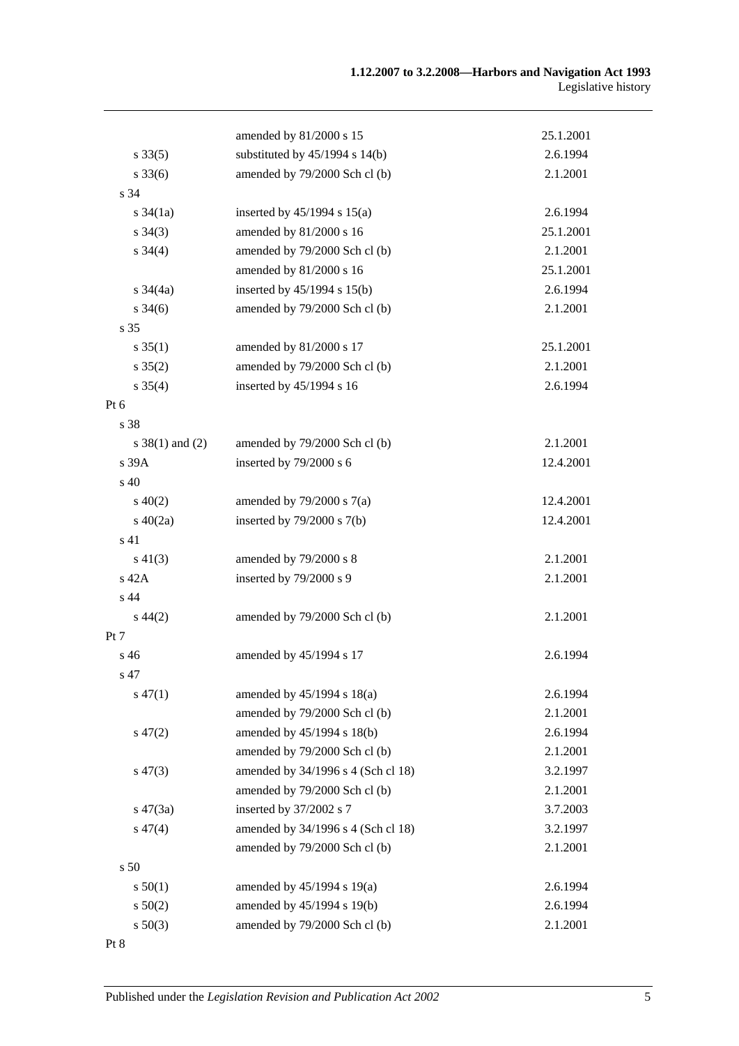| | | |
|---|---|---|
| | amended by 81/2000 s 15 | 25.1.2001 |
| s 33(5) | substituted by 45/1994 s 14(b) | 2.6.1994 |
| s 33(6) | amended by 79/2000 Sch cl (b) | 2.1.2001 |
| s 34 | | |
| s 34(1a) | inserted by 45/1994 s 15(a) | 2.6.1994 |
| s 34(3) | amended by 81/2000 s 16 | 25.1.2001 |
| s 34(4) | amended by 79/2000 Sch cl (b) | 2.1.2001 |
| | amended by 81/2000 s 16 | 25.1.2001 |
| s 34(4a) | inserted by 45/1994 s 15(b) | 2.6.1994 |
| s 34(6) | amended by 79/2000 Sch cl (b) | 2.1.2001 |
| s 35 | | |
| s 35(1) | amended by 81/2000 s 17 | 25.1.2001 |
| s 35(2) | amended by 79/2000 Sch cl (b) | 2.1.2001 |
| s 35(4) | inserted by 45/1994 s 16 | 2.6.1994 |
| Pt 6 | | |
| s 38 | | |
| s 38(1) and (2) | amended by 79/2000 Sch cl (b) | 2.1.2001 |
| s 39A | inserted by 79/2000 s 6 | 12.4.2001 |
| s 40 | | |
| s 40(2) | amended by 79/2000 s 7(a) | 12.4.2001 |
| s 40(2a) | inserted by 79/2000 s 7(b) | 12.4.2001 |
| s 41 | | |
| s 41(3) | amended by 79/2000 s 8 | 2.1.2001 |
| s 42A | inserted by 79/2000 s 9 | 2.1.2001 |
| s 44 | | |
| s 44(2) | amended by 79/2000 Sch cl (b) | 2.1.2001 |
| Pt 7 | | |
| s 46 | amended by 45/1994 s 17 | 2.6.1994 |
| s 47 | | |
| s 47(1) | amended by 45/1994 s 18(a) | 2.6.1994 |
| | amended by 79/2000 Sch cl (b) | 2.1.2001 |
| s 47(2) | amended by 45/1994 s 18(b) | 2.6.1994 |
| | amended by 79/2000 Sch cl (b) | 2.1.2001 |
| s 47(3) | amended by 34/1996 s 4 (Sch cl 18) | 3.2.1997 |
| | amended by 79/2000 Sch cl (b) | 2.1.2001 |
| s 47(3a) | inserted by 37/2002 s 7 | 3.7.2003 |
| s 47(4) | amended by 34/1996 s 4 (Sch cl 18) | 3.2.1997 |
| | amended by 79/2000 Sch cl (b) | 2.1.2001 |
| s 50 | | |
| s 50(1) | amended by 45/1994 s 19(a) | 2.6.1994 |
| s 50(2) | amended by 45/1994 s 19(b) | 2.6.1994 |
| s 50(3) | amended by 79/2000 Sch cl (b) | 2.1.2001 |
| Pt 8 | | |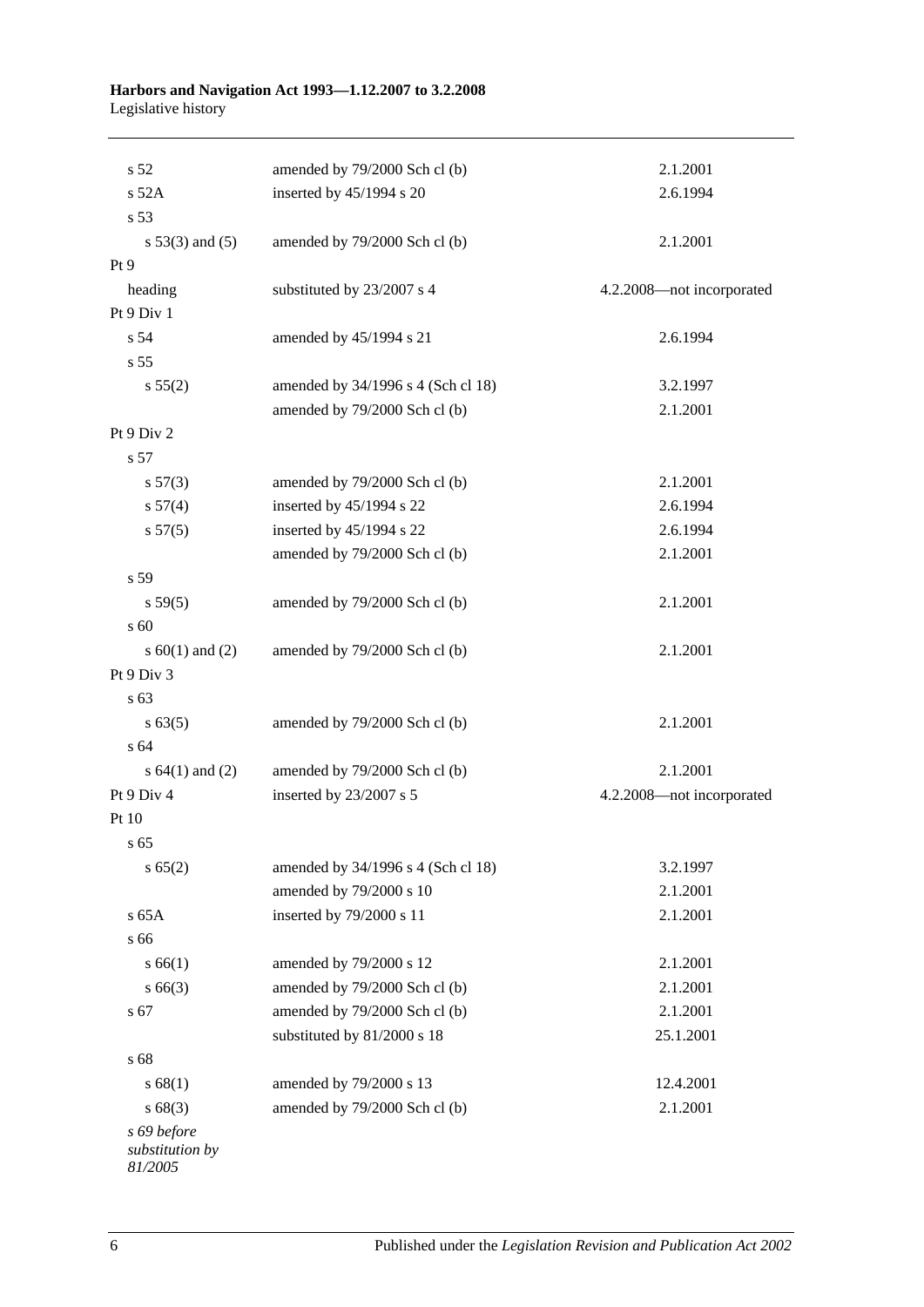| | | |
|---|---|---|
| s 52 | amended by 79/2000 Sch cl (b) | 2.1.2001 |
| s 52A | inserted by 45/1994 s 20 | 2.6.1994 |
| s 53 | | |
| s 53(3) and (5) | amended by 79/2000 Sch cl (b) | 2.1.2001 |
| Pt 9 | | |
| heading | substituted by 23/2007 s 4 | 4.2.2008—not incorporated |
| Pt 9 Div 1 | | |
| s 54 | amended by 45/1994 s 21 | 2.6.1994 |
| s 55 | | |
| s 55(2) | amended by 34/1996 s 4 (Sch cl 18) | 3.2.1997 |
| | amended by 79/2000 Sch cl (b) | 2.1.2001 |
| Pt 9 Div 2 | | |
| s 57 | | |
| s 57(3) | amended by 79/2000 Sch cl (b) | 2.1.2001 |
| s 57(4) | inserted by 45/1994 s 22 | 2.6.1994 |
| s 57(5) | inserted by 45/1994 s 22 | 2.6.1994 |
| | amended by 79/2000 Sch cl (b) | 2.1.2001 |
| s 59 | | |
| s 59(5) | amended by 79/2000 Sch cl (b) | 2.1.2001 |
| s 60 | | |
| s 60(1) and (2) | amended by 79/2000 Sch cl (b) | 2.1.2001 |
| Pt 9 Div 3 | | |
| s 63 | | |
| s 63(5) | amended by 79/2000 Sch cl (b) | 2.1.2001 |
| s 64 | | |
| s 64(1) and (2) | amended by 79/2000 Sch cl (b) | 2.1.2001 |
| Pt 9 Div 4 | inserted by 23/2007 s 5 | 4.2.2008—not incorporated |
| Pt 10 | | |
| s 65 | | |
| s 65(2) | amended by 34/1996 s 4 (Sch cl 18) | 3.2.1997 |
| | amended by 79/2000 s 10 | 2.1.2001 |
| s 65A | inserted by 79/2000 s 11 | 2.1.2001 |
| s 66 | | |
| s 66(1) | amended by 79/2000 s 12 | 2.1.2001 |
| s 66(3) | amended by 79/2000 Sch cl (b) | 2.1.2001 |
| s 67 | amended by 79/2000 Sch cl (b) | 2.1.2001 |
| | substituted by 81/2000 s 18 | 25.1.2001 |
| s 68 | | |
| s 68(1) | amended by 79/2000 s 13 | 12.4.2001 |
| s 68(3) | amended by 79/2000 Sch cl (b) | 2.1.2001 |
| *s 69 before substitution by 81/2005* | | |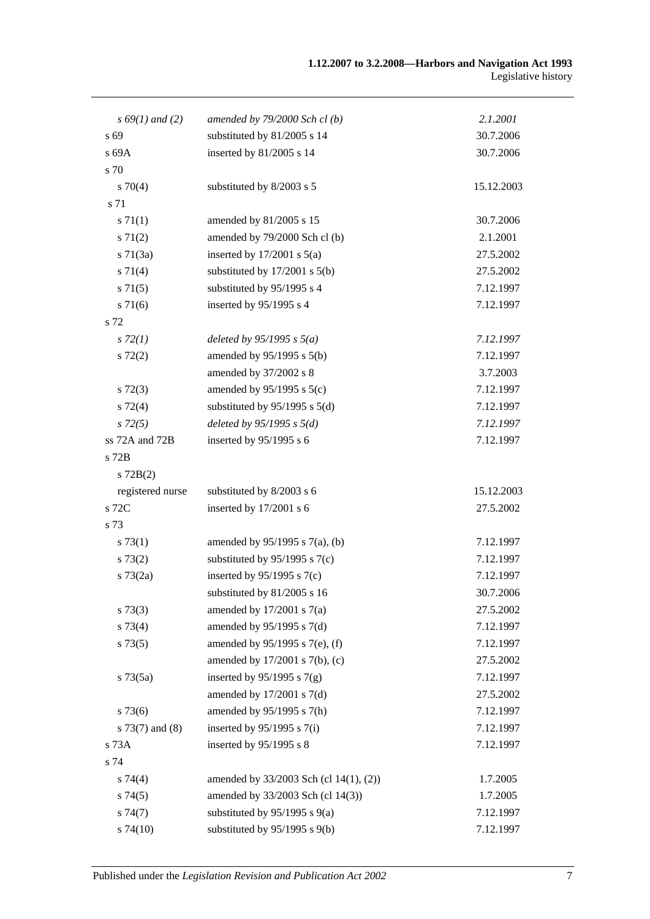| | | |
|---|---|---|
| *s 69(1) and (2)* | *amended by 79/2000 Sch cl (b)* | *2.1.2001* |
| s 69 | substituted by 81/2005 s 14 | 30.7.2006 |
| s 69A | inserted by 81/2005 s 14 | 30.7.2006 |
| s 70 | | |
| s 70(4) | substituted by 8/2003 s 5 | 15.12.2003 |
| s 71 | | |
| s 71(1) | amended by 81/2005 s 15 | 30.7.2006 |
| s 71(2) | amended by 79/2000 Sch cl (b) | 2.1.2001 |
| s 71(3a) | inserted by 17/2001 s 5(a) | 27.5.2002 |
| s 71(4) | substituted by 17/2001 s 5(b) | 27.5.2002 |
| s 71(5) | substituted by 95/1995 s 4 | 7.12.1997 |
| s 71(6) | inserted by 95/1995 s 4 | 7.12.1997 |
| s 72 | | |
| *s 72(1)* | *deleted by 95/1995 s 5(a)* | *7.12.1997* |
| s 72(2) | amended by 95/1995 s 5(b) | 7.12.1997 |
| | amended by 37/2002 s 8 | 3.7.2003 |
| s 72(3) | amended by 95/1995 s 5(c) | 7.12.1997 |
| s 72(4) | substituted by 95/1995 s 5(d) | 7.12.1997 |
| *s 72(5)* | *deleted by 95/1995 s 5(d)* | *7.12.1997* |
| ss 72A and 72B | inserted by 95/1995 s 6 | 7.12.1997 |
| s 72B | | |
| s 72B(2) | | |
| registered nurse | substituted by 8/2003 s 6 | 15.12.2003 |
| s 72C | inserted by 17/2001 s 6 | 27.5.2002 |
| s 73 | | |
| s 73(1) | amended by 95/1995 s 7(a), (b) | 7.12.1997 |
| s 73(2) | substituted by 95/1995 s 7(c) | 7.12.1997 |
| s 73(2a) | inserted by 95/1995 s 7(c) | 7.12.1997 |
| | substituted by 81/2005 s 16 | 30.7.2006 |
| s 73(3) | amended by 17/2001 s 7(a) | 27.5.2002 |
| s 73(4) | amended by 95/1995 s 7(d) | 7.12.1997 |
| s 73(5) | amended by 95/1995 s 7(e), (f) | 7.12.1997 |
| | amended by 17/2001 s 7(b), (c) | 27.5.2002 |
| s 73(5a) | inserted by 95/1995 s 7(g) | 7.12.1997 |
| | amended by 17/2001 s 7(d) | 27.5.2002 |
| s 73(6) | amended by 95/1995 s 7(h) | 7.12.1997 |
| s 73(7) and (8) | inserted by 95/1995 s 7(i) | 7.12.1997 |
| s 73A | inserted by 95/1995 s 8 | 7.12.1997 |
| s 74 | | |
| s 74(4) | amended by 33/2003 Sch (cl 14(1), (2)) | 1.7.2005 |
| s 74(5) | amended by 33/2003 Sch (cl 14(3)) | 1.7.2005 |
| s 74(7) | substituted by 95/1995 s 9(a) | 7.12.1997 |
| s 74(10) | substituted by 95/1995 s 9(b) | 7.12.1997 |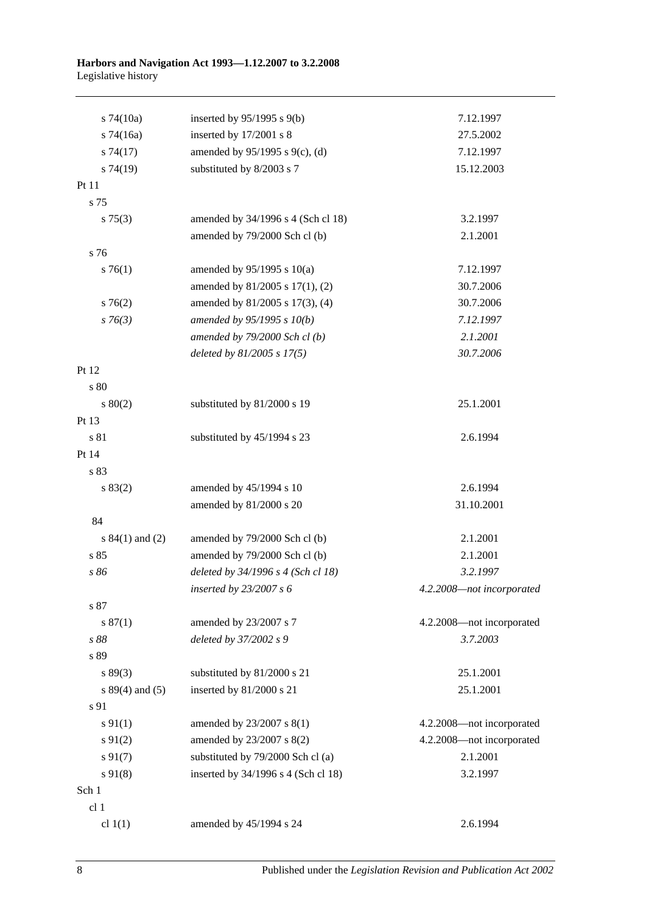| | | |
|---|---|---|
| s 74(10a) | inserted by 95/1995 s 9(b) | 7.12.1997 |
| s 74(16a) | inserted by 17/2001 s 8 | 27.5.2002 |
| s 74(17) | amended by 95/1995 s 9(c), (d) | 7.12.1997 |
| s 74(19) | substituted by 8/2003 s 7 | 15.12.2003 |
| Pt 11 | | |
| s 75 | | |
| s 75(3) | amended by 34/1996 s 4 (Sch cl 18) | 3.2.1997 |
| | amended by 79/2000 Sch cl (b) | 2.1.2001 |
| s 76 | | |
| s 76(1) | amended by 95/1995 s 10(a) | 7.12.1997 |
| | amended by 81/2005 s 17(1), (2) | 30.7.2006 |
| s 76(2) | amended by 81/2005 s 17(3), (4) | 30.7.2006 |
| *s 76(3)* | *amended by 95/1995 s 10(b)* | *7.12.1997* |
| | *amended by 79/2000 Sch cl (b)* | *2.1.2001* |
| | *deleted by 81/2005 s 17(5)* | *30.7.2006* |
| Pt 12 | | |
| s 80 | | |
| s 80(2) | substituted by 81/2000 s 19 | 25.1.2001 |
| Pt 13 | | |
| s 81 | substituted by 45/1994 s 23 | 2.6.1994 |
| Pt 14 | | |
| s 83 | | |
| s 83(2) | amended by 45/1994 s 10 | 2.6.1994 |
| | amended by 81/2000 s 20 | 31.10.2001 |
| 84 | | |
| s 84(1) and (2) | amended by 79/2000 Sch cl (b) | 2.1.2001 |
| s 85 | amended by 79/2000 Sch cl (b) | 2.1.2001 |
| *s 86* | *deleted by 34/1996 s 4 (Sch cl 18)* | *3.2.1997* |
| | *inserted by 23/2007 s 6* | *4.2.2008—not incorporated* |
| s 87 | | |
| s 87(1) | amended by 23/2007 s 7 | 4.2.2008—not incorporated |
| *s 88* | *deleted by 37/2002 s 9* | *3.7.2003* |
| s 89 | | |
| s 89(3) | substituted by 81/2000 s 21 | 25.1.2001 |
| s 89(4) and (5) | inserted by 81/2000 s 21 | 25.1.2001 |
| s 91 | | |
| s 91(1) | amended by 23/2007 s 8(1) | 4.2.2008—not incorporated |
| s 91(2) | amended by 23/2007 s 8(2) | 4.2.2008—not incorporated |
| s 91(7) | substituted by 79/2000 Sch cl (a) | 2.1.2001 |
| s 91(8) | inserted by 34/1996 s 4 (Sch cl 18) | 3.2.1997 |
| Sch 1 | | |
| cl 1 | | |
| cl 1(1) | amended by 45/1994 s 24 | 2.6.1994 |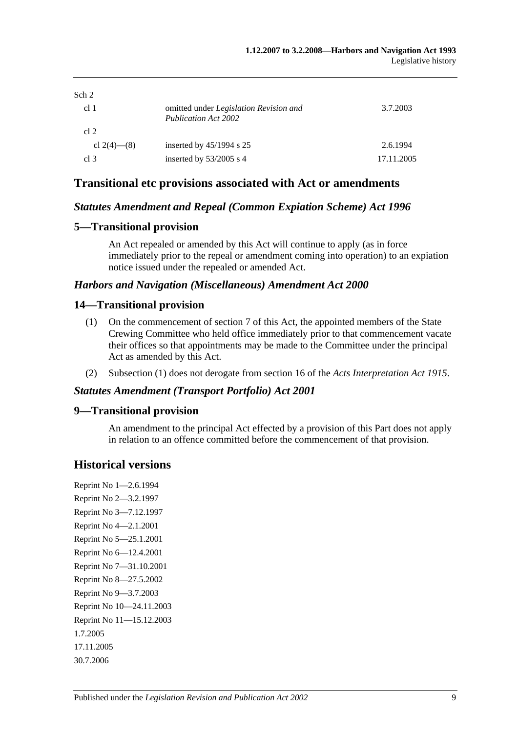| | | |
|---|---|---|
| Sch 2 | | |
| cl 1 | omitted under *Legislation Revision and Publication Act 2002* | 3.7.2003 |
| cl 2 | | |
| cl 2(4)—(8) | inserted by 45/1994 s 25 | 2.6.1994 |
| cl 3 | inserted by 53/2005 s 4 | 17.11.2005 |

## Transitional etc provisions associated with Act or amendments

### *Statutes Amendment and Repeal (Common Expiation Scheme) Act 1996*

### 5—Transitional provision

An Act repealed or amended by this Act will continue to apply (as in force immediately prior to the repeal or amendment coming into operation) to an expiation notice issued under the repealed or amended Act.

### *Harbors and Navigation (Miscellaneous) Amendment Act 2000*

### 14—Transitional provision

(1) On the commencement of section 7 of this Act, the appointed members of the State Crewing Committee who held office immediately prior to that commencement vacate their offices so that appointments may be made to the Committee under the principal Act as amended by this Act.

(2) Subsection (1) does not derogate from section 16 of the *Acts Interpretation Act 1915*.

### *Statutes Amendment (Transport Portfolio) Act 2001*

### 9—Transitional provision

An amendment to the principal Act effected by a provision of this Part does not apply in relation to an offence committed before the commencement of that provision.

## Historical versions

Reprint No 1—2.6.1994
Reprint No 2—3.2.1997
Reprint No 3—7.12.1997
Reprint No 4—2.1.2001
Reprint No 5—25.1.2001
Reprint No 6—12.4.2001
Reprint No 7—31.10.2001
Reprint No 8—27.5.2002
Reprint No 9—3.7.2003
Reprint No 10—24.11.2003
Reprint No 11—15.12.2003
1.7.2005
17.11.2005
30.7.2006